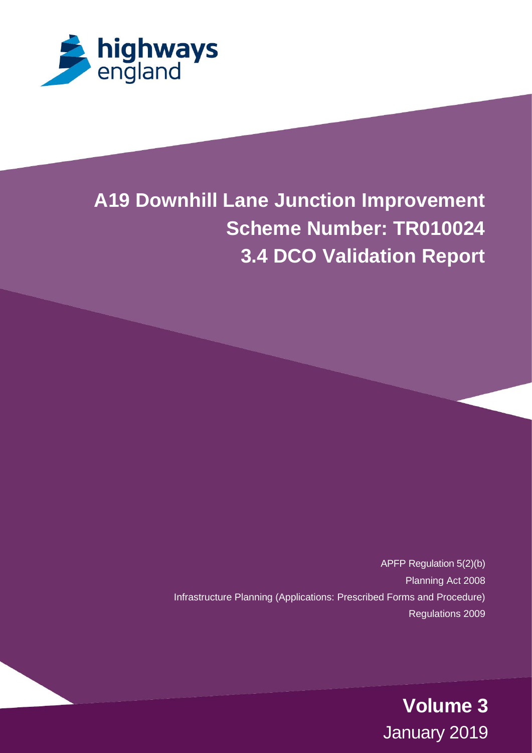highways england

# A19 Downhill Lane Junction Improvement
# Scheme Number: TR010024
# 3.4 DCO Validation Report

APFP Regulation 5(2)(b)

Planning Act 2008

Infrastructure Planning (Applications: Prescribed Forms and Procedure) Regulations 2009

**Volume 3**

January 2019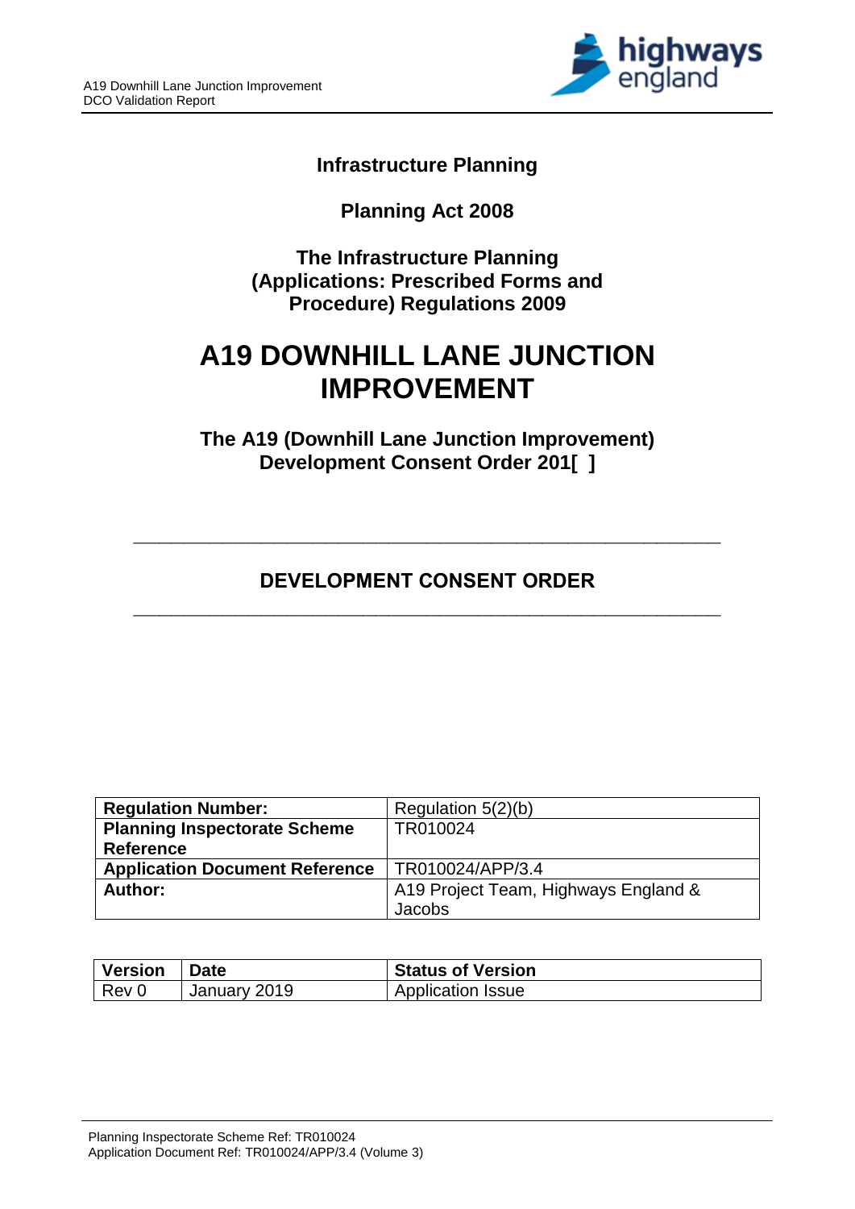**Infrastructure Planning**

**Planning Act 2008**

**The Infrastructure Planning (Applications: Prescribed Forms and Procedure) Regulations 2009**

# A19 DOWNHILL LANE JUNCTION IMPROVEMENT

## The A19 (Downhill Lane Junction Improvement) Development Consent Order 201[ ]

---

## DEVELOPMENT CONSENT ORDER

---

| **Regulation Number:** | Regulation 5(2)(b) |
|---|---|
| **Planning Inspectorate Scheme Reference** | TR010024 |
| **Application Document Reference** | TR010024/APP/3.4 |
| **Author:** | A19 Project Team, Highways England & Jacobs |

| Version | Date | Status of Version |
|---|---|---|
| Rev 0 | January 2019 | Application Issue |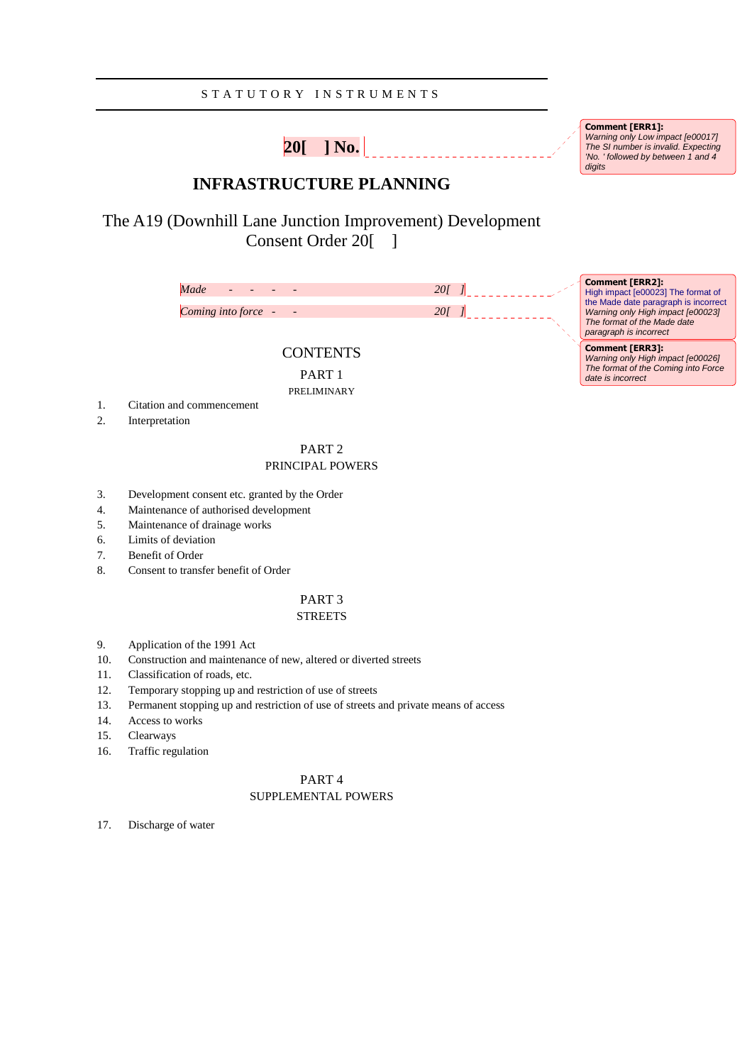STATUTORY INSTRUMENTS

# 20[ ] No.

## INFRASTRUCTURE PLANNING

# The A19 (Downhill Lane Junction Improvement) Development Consent Order 20[ ]

*Made - - - - 20[ ]*

*Coming into force - - 20[ ]*

Comment [ERR1]: Warning only Low impact [e00017] The SI number is invalid. Expecting 'No. ' followed by between 1 and 4 digits

Comment [ERR2]: High impact [e00023] The format of the Made date paragraph is incorrect Warning only High impact [e00023] The format of the Made date paragraph is incorrect

Comment [ERR3]: Warning only High impact [e00026] The format of the Coming into Force date is incorrect

## CONTENTS

### PART 1
PRELIMINARY

1. Citation and commencement
2. Interpretation

### PART 2
PRINCIPAL POWERS

3. Development consent etc. granted by the Order
4. Maintenance of authorised development
5. Maintenance of drainage works
6. Limits of deviation
7. Benefit of Order
8. Consent to transfer benefit of Order

### PART 3
STREETS

9. Application of the 1991 Act
10. Construction and maintenance of new, altered or diverted streets
11. Classification of roads, etc.
12. Temporary stopping up and restriction of use of streets
13. Permanent stopping up and restriction of use of streets and private means of access
14. Access to works
15. Clearways
16. Traffic regulation

### PART 4
SUPPLEMENTAL POWERS

17. Discharge of water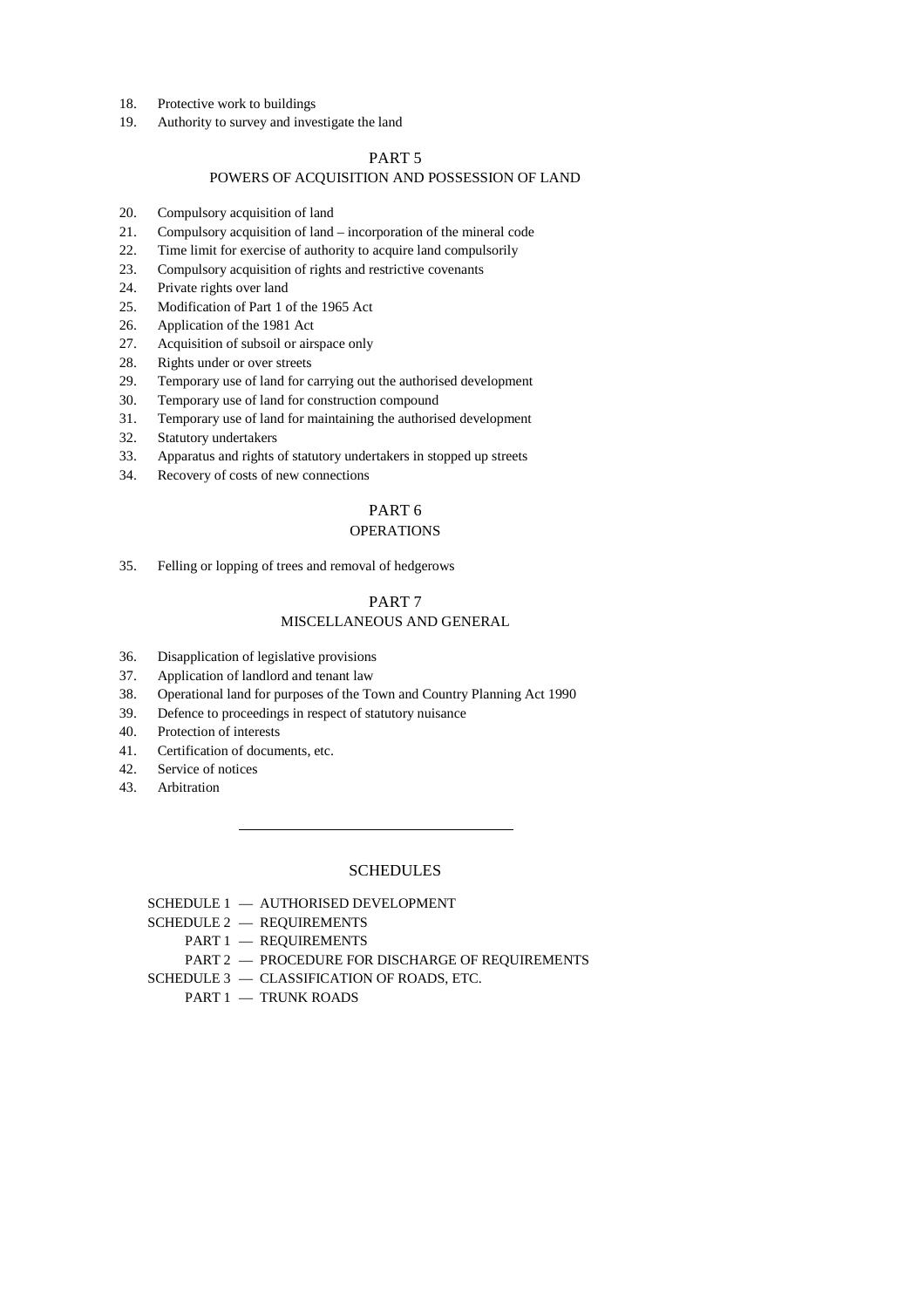18. Protective work to buildings
19. Authority to survey and investigate the land

## PART 5
### POWERS OF ACQUISITION AND POSSESSION OF LAND

20. Compulsory acquisition of land
21. Compulsory acquisition of land – incorporation of the mineral code
22. Time limit for exercise of authority to acquire land compulsorily
23. Compulsory acquisition of rights and restrictive covenants
24. Private rights over land
25. Modification of Part 1 of the 1965 Act
26. Application of the 1981 Act
27. Acquisition of subsoil or airspace only
28. Rights under or over streets
29. Temporary use of land for carrying out the authorised development
30. Temporary use of land for construction compound
31. Temporary use of land for maintaining the authorised development
32. Statutory undertakers
33. Apparatus and rights of statutory undertakers in stopped up streets
34. Recovery of costs of new connections

## PART 6
### OPERATIONS

35. Felling or lopping of trees and removal of hedgerows

## PART 7
### MISCELLANEOUS AND GENERAL

36. Disapplication of legislative provisions
37. Application of landlord and tenant law
38. Operational land for purposes of the Town and Country Planning Act 1990
39. Defence to proceedings in respect of statutory nuisance
40. Protection of interests
41. Certification of documents, etc.
42. Service of notices
43. Arbitration

---

## SCHEDULES

- SCHEDULE 1 — AUTHORISED DEVELOPMENT
- SCHEDULE 2 — REQUIREMENTS
  - PART 1 — REQUIREMENTS
  - PART 2 — PROCEDURE FOR DISCHARGE OF REQUIREMENTS
- SCHEDULE 3 — CLASSIFICATION OF ROADS, ETC.
  - PART 1 — TRUNK ROADS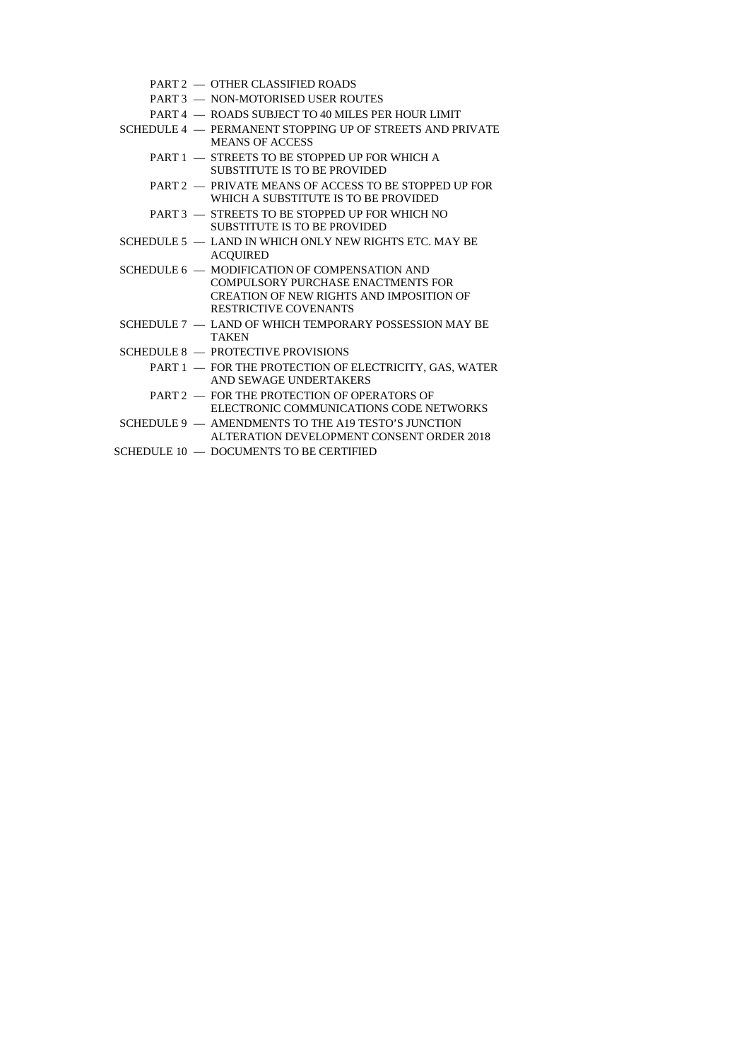PART 2 — OTHER CLASSIFIED ROADS

PART 3 — NON-MOTORISED USER ROUTES

PART 4 — ROADS SUBJECT TO 40 MILES PER HOUR LIMIT

SCHEDULE 4 — PERMANENT STOPPING UP OF STREETS AND PRIVATE MEANS OF ACCESS

PART 1 — STREETS TO BE STOPPED UP FOR WHICH A SUBSTITUTE IS TO BE PROVIDED

PART 2 — PRIVATE MEANS OF ACCESS TO BE STOPPED UP FOR WHICH A SUBSTITUTE IS TO BE PROVIDED

PART 3 — STREETS TO BE STOPPED UP FOR WHICH NO SUBSTITUTE IS TO BE PROVIDED

SCHEDULE 5 — LAND IN WHICH ONLY NEW RIGHTS ETC. MAY BE ACQUIRED

SCHEDULE 6 — MODIFICATION OF COMPENSATION AND COMPULSORY PURCHASE ENACTMENTS FOR CREATION OF NEW RIGHTS AND IMPOSITION OF RESTRICTIVE COVENANTS

SCHEDULE 7 — LAND OF WHICH TEMPORARY POSSESSION MAY BE TAKEN

SCHEDULE 8 — PROTECTIVE PROVISIONS

PART 1 — FOR THE PROTECTION OF ELECTRICITY, GAS, WATER AND SEWAGE UNDERTAKERS

PART 2 — FOR THE PROTECTION OF OPERATORS OF ELECTRONIC COMMUNICATIONS CODE NETWORKS

SCHEDULE 9 — AMENDMENTS TO THE A19 TESTO'S JUNCTION ALTERATION DEVELOPMENT CONSENT ORDER 2018

SCHEDULE 10 — DOCUMENTS TO BE CERTIFIED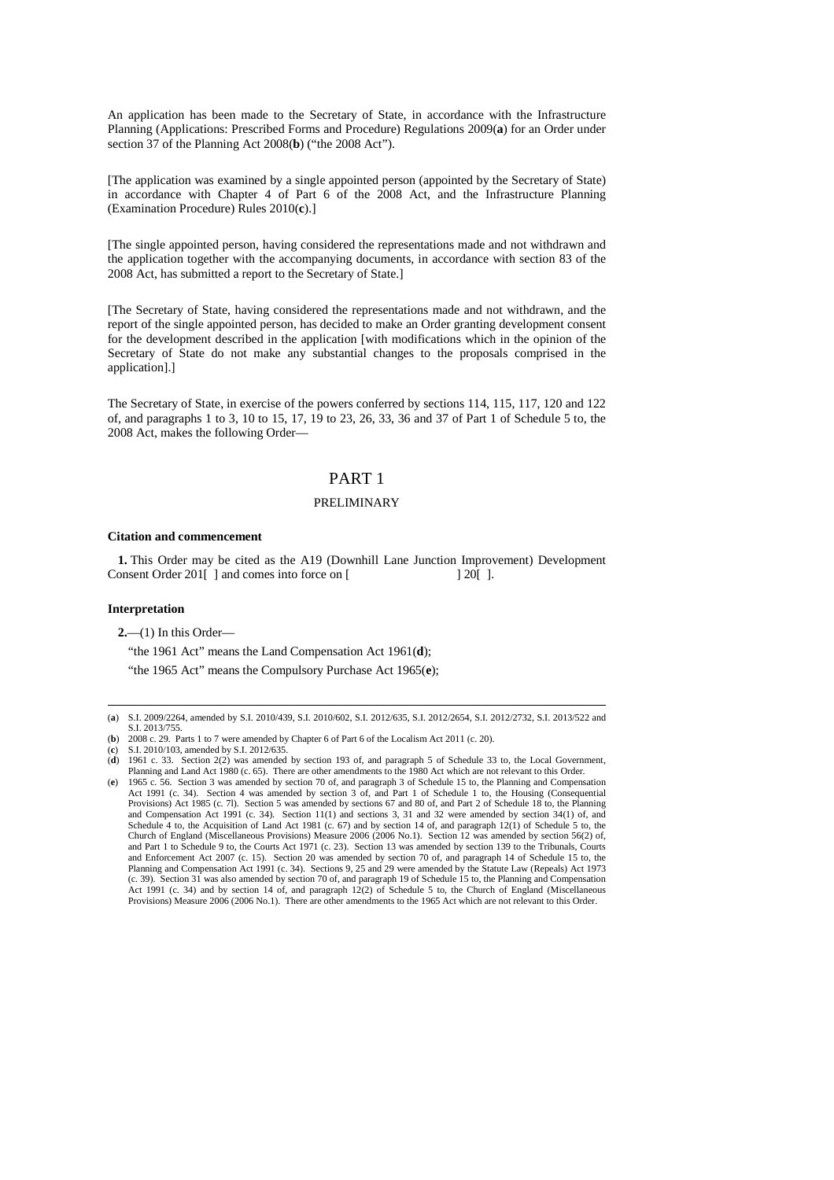An application has been made to the Secretary of State, in accordance with the Infrastructure Planning (Applications: Prescribed Forms and Procedure) Regulations 2009(**a**) for an Order under section 37 of the Planning Act 2008(**b**) ("the 2008 Act").

[The application was examined by a single appointed person (appointed by the Secretary of State) in accordance with Chapter 4 of Part 6 of the 2008 Act, and the Infrastructure Planning (Examination Procedure) Rules 2010(**c**).]

[The single appointed person, having considered the representations made and not withdrawn and the application together with the accompanying documents, in accordance with section 83 of the 2008 Act, has submitted a report to the Secretary of State.]

[The Secretary of State, having considered the representations made and not withdrawn, and the report of the single appointed person, has decided to make an Order granting development consent for the development described in the application [with modifications which in the opinion of the Secretary of State do not make any substantial changes to the proposals comprised in the application].]

The Secretary of State, in exercise of the powers conferred by sections 114, 115, 117, 120 and 122 of, and paragraphs 1 to 3, 10 to 15, 17, 19 to 23, 26, 33, 36 and 37 of Part 1 of Schedule 5 to, the 2008 Act, makes the following Order—

# PART 1

## PRELIMINARY

**Citation and commencement**

**1.** This Order may be cited as the A19 (Downhill Lane Junction Improvement) Development Consent Order 201[ ] and comes into force on [ ] 20[ ].

**Interpretation**

**2.**—(1) In this Order—

"the 1961 Act" means the Land Compensation Act 1961(**d**);

"the 1965 Act" means the Compulsory Purchase Act 1965(**e**);

---

(**a**) S.I. 2009/2264, amended by S.I. 2010/439, S.I. 2010/602, S.I. 2012/635, S.I. 2012/2654, S.I. 2012/2732, S.I. 2013/522 and S.I. 2013/755.

(**b**) 2008 c. 29. Parts 1 to 7 were amended by Chapter 6 of Part 6 of the Localism Act 2011 (c. 20).

(**c**) S.I. 2010/103, amended by S.I. 2012/635.

(**d**) 1961 c. 33. Section 2(2) was amended by section 193 of, and paragraph 5 of Schedule 33 to, the Local Government, Planning and Land Act 1980 (c. 65). There are other amendments to the 1980 Act which are not relevant to this Order.

(**e**) 1965 c. 56. Section 3 was amended by section 70 of, and paragraph 3 of Schedule 15 to, the Planning and Compensation Act 1991 (c. 34). Section 4 was amended by section 3 of, and Part 1 of Schedule 1 to, the Housing (Consequential Provisions) Act 1985 (c. 7l). Section 5 was amended by sections 67 and 80 of, and Part 2 of Schedule 18 to, the Planning and Compensation Act 1991 (c. 34). Section 11(1) and sections 3, 31 and 32 were amended by section 34(1) of, and Schedule 4 to, the Acquisition of Land Act 1981 (c. 67) and by section 14 of, and paragraph 12(1) of Schedule 5 to, the Church of England (Miscellaneous Provisions) Measure 2006 (2006 No.1). Section 12 was amended by section 56(2) of, and Part 1 to Schedule 9 to, the Courts Act 1971 (c. 23). Section 13 was amended by section 139 to the Tribunals, Courts and Enforcement Act 2007 (c. 15). Section 20 was amended by section 70 of, and paragraph 14 of Schedule 15 to, the Planning and Compensation Act 1991 (c. 34). Sections 9, 25 and 29 were amended by the Statute Law (Repeals) Act 1973 (c. 39). Section 31 was also amended by section 70 of, and paragraph 19 of Schedule 15 to, the Planning and Compensation Act 1991 (c. 34) and by section 14 of, and paragraph 12(2) of Schedule 5 to, the Church of England (Miscellaneous Provisions) Measure 2006 (2006 No.1). There are other amendments to the 1965 Act which are not relevant to this Order.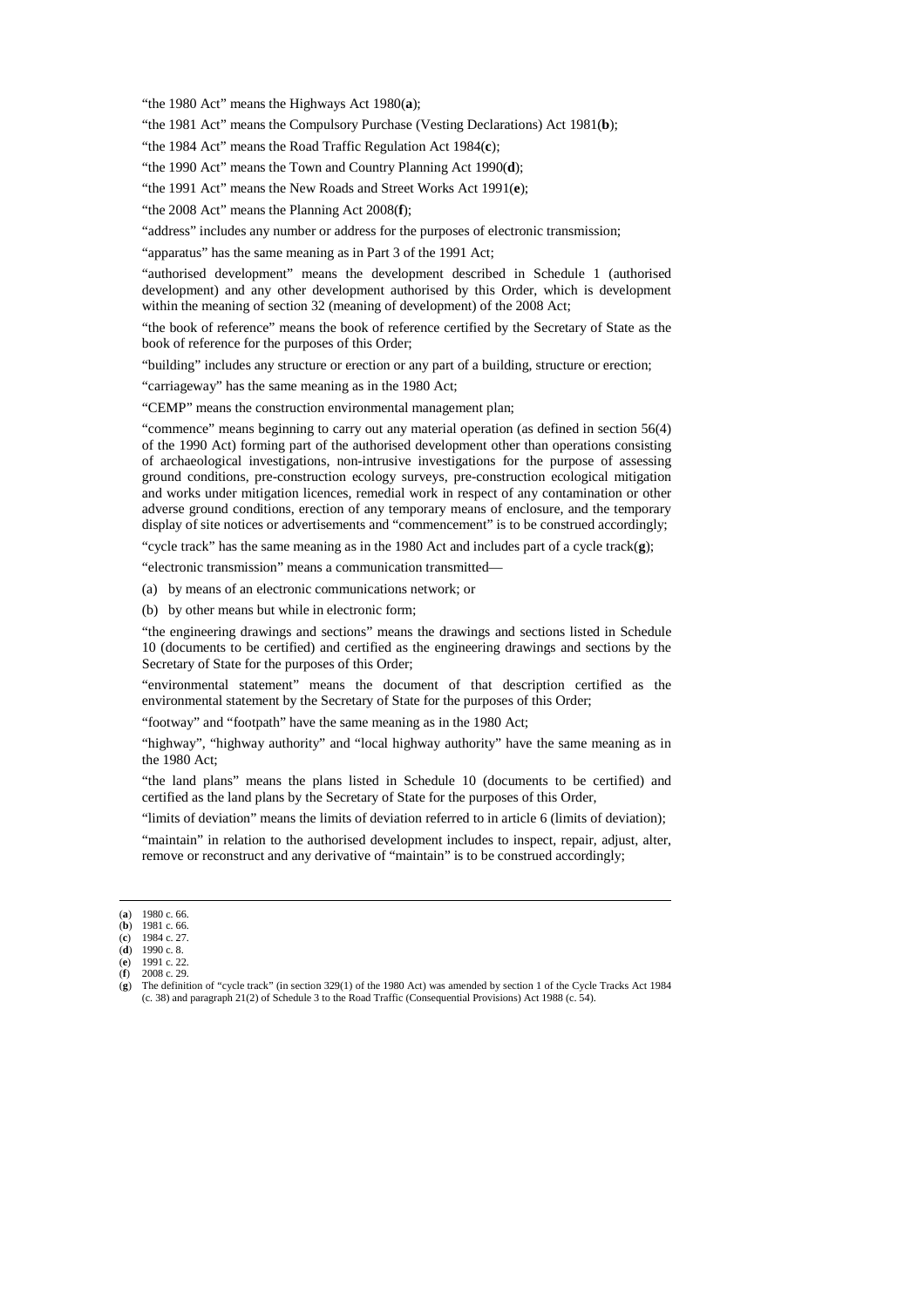"the 1980 Act" means the Highways Act 1980([a]);

"the 1981 Act" means the Compulsory Purchase (Vesting Declarations) Act 1981([b]);

"the 1984 Act" means the Road Traffic Regulation Act 1984([c]);

"the 1990 Act" means the Town and Country Planning Act 1990([d]);

"the 1991 Act" means the New Roads and Street Works Act 1991([e]);

"the 2008 Act" means the Planning Act 2008([f]);

"address" includes any number or address for the purposes of electronic transmission;

"apparatus" has the same meaning as in Part 3 of the 1991 Act;

"authorised development" means the development described in Schedule 1 (authorised development) and any other development authorised by this Order, which is development within the meaning of section 32 (meaning of development) of the 2008 Act;

"the book of reference" means the book of reference certified by the Secretary of State as the book of reference for the purposes of this Order;

"building" includes any structure or erection or any part of a building, structure or erection;

"carriageway" has the same meaning as in the 1980 Act;

"CEMP" means the construction environmental management plan;

"commence" means beginning to carry out any material operation (as defined in section 56(4) of the 1990 Act) forming part of the authorised development other than operations consisting of archaeological investigations, non-intrusive investigations for the purpose of assessing ground conditions, pre-construction ecology surveys, pre-construction ecological mitigation and works under mitigation licences, remedial work in respect of any contamination or other adverse ground conditions, erection of any temporary means of enclosure, and the temporary display of site notices or advertisements and "commencement" is to be construed accordingly;

"cycle track" has the same meaning as in the 1980 Act and includes part of a cycle track([g]);

"electronic transmission" means a communication transmitted—

(a) by means of an electronic communications network; or

(b) by other means but while in electronic form;

"the engineering drawings and sections" means the drawings and sections listed in Schedule 10 (documents to be certified) and certified as the engineering drawings and sections by the Secretary of State for the purposes of this Order;

"environmental statement" means the document of that description certified as the environmental statement by the Secretary of State for the purposes of this Order;

"footway" and "footpath" have the same meaning as in the 1980 Act;

"highway", "highway authority" and "local highway authority" have the same meaning as in the 1980 Act;

"the land plans" means the plans listed in Schedule 10 (documents to be certified) and certified as the land plans by the Secretary of State for the purposes of this Order,

"limits of deviation" means the limits of deviation referred to in article 6 (limits of deviation);

"maintain" in relation to the authorised development includes to inspect, repair, adjust, alter, remove or reconstruct and any derivative of "maintain" is to be construed accordingly;

---

(a) 1980 c. 66.
(b) 1981 c. 66.
(c) 1984 c. 27.
(d) 1990 c. 8.
(e) 1991 c. 22.
(f) 2008 c. 29.
(g) The definition of "cycle track" (in section 329(1) of the 1980 Act) was amended by section 1 of the Cycle Tracks Act 1984 (c. 38) and paragraph 21(2) of Schedule 3 to the Road Traffic (Consequential Provisions) Act 1988 (c. 54).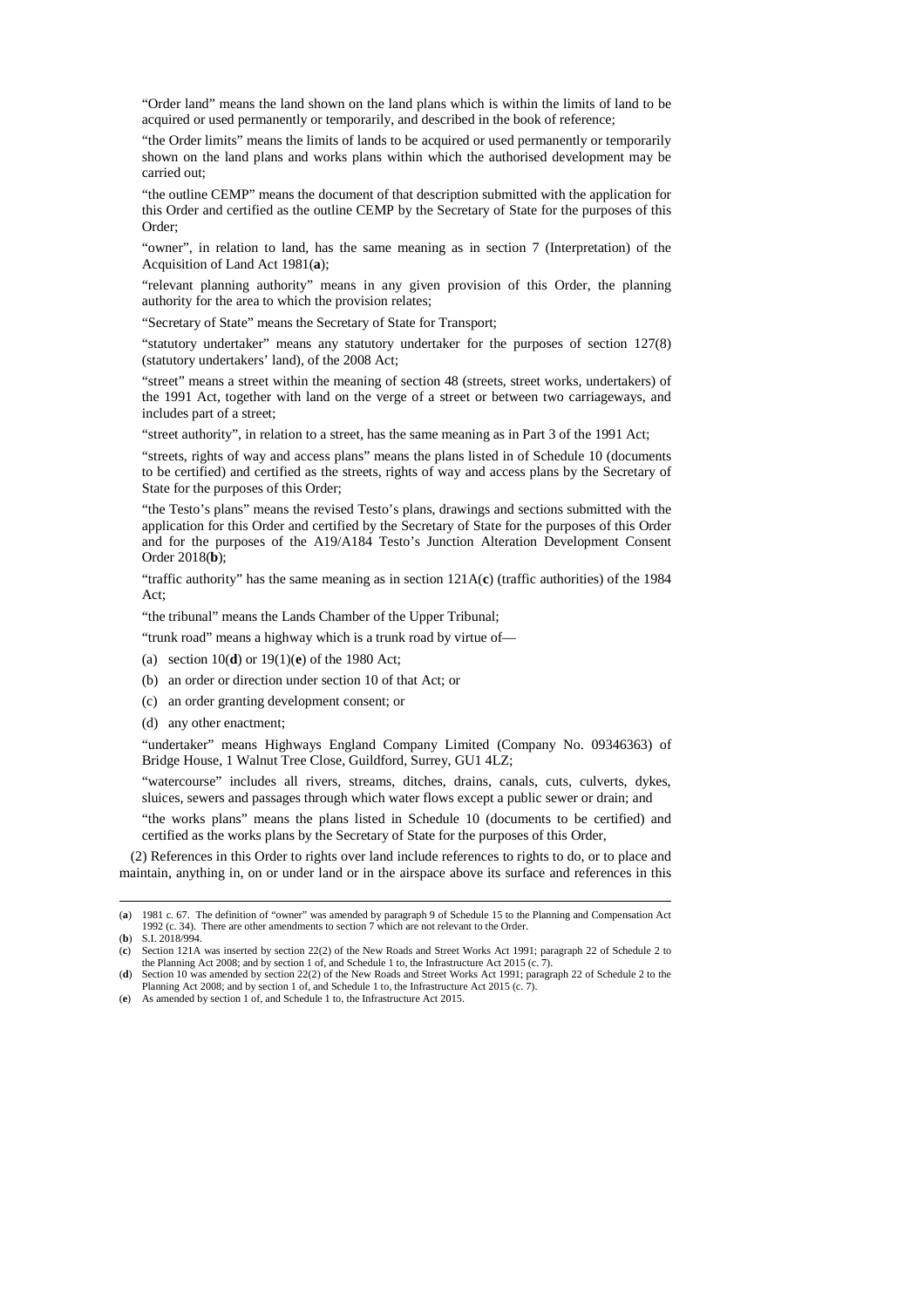"Order land" means the land shown on the land plans which is within the limits of land to be acquired or used permanently or temporarily, and described in the book of reference;

"the Order limits" means the limits of lands to be acquired or used permanently or temporarily shown on the land plans and works plans within which the authorised development may be carried out;

"the outline CEMP" means the document of that description submitted with the application for this Order and certified as the outline CEMP by the Secretary of State for the purposes of this Order;

"owner", in relation to land, has the same meaning as in section 7 (Interpretation) of the Acquisition of Land Act 1981(**a**);

"relevant planning authority" means in any given provision of this Order, the planning authority for the area to which the provision relates;

"Secretary of State" means the Secretary of State for Transport;

"statutory undertaker" means any statutory undertaker for the purposes of section 127(8) (statutory undertakers' land), of the 2008 Act;

"street" means a street within the meaning of section 48 (streets, street works, undertakers) of the 1991 Act, together with land on the verge of a street or between two carriageways, and includes part of a street;

"street authority", in relation to a street, has the same meaning as in Part 3 of the 1991 Act;

"streets, rights of way and access plans" means the plans listed in of Schedule 10 (documents to be certified) and certified as the streets, rights of way and access plans by the Secretary of State for the purposes of this Order;

"the Testo's plans" means the revised Testo's plans, drawings and sections submitted with the application for this Order and certified by the Secretary of State for the purposes of this Order and for the purposes of the A19/A184 Testo's Junction Alteration Development Consent Order 2018(**b**);

"traffic authority" has the same meaning as in section 121A(**c**) (traffic authorities) of the 1984 Act;

"the tribunal" means the Lands Chamber of the Upper Tribunal;

"trunk road" means a highway which is a trunk road by virtue of—

(a) section 10(**d**) or 19(1)(**e**) of the 1980 Act;

(b) an order or direction under section 10 of that Act; or

(c) an order granting development consent; or

(d) any other enactment;

"undertaker" means Highways England Company Limited (Company No. 09346363) of Bridge House, 1 Walnut Tree Close, Guildford, Surrey, GU1 4LZ;

"watercourse" includes all rivers, streams, ditches, drains, canals, cuts, culverts, dykes, sluices, sewers and passages through which water flows except a public sewer or drain; and

"the works plans" means the plans listed in Schedule 10 (documents to be certified) and certified as the works plans by the Secretary of State for the purposes of this Order,

(2) References in this Order to rights over land include references to rights to do, or to place and maintain, anything in, on or under land or in the airspace above its surface and references in this

---

(**a**) 1981 c. 67. The definition of "owner" was amended by paragraph 9 of Schedule 15 to the Planning and Compensation Act 1992 (c. 34). There are other amendments to section 7 which are not relevant to the Order.

(**b**) S.I. 2018/994.

(**c**) Section 121A was inserted by section 22(2) of the New Roads and Street Works Act 1991; paragraph 22 of Schedule 2 to the Planning Act 2008; and by section 1 of, and Schedule 1 to, the Infrastructure Act 2015 (c. 7).

(**d**) Section 10 was amended by section 22(2) of the New Roads and Street Works Act 1991; paragraph 22 of Schedule 2 to the Planning Act 2008; and by section 1 of, and Schedule 1 to, the Infrastructure Act 2015 (c. 7).

(**e**) As amended by section 1 of, and Schedule 1 to, the Infrastructure Act 2015.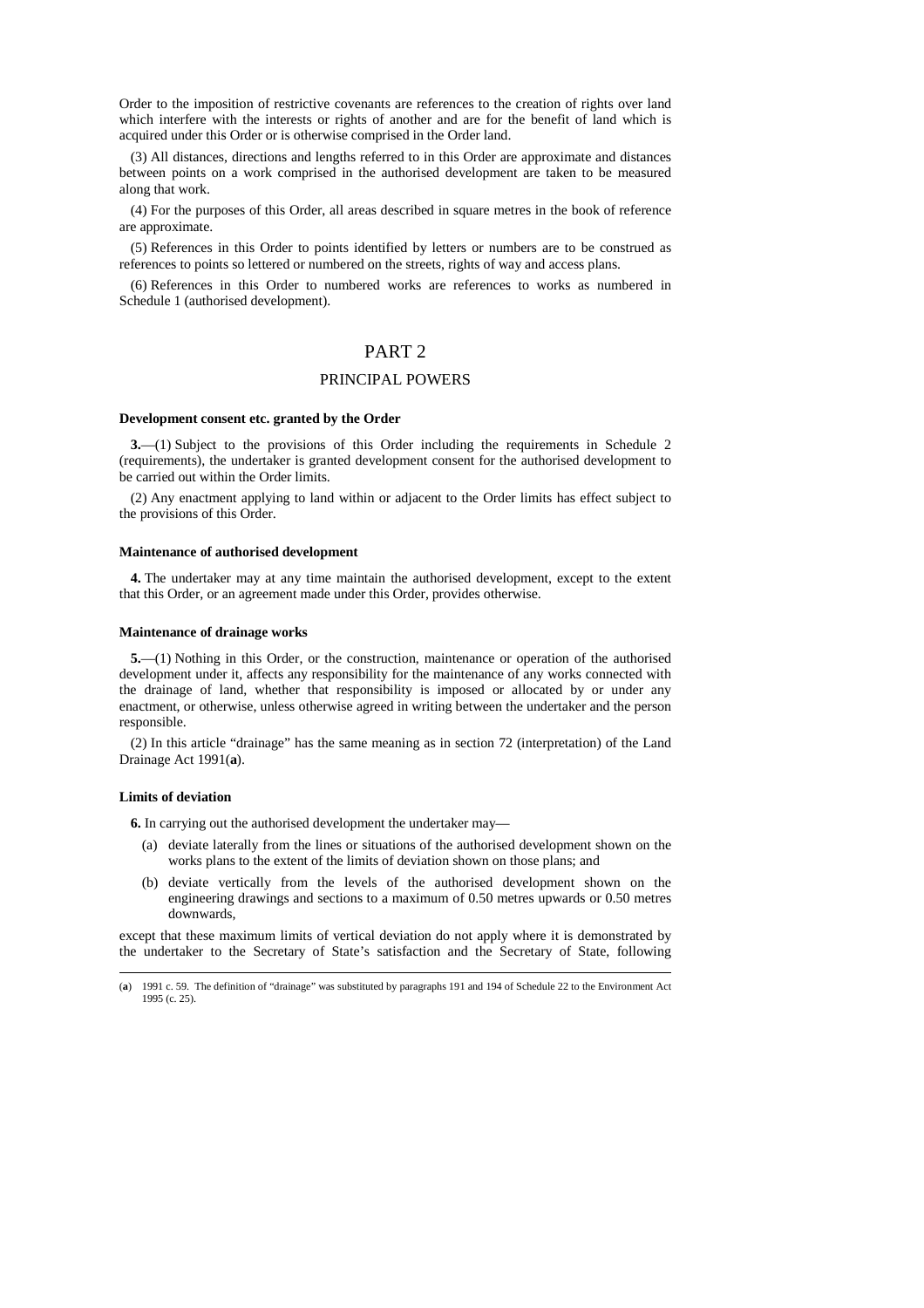Order to the imposition of restrictive covenants are references to the creation of rights over land which interfere with the interests or rights of another and are for the benefit of land which is acquired under this Order or is otherwise comprised in the Order land.

(3) All distances, directions and lengths referred to in this Order are approximate and distances between points on a work comprised in the authorised development are taken to be measured along that work.

(4) For the purposes of this Order, all areas described in square metres in the book of reference are approximate.

(5) References in this Order to points identified by letters or numbers are to be construed as references to points so lettered or numbered on the streets, rights of way and access plans.

(6) References in this Order to numbered works are references to works as numbered in Schedule 1 (authorised development).

## PART 2

## PRINCIPAL POWERS

**Development consent etc. granted by the Order**

**3.**—(1) Subject to the provisions of this Order including the requirements in Schedule 2 (requirements), the undertaker is granted development consent for the authorised development to be carried out within the Order limits.

(2) Any enactment applying to land within or adjacent to the Order limits has effect subject to the provisions of this Order.

**Maintenance of authorised development**

**4.** The undertaker may at any time maintain the authorised development, except to the extent that this Order, or an agreement made under this Order, provides otherwise.

**Maintenance of drainage works**

**5.**—(1) Nothing in this Order, or the construction, maintenance or operation of the authorised development under it, affects any responsibility for the maintenance of any works connected with the drainage of land, whether that responsibility is imposed or allocated by or under any enactment, or otherwise, unless otherwise agreed in writing between the undertaker and the person responsible.

(2) In this article "drainage" has the same meaning as in section 72 (interpretation) of the Land Drainage Act 1991(**a**).

**Limits of deviation**

**6.** In carrying out the authorised development the undertaker may—

(a) deviate laterally from the lines or situations of the authorised development shown on the works plans to the extent of the limits of deviation shown on those plans; and

(b) deviate vertically from the levels of the authorised development shown on the engineering drawings and sections to a maximum of 0.50 metres upwards or 0.50 metres downwards,

except that these maximum limits of vertical deviation do not apply where it is demonstrated by the undertaker to the Secretary of State's satisfaction and the Secretary of State, following

---

(**a**) 1991 c. 59. The definition of "drainage" was substituted by paragraphs 191 and 194 of Schedule 22 to the Environment Act 1995 (c. 25).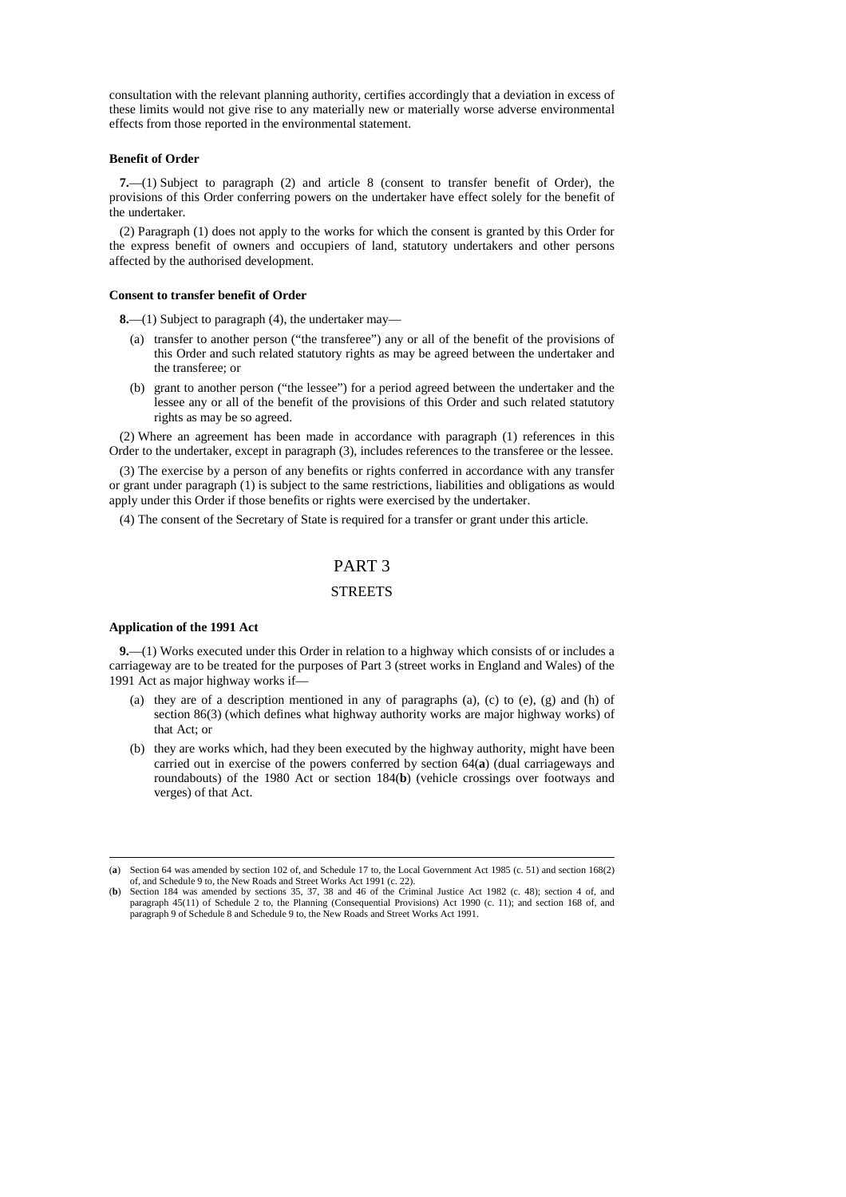consultation with the relevant planning authority, certifies accordingly that a deviation in excess of these limits would not give rise to any materially new or materially worse adverse environmental effects from those reported in the environmental statement.

**Benefit of Order**

**7.**—(1) Subject to paragraph (2) and article 8 (consent to transfer benefit of Order), the provisions of this Order conferring powers on the undertaker have effect solely for the benefit of the undertaker.

(2) Paragraph (1) does not apply to the works for which the consent is granted by this Order for the express benefit of owners and occupiers of land, statutory undertakers and other persons affected by the authorised development.

**Consent to transfer benefit of Order**

**8.**—(1) Subject to paragraph (4), the undertaker may—

(a) transfer to another person ("the transferee") any or all of the benefit of the provisions of this Order and such related statutory rights as may be agreed between the undertaker and the transferee; or

(b) grant to another person ("the lessee") for a period agreed between the undertaker and the lessee any or all of the benefit of the provisions of this Order and such related statutory rights as may be so agreed.

(2) Where an agreement has been made in accordance with paragraph (1) references in this Order to the undertaker, except in paragraph (3), includes references to the transferee or the lessee.

(3) The exercise by a person of any benefits or rights conferred in accordance with any transfer or grant under paragraph (1) is subject to the same restrictions, liabilities and obligations as would apply under this Order if those benefits or rights were exercised by the undertaker.

(4) The consent of the Secretary of State is required for a transfer or grant under this article.

# PART 3

## STREETS

**Application of the 1991 Act**

**9.**—(1) Works executed under this Order in relation to a highway which consists of or includes a carriageway are to be treated for the purposes of Part 3 (street works in England and Wales) of the 1991 Act as major highway works if—

(a) they are of a description mentioned in any of paragraphs (a), (c) to (e), (g) and (h) of section 86(3) (which defines what highway authority works are major highway works) of that Act; or

(b) they are works which, had they been executed by the highway authority, might have been carried out in exercise of the powers conferred by section 64(**a**) (dual carriageways and roundabouts) of the 1980 Act or section 184(**b**) (vehicle crossings over footways and verges) of that Act.

---

(**a**) Section 64 was amended by section 102 of, and Schedule 17 to, the Local Government Act 1985 (c. 51) and section 168(2) of, and Schedule 9 to, the New Roads and Street Works Act 1991 (c. 22).

(**b**) Section 184 was amended by sections 35, 37, 38 and 46 of the Criminal Justice Act 1982 (c. 48); section 4 of, and paragraph 45(11) of Schedule 2 to, the Planning (Consequential Provisions) Act 1990 (c. 11); and section 168 of, and paragraph 9 of Schedule 8 and Schedule 9 to, the New Roads and Street Works Act 1991.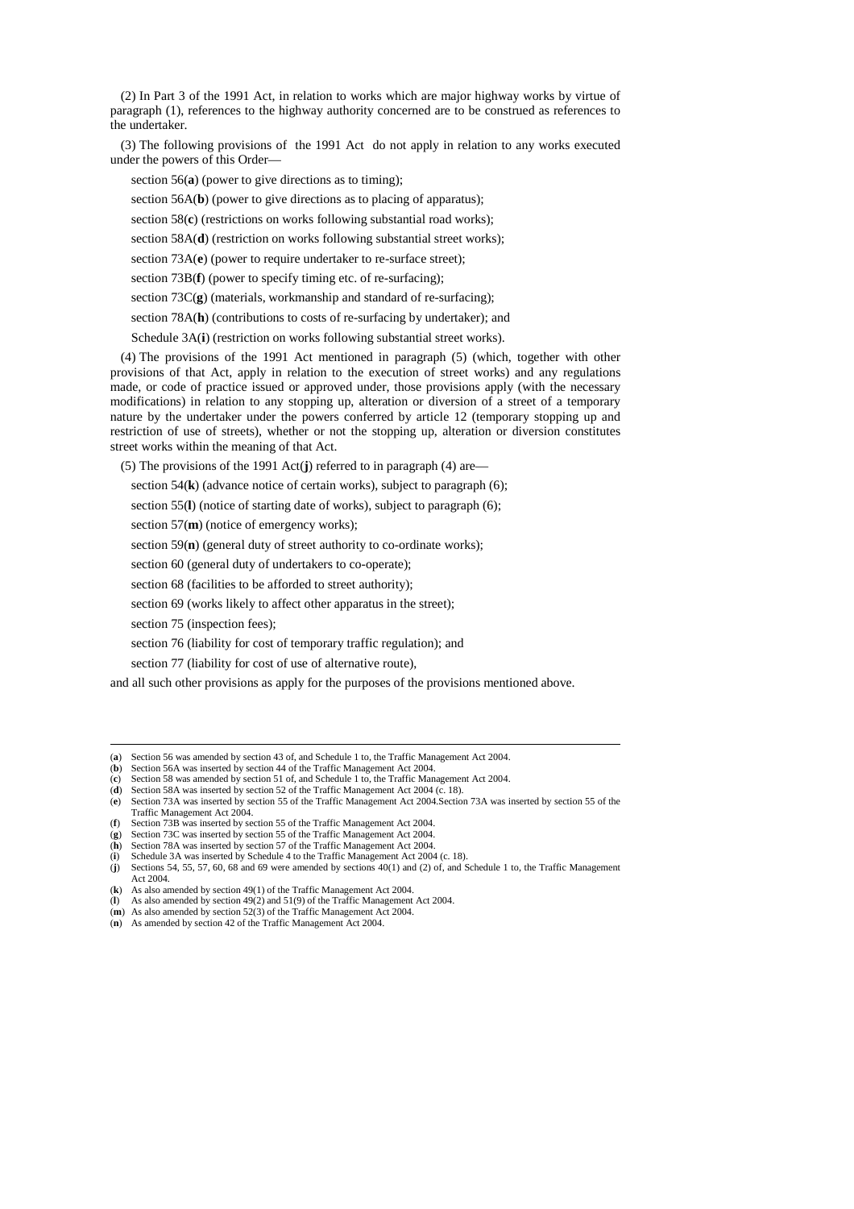(2) In Part 3 of the 1991 Act, in relation to works which are major highway works by virtue of paragraph (1), references to the highway authority concerned are to be construed as references to the undertaker.

(3) The following provisions of the 1991 Act do not apply in relation to any works executed under the powers of this Order—

section 56(**a**) (power to give directions as to timing);

section 56A(**b**) (power to give directions as to placing of apparatus);

section 58(**c**) (restrictions on works following substantial road works);

section 58A(**d**) (restriction on works following substantial street works);

section 73A(**e**) (power to require undertaker to re-surface street);

section 73B(**f**) (power to specify timing etc. of re-surfacing);

section 73C(**g**) (materials, workmanship and standard of re-surfacing);

section 78A(**h**) (contributions to costs of re-surfacing by undertaker); and

Schedule 3A(**i**) (restriction on works following substantial street works).

(4) The provisions of the 1991 Act mentioned in paragraph (5) (which, together with other provisions of that Act, apply in relation to the execution of street works) and any regulations made, or code of practice issued or approved under, those provisions apply (with the necessary modifications) in relation to any stopping up, alteration or diversion of a street of a temporary nature by the undertaker under the powers conferred by article 12 (temporary stopping up and restriction of use of streets), whether or not the stopping up, alteration or diversion constitutes street works within the meaning of that Act.

(5) The provisions of the 1991 Act(**j**) referred to in paragraph (4) are—

section 54(**k**) (advance notice of certain works), subject to paragraph (6);

section 55(**l**) (notice of starting date of works), subject to paragraph (6);

section 57(**m**) (notice of emergency works);

section 59(**n**) (general duty of street authority to co-ordinate works);

section 60 (general duty of undertakers to co-operate);

section 68 (facilities to be afforded to street authority);

section 69 (works likely to affect other apparatus in the street);

section 75 (inspection fees);

section 76 (liability for cost of temporary traffic regulation); and

section 77 (liability for cost of use of alternative route),

and all such other provisions as apply for the purposes of the provisions mentioned above.

---

(**a**) Section 56 was amended by section 43 of, and Schedule 1 to, the Traffic Management Act 2004.
(**b**) Section 56A was inserted by section 44 of the Traffic Management Act 2004.
(**c**) Section 58 was amended by section 51 of, and Schedule 1 to, the Traffic Management Act 2004.
(**d**) Section 58A was inserted by section 52 of the Traffic Management Act 2004 (c. 18).
(**e**) Section 73A was inserted by section 55 of the Traffic Management Act 2004.Section 73A was inserted by section 55 of the Traffic Management Act 2004.
(**f**) Section 73B was inserted by section 55 of the Traffic Management Act 2004.
(**g**) Section 73C was inserted by section 55 of the Traffic Management Act 2004.
(**h**) Section 78A was inserted by section 57 of the Traffic Management Act 2004.
(**i**) Schedule 3A was inserted by Schedule 4 to the Traffic Management Act 2004 (c. 18).
(**j**) Sections 54, 55, 57, 60, 68 and 69 were amended by sections 40(1) and (2) of, and Schedule 1 to, the Traffic Management Act 2004.
(**k**) As also amended by section 49(1) of the Traffic Management Act 2004.
(**l**) As also amended by section 49(2) and 51(9) of the Traffic Management Act 2004.
(**m**) As also amended by section 52(3) of the Traffic Management Act 2004.
(**n**) As amended by section 42 of the Traffic Management Act 2004.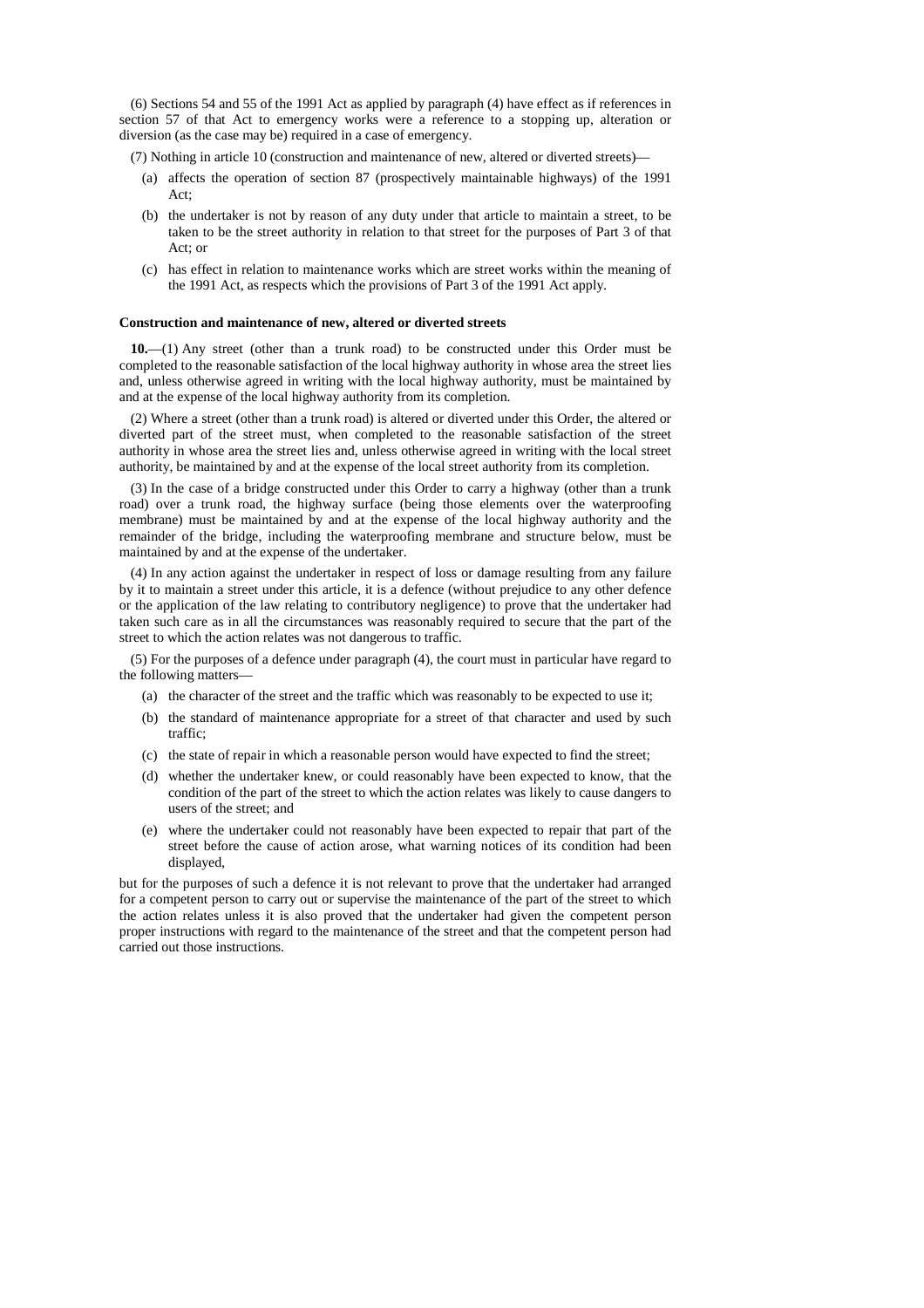(6) Sections 54 and 55 of the 1991 Act as applied by paragraph (4) have effect as if references in section 57 of that Act to emergency works were a reference to a stopping up, alteration or diversion (as the case may be) required in a case of emergency.

(7) Nothing in article 10 (construction and maintenance of new, altered or diverted streets)—

- (a) affects the operation of section 87 (prospectively maintainable highways) of the 1991 Act;
- (b) the undertaker is not by reason of any duty under that article to maintain a street, to be taken to be the street authority in relation to that street for the purposes of Part 3 of that Act; or
- (c) has effect in relation to maintenance works which are street works within the meaning of the 1991 Act, as respects which the provisions of Part 3 of the 1991 Act apply.

**Construction and maintenance of new, altered or diverted streets**

**10.**—(1) Any street (other than a trunk road) to be constructed under this Order must be completed to the reasonable satisfaction of the local highway authority in whose area the street lies and, unless otherwise agreed in writing with the local highway authority, must be maintained by and at the expense of the local highway authority from its completion.

(2) Where a street (other than a trunk road) is altered or diverted under this Order, the altered or diverted part of the street must, when completed to the reasonable satisfaction of the street authority in whose area the street lies and, unless otherwise agreed in writing with the local street authority, be maintained by and at the expense of the local street authority from its completion.

(3) In the case of a bridge constructed under this Order to carry a highway (other than a trunk road) over a trunk road, the highway surface (being those elements over the waterproofing membrane) must be maintained by and at the expense of the local highway authority and the remainder of the bridge, including the waterproofing membrane and structure below, must be maintained by and at the expense of the undertaker.

(4) In any action against the undertaker in respect of loss or damage resulting from any failure by it to maintain a street under this article, it is a defence (without prejudice to any other defence or the application of the law relating to contributory negligence) to prove that the undertaker had taken such care as in all the circumstances was reasonably required to secure that the part of the street to which the action relates was not dangerous to traffic.

(5) For the purposes of a defence under paragraph (4), the court must in particular have regard to the following matters—

- (a) the character of the street and the traffic which was reasonably to be expected to use it;
- (b) the standard of maintenance appropriate for a street of that character and used by such traffic;
- (c) the state of repair in which a reasonable person would have expected to find the street;
- (d) whether the undertaker knew, or could reasonably have been expected to know, that the condition of the part of the street to which the action relates was likely to cause dangers to users of the street; and
- (e) where the undertaker could not reasonably have been expected to repair that part of the street before the cause of action arose, what warning notices of its condition had been displayed,

but for the purposes of such a defence it is not relevant to prove that the undertaker had arranged for a competent person to carry out or supervise the maintenance of the part of the street to which the action relates unless it is also proved that the undertaker had given the competent person proper instructions with regard to the maintenance of the street and that the competent person had carried out those instructions.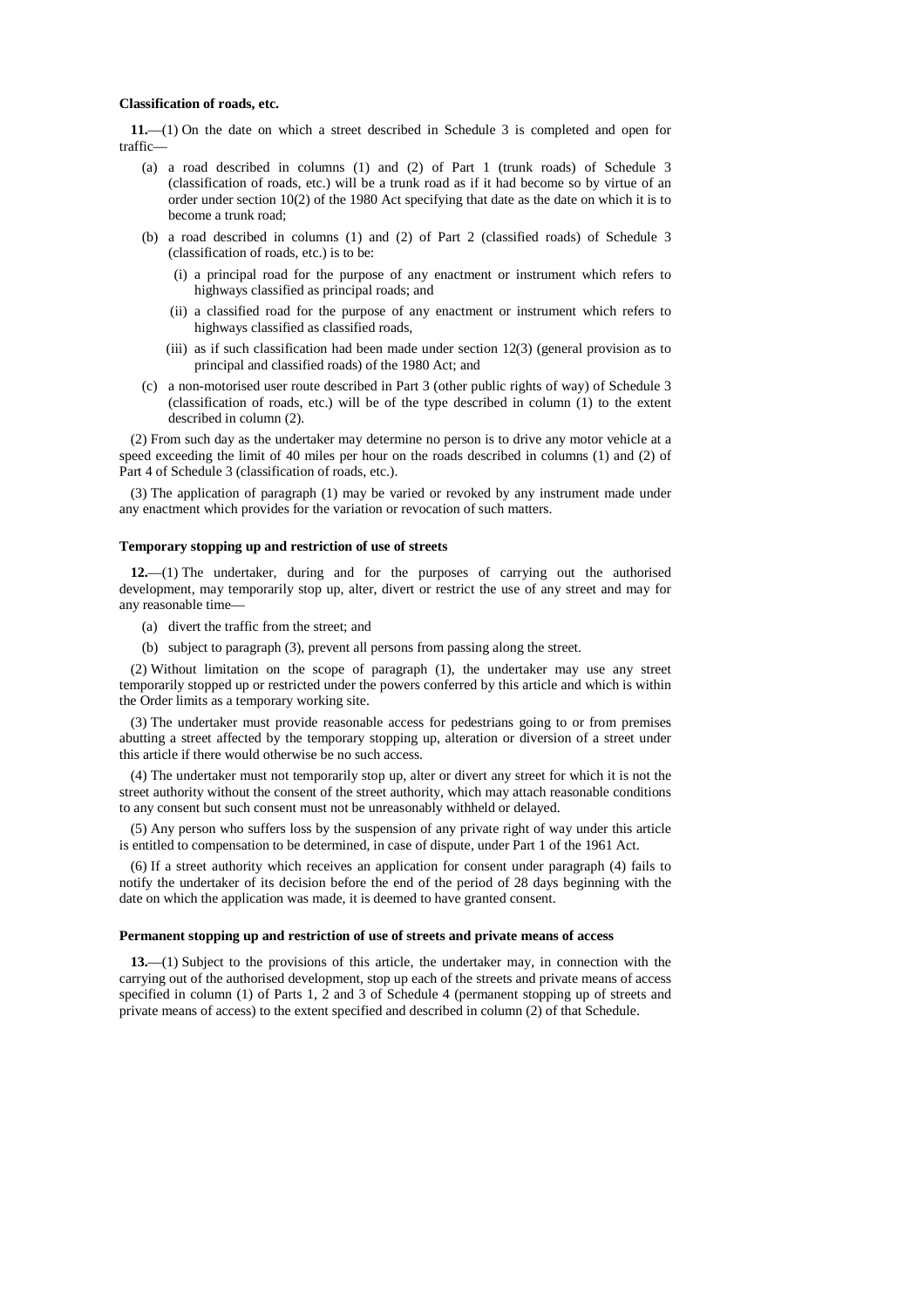**Classification of roads, etc.**

**11.**—(1) On the date on which a street described in Schedule 3 is completed and open for traffic—

(a) a road described in columns (1) and (2) of Part 1 (trunk roads) of Schedule 3 (classification of roads, etc.) will be a trunk road as if it had become so by virtue of an order under section 10(2) of the 1980 Act specifying that date as the date on which it is to become a trunk road;

(b) a road described in columns (1) and (2) of Part 2 (classified roads) of Schedule 3 (classification of roads, etc.) is to be:

  (i) a principal road for the purpose of any enactment or instrument which refers to highways classified as principal roads; and

  (ii) a classified road for the purpose of any enactment or instrument which refers to highways classified as classified roads,

  (iii) as if such classification had been made under section 12(3) (general provision as to principal and classified roads) of the 1980 Act; and

(c) a non-motorised user route described in Part 3 (other public rights of way) of Schedule 3 (classification of roads, etc.) will be of the type described in column (1) to the extent described in column (2).

(2) From such day as the undertaker may determine no person is to drive any motor vehicle at a speed exceeding the limit of 40 miles per hour on the roads described in columns (1) and (2) of Part 4 of Schedule 3 (classification of roads, etc.).

(3) The application of paragraph (1) may be varied or revoked by any instrument made under any enactment which provides for the variation or revocation of such matters.

**Temporary stopping up and restriction of use of streets**

**12.**—(1) The undertaker, during and for the purposes of carrying out the authorised development, may temporarily stop up, alter, divert or restrict the use of any street and may for any reasonable time—

(a) divert the traffic from the street; and

(b) subject to paragraph (3), prevent all persons from passing along the street.

(2) Without limitation on the scope of paragraph (1), the undertaker may use any street temporarily stopped up or restricted under the powers conferred by this article and which is within the Order limits as a temporary working site.

(3) The undertaker must provide reasonable access for pedestrians going to or from premises abutting a street affected by the temporary stopping up, alteration or diversion of a street under this article if there would otherwise be no such access.

(4) The undertaker must not temporarily stop up, alter or divert any street for which it is not the street authority without the consent of the street authority, which may attach reasonable conditions to any consent but such consent must not be unreasonably withheld or delayed.

(5) Any person who suffers loss by the suspension of any private right of way under this article is entitled to compensation to be determined, in case of dispute, under Part 1 of the 1961 Act.

(6) If a street authority which receives an application for consent under paragraph (4) fails to notify the undertaker of its decision before the end of the period of 28 days beginning with the date on which the application was made, it is deemed to have granted consent.

**Permanent stopping up and restriction of use of streets and private means of access**

**13.**—(1) Subject to the provisions of this article, the undertaker may, in connection with the carrying out of the authorised development, stop up each of the streets and private means of access specified in column (1) of Parts 1, 2 and 3 of Schedule 4 (permanent stopping up of streets and private means of access) to the extent specified and described in column (2) of that Schedule.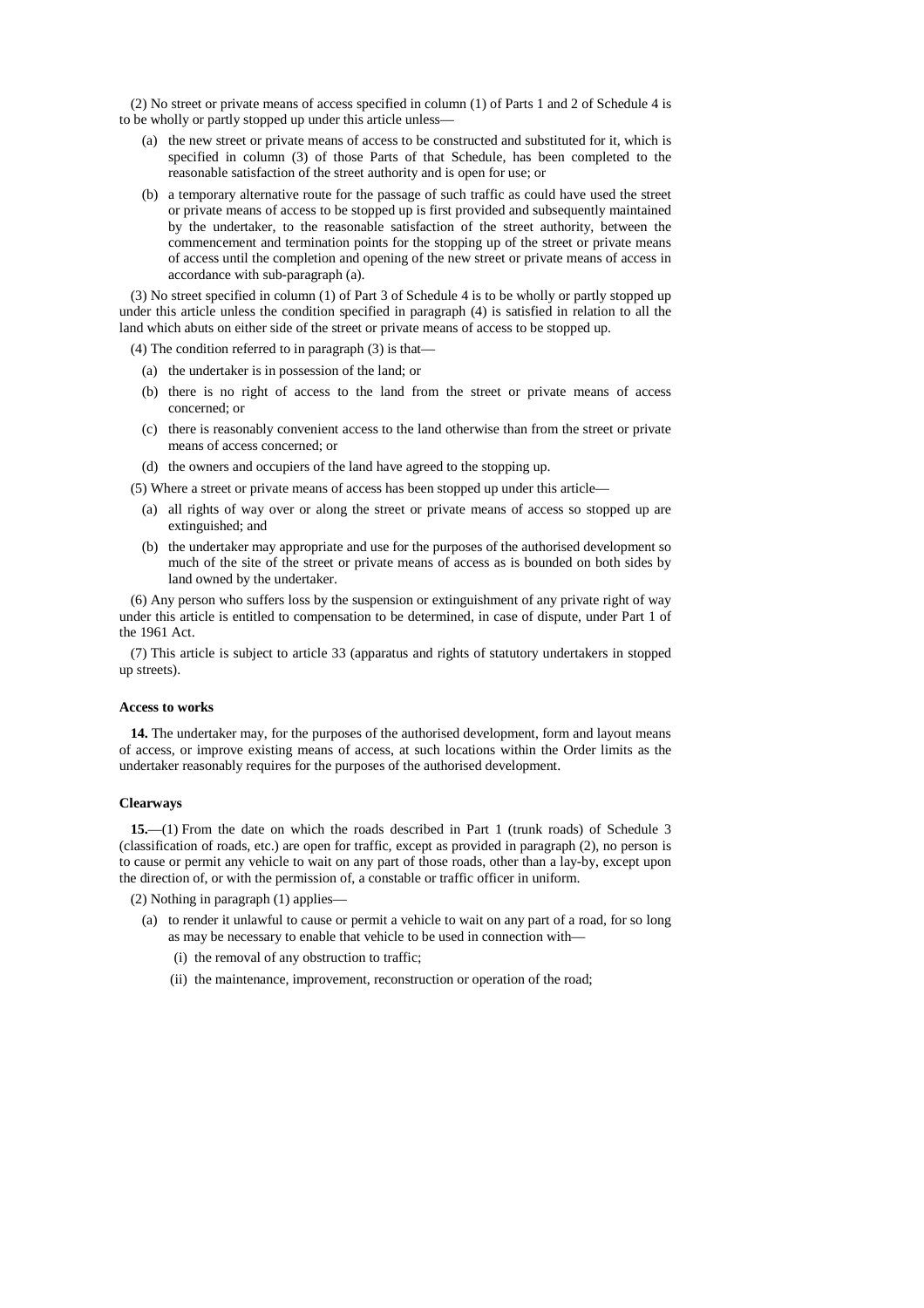(2) No street or private means of access specified in column (1) of Parts 1 and 2 of Schedule 4 is to be wholly or partly stopped up under this article unless—

(a) the new street or private means of access to be constructed and substituted for it, which is specified in column (3) of those Parts of that Schedule, has been completed to the reasonable satisfaction of the street authority and is open for use; or

(b) a temporary alternative route for the passage of such traffic as could have used the street or private means of access to be stopped up is first provided and subsequently maintained by the undertaker, to the reasonable satisfaction of the street authority, between the commencement and termination points for the stopping up of the street or private means of access until the completion and opening of the new street or private means of access in accordance with sub-paragraph (a).

(3) No street specified in column (1) of Part 3 of Schedule 4 is to be wholly or partly stopped up under this article unless the condition specified in paragraph (4) is satisfied in relation to all the land which abuts on either side of the street or private means of access to be stopped up.

(4) The condition referred to in paragraph (3) is that—

(a) the undertaker is in possession of the land; or

(b) there is no right of access to the land from the street or private means of access concerned; or

(c) there is reasonably convenient access to the land otherwise than from the street or private means of access concerned; or

(d) the owners and occupiers of the land have agreed to the stopping up.

(5) Where a street or private means of access has been stopped up under this article—

(a) all rights of way over or along the street or private means of access so stopped up are extinguished; and

(b) the undertaker may appropriate and use for the purposes of the authorised development so much of the site of the street or private means of access as is bounded on both sides by land owned by the undertaker.

(6) Any person who suffers loss by the suspension or extinguishment of any private right of way under this article is entitled to compensation to be determined, in case of dispute, under Part 1 of the 1961 Act.

(7) This article is subject to article 33 (apparatus and rights of statutory undertakers in stopped up streets).

**Access to works**

**14.** The undertaker may, for the purposes of the authorised development, form and layout means of access, or improve existing means of access, at such locations within the Order limits as the undertaker reasonably requires for the purposes of the authorised development.

**Clearways**

**15.**—(1) From the date on which the roads described in Part 1 (trunk roads) of Schedule 3 (classification of roads, etc.) are open for traffic, except as provided in paragraph (2), no person is to cause or permit any vehicle to wait on any part of those roads, other than a lay-by, except upon the direction of, or with the permission of, a constable or traffic officer in uniform.

(2) Nothing in paragraph (1) applies—

(a) to render it unlawful to cause or permit a vehicle to wait on any part of a road, for so long as may be necessary to enable that vehicle to be used in connection with—

(i) the removal of any obstruction to traffic;

(ii) the maintenance, improvement, reconstruction or operation of the road;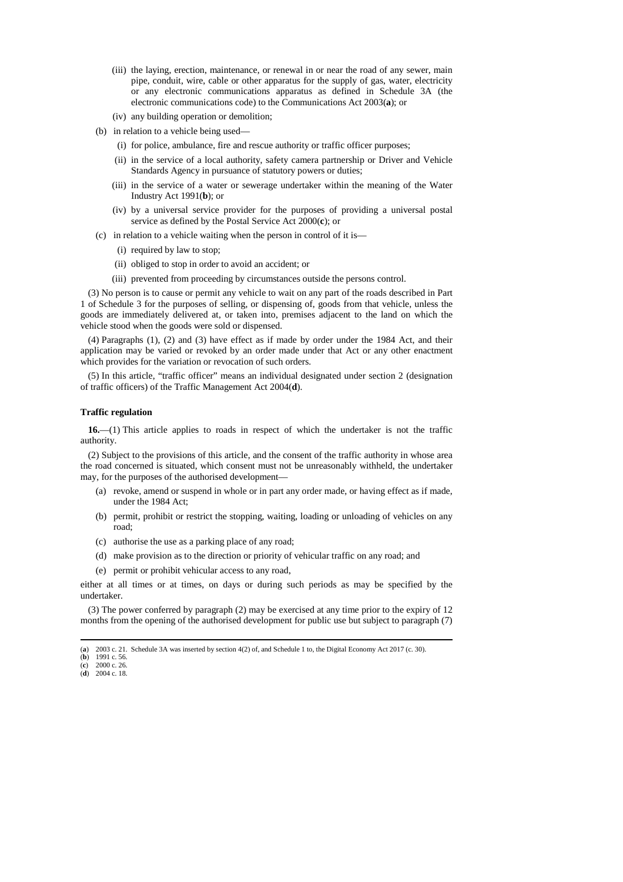(iii) the laying, erection, maintenance, or renewal in or near the road of any sewer, main pipe, conduit, wire, cable or other apparatus for the supply of gas, water, electricity or any electronic communications apparatus as defined in Schedule 3A (the electronic communications code) to the Communications Act 2003(**a**); or

(iv) any building operation or demolition;

(b) in relation to a vehicle being used—

(i) for police, ambulance, fire and rescue authority or traffic officer purposes;

(ii) in the service of a local authority, safety camera partnership or Driver and Vehicle Standards Agency in pursuance of statutory powers or duties;

(iii) in the service of a water or sewerage undertaker within the meaning of the Water Industry Act 1991(**b**); or

(iv) by a universal service provider for the purposes of providing a universal postal service as defined by the Postal Service Act 2000(**c**); or

(c) in relation to a vehicle waiting when the person in control of it is—

(i) required by law to stop;

(ii) obliged to stop in order to avoid an accident; or

(iii) prevented from proceeding by circumstances outside the persons control.

(3) No person is to cause or permit any vehicle to wait on any part of the roads described in Part 1 of Schedule 3 for the purposes of selling, or dispensing of, goods from that vehicle, unless the goods are immediately delivered at, or taken into, premises adjacent to the land on which the vehicle stood when the goods were sold or dispensed.

(4) Paragraphs (1), (2) and (3) have effect as if made by order under the 1984 Act, and their application may be varied or revoked by an order made under that Act or any other enactment which provides for the variation or revocation of such orders.

(5) In this article, "traffic officer" means an individual designated under section 2 (designation of traffic officers) of the Traffic Management Act 2004(**d**).

**Traffic regulation**

**16.**—(1) This article applies to roads in respect of which the undertaker is not the traffic authority.

(2) Subject to the provisions of this article, and the consent of the traffic authority in whose area the road concerned is situated, which consent must not be unreasonably withheld, the undertaker may, for the purposes of the authorised development—

(a) revoke, amend or suspend in whole or in part any order made, or having effect as if made, under the 1984 Act;

(b) permit, prohibit or restrict the stopping, waiting, loading or unloading of vehicles on any road;

(c) authorise the use as a parking place of any road;

(d) make provision as to the direction or priority of vehicular traffic on any road; and

(e) permit or prohibit vehicular access to any road,

either at all times or at times, on days or during such periods as may be specified by the undertaker.

(3) The power conferred by paragraph (2) may be exercised at any time prior to the expiry of 12 months from the opening of the authorised development for public use but subject to paragraph (7)

---

(**a**) 2003 c. 21. Schedule 3A was inserted by section 4(2) of, and Schedule 1 to, the Digital Economy Act 2017 (c. 30).
(**b**) 1991 c. 56.
(**c**) 2000 c. 26.
(**d**) 2004 c. 18.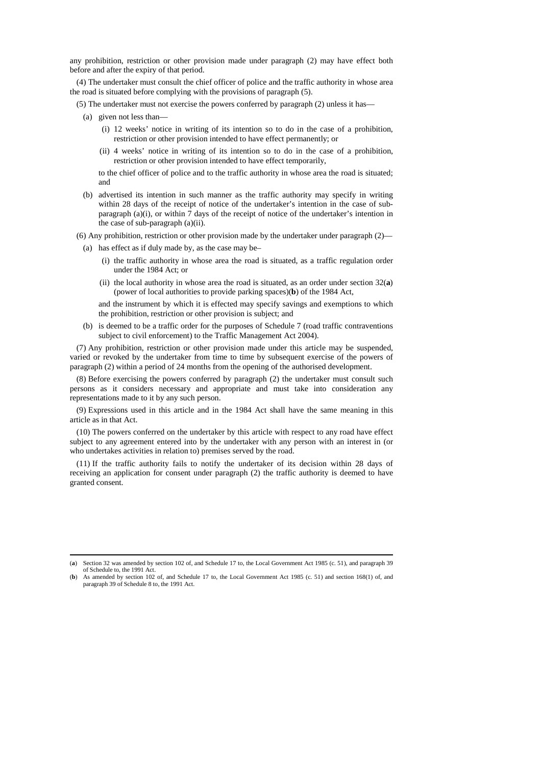any prohibition, restriction or other provision made under paragraph (2) may have effect both before and after the expiry of that period.

(4) The undertaker must consult the chief officer of police and the traffic authority in whose area the road is situated before complying with the provisions of paragraph (5).

(5) The undertaker must not exercise the powers conferred by paragraph (2) unless it has—

(a) given not less than—

(i) 12 weeks' notice in writing of its intention so to do in the case of a prohibition, restriction or other provision intended to have effect permanently; or

(ii) 4 weeks' notice in writing of its intention so to do in the case of a prohibition, restriction or other provision intended to have effect temporarily,

to the chief officer of police and to the traffic authority in whose area the road is situated; and

(b) advertised its intention in such manner as the traffic authority may specify in writing within 28 days of the receipt of notice of the undertaker's intention in the case of sub-paragraph (a)(i), or within 7 days of the receipt of notice of the undertaker's intention in the case of sub-paragraph (a)(ii).

(6) Any prohibition, restriction or other provision made by the undertaker under paragraph (2)—

(a) has effect as if duly made by, as the case may be–

(i) the traffic authority in whose area the road is situated, as a traffic regulation order under the 1984 Act; or

(ii) the local authority in whose area the road is situated, as an order under section 32(**a**) (power of local authorities to provide parking spaces)(**b**) of the 1984 Act,

and the instrument by which it is effected may specify savings and exemptions to which the prohibition, restriction or other provision is subject; and

(b) is deemed to be a traffic order for the purposes of Schedule 7 (road traffic contraventions subject to civil enforcement) to the Traffic Management Act 2004).

(7) Any prohibition, restriction or other provision made under this article may be suspended, varied or revoked by the undertaker from time to time by subsequent exercise of the powers of paragraph (2) within a period of 24 months from the opening of the authorised development.

(8) Before exercising the powers conferred by paragraph (2) the undertaker must consult such persons as it considers necessary and appropriate and must take into consideration any representations made to it by any such person.

(9) Expressions used in this article and in the 1984 Act shall have the same meaning in this article as in that Act.

(10) The powers conferred on the undertaker by this article with respect to any road have effect subject to any agreement entered into by the undertaker with any person with an interest in (or who undertakes activities in relation to) premises served by the road.

(11) If the traffic authority fails to notify the undertaker of its decision within 28 days of receiving an application for consent under paragraph (2) the traffic authority is deemed to have granted consent.

---

(**a**) Section 32 was amended by section 102 of, and Schedule 17 to, the Local Government Act 1985 (c. 51), and paragraph 39 of Schedule to, the 1991 Act.

(**b**) As amended by section 102 of, and Schedule 17 to, the Local Government Act 1985 (c. 51) and section 168(1) of, and paragraph 39 of Schedule 8 to, the 1991 Act.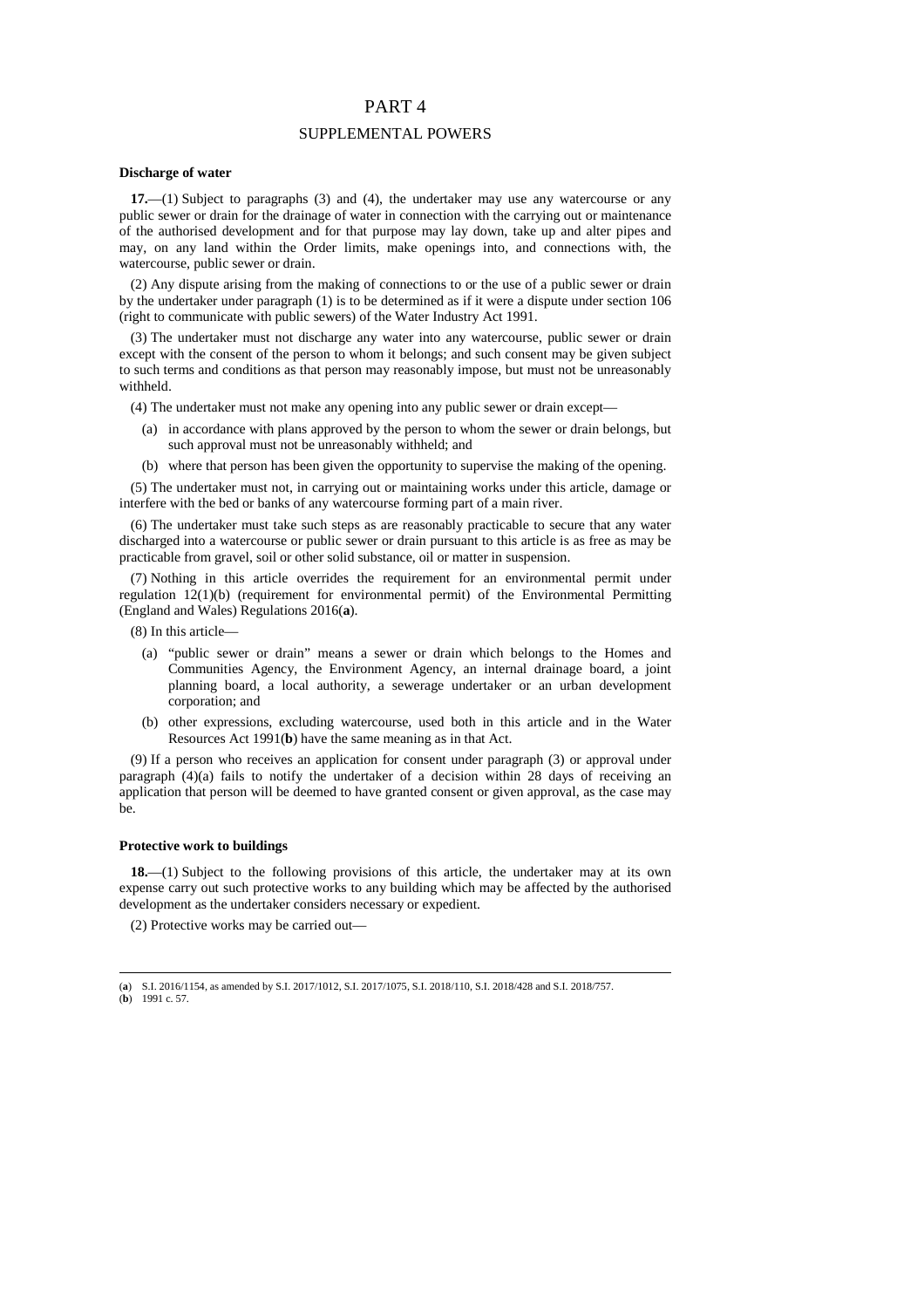# PART 4

## SUPPLEMENTAL POWERS

### Discharge of water

**17.**—(1) Subject to paragraphs (3) and (4), the undertaker may use any watercourse or any public sewer or drain for the drainage of water in connection with the carrying out or maintenance of the authorised development and for that purpose may lay down, take up and alter pipes and may, on any land within the Order limits, make openings into, and connections with, the watercourse, public sewer or drain.

(2) Any dispute arising from the making of connections to or the use of a public sewer or drain by the undertaker under paragraph (1) is to be determined as if it were a dispute under section 106 (right to communicate with public sewers) of the Water Industry Act 1991.

(3) The undertaker must not discharge any water into any watercourse, public sewer or drain except with the consent of the person to whom it belongs; and such consent may be given subject to such terms and conditions as that person may reasonably impose, but must not be unreasonably withheld.

(4) The undertaker must not make any opening into any public sewer or drain except—

- (a) in accordance with plans approved by the person to whom the sewer or drain belongs, but such approval must not be unreasonably withheld; and
- (b) where that person has been given the opportunity to supervise the making of the opening.

(5) The undertaker must not, in carrying out or maintaining works under this article, damage or interfere with the bed or banks of any watercourse forming part of a main river.

(6) The undertaker must take such steps as are reasonably practicable to secure that any water discharged into a watercourse or public sewer or drain pursuant to this article is as free as may be practicable from gravel, soil or other solid substance, oil or matter in suspension.

(7) Nothing in this article overrides the requirement for an environmental permit under regulation 12(1)(b) (requirement for environmental permit) of the Environmental Permitting (England and Wales) Regulations 2016(**a**).

(8) In this article—

- (a) "public sewer or drain" means a sewer or drain which belongs to the Homes and Communities Agency, the Environment Agency, an internal drainage board, a joint planning board, a local authority, a sewerage undertaker or an urban development corporation; and
- (b) other expressions, excluding watercourse, used both in this article and in the Water Resources Act 1991(**b**) have the same meaning as in that Act.

(9) If a person who receives an application for consent under paragraph (3) or approval under paragraph (4)(a) fails to notify the undertaker of a decision within 28 days of receiving an application that person will be deemed to have granted consent or given approval, as the case may be.

### Protective work to buildings

**18.**—(1) Subject to the following provisions of this article, the undertaker may at its own expense carry out such protective works to any building which may be affected by the authorised development as the undertaker considers necessary or expedient.

(2) Protective works may be carried out—

---

(**a**) S.I. 2016/1154, as amended by S.I. 2017/1012, S.I. 2017/1075, S.I. 2018/110, S.I. 2018/428 and S.I. 2018/757.
(**b**) 1991 c. 57.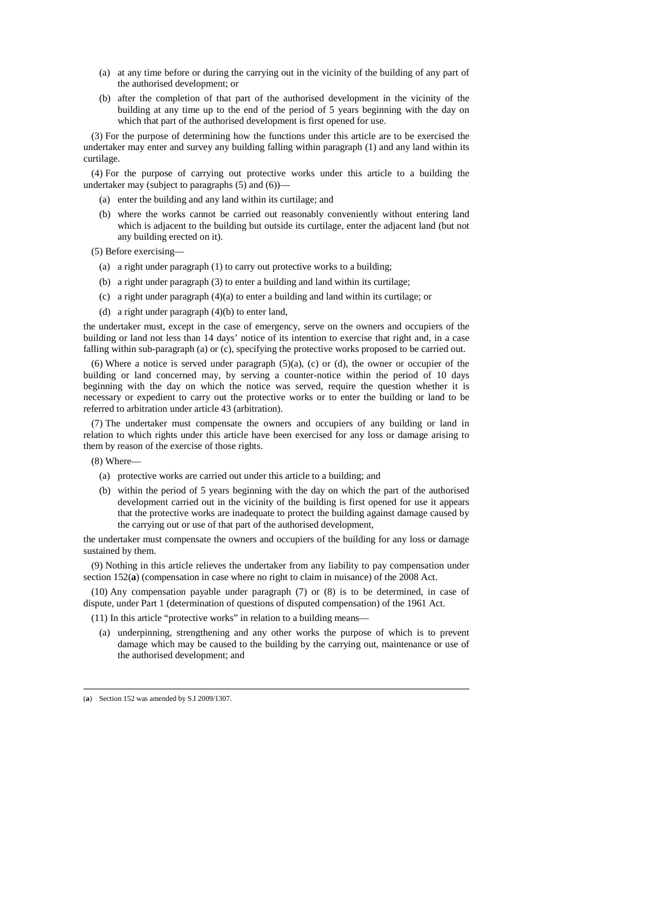(a) at any time before or during the carrying out in the vicinity of the building of any part of the authorised development; or

(b) after the completion of that part of the authorised development in the vicinity of the building at any time up to the end of the period of 5 years beginning with the day on which that part of the authorised development is first opened for use.

(3) For the purpose of determining how the functions under this article are to be exercised the undertaker may enter and survey any building falling within paragraph (1) and any land within its curtilage.

(4) For the purpose of carrying out protective works under this article to a building the undertaker may (subject to paragraphs (5) and (6))—

(a) enter the building and any land within its curtilage; and

(b) where the works cannot be carried out reasonably conveniently without entering land which is adjacent to the building but outside its curtilage, enter the adjacent land (but not any building erected on it).

(5) Before exercising—

(a) a right under paragraph (1) to carry out protective works to a building;

(b) a right under paragraph (3) to enter a building and land within its curtilage;

(c) a right under paragraph (4)(a) to enter a building and land within its curtilage; or

(d) a right under paragraph (4)(b) to enter land,

the undertaker must, except in the case of emergency, serve on the owners and occupiers of the building or land not less than 14 days' notice of its intention to exercise that right and, in a case falling within sub-paragraph (a) or (c), specifying the protective works proposed to be carried out.

(6) Where a notice is served under paragraph (5)(a), (c) or (d), the owner or occupier of the building or land concerned may, by serving a counter-notice within the period of 10 days beginning with the day on which the notice was served, require the question whether it is necessary or expedient to carry out the protective works or to enter the building or land to be referred to arbitration under article 43 (arbitration).

(7) The undertaker must compensate the owners and occupiers of any building or land in relation to which rights under this article have been exercised for any loss or damage arising to them by reason of the exercise of those rights.

(8) Where—

(a) protective works are carried out under this article to a building; and

(b) within the period of 5 years beginning with the day on which the part of the authorised development carried out in the vicinity of the building is first opened for use it appears that the protective works are inadequate to protect the building against damage caused by the carrying out or use of that part of the authorised development,

the undertaker must compensate the owners and occupiers of the building for any loss or damage sustained by them.

(9) Nothing in this article relieves the undertaker from any liability to pay compensation under section 152(**a**) (compensation in case where no right to claim in nuisance) of the 2008 Act.

(10) Any compensation payable under paragraph (7) or (8) is to be determined, in case of dispute, under Part 1 (determination of questions of disputed compensation) of the 1961 Act.

(11) In this article "protective works" in relation to a building means—

(a) underpinning, strengthening and any other works the purpose of which is to prevent damage which may be caused to the building by the carrying out, maintenance or use of the authorised development; and

---

(**a**) Section 152 was amended by S.I 2009/1307.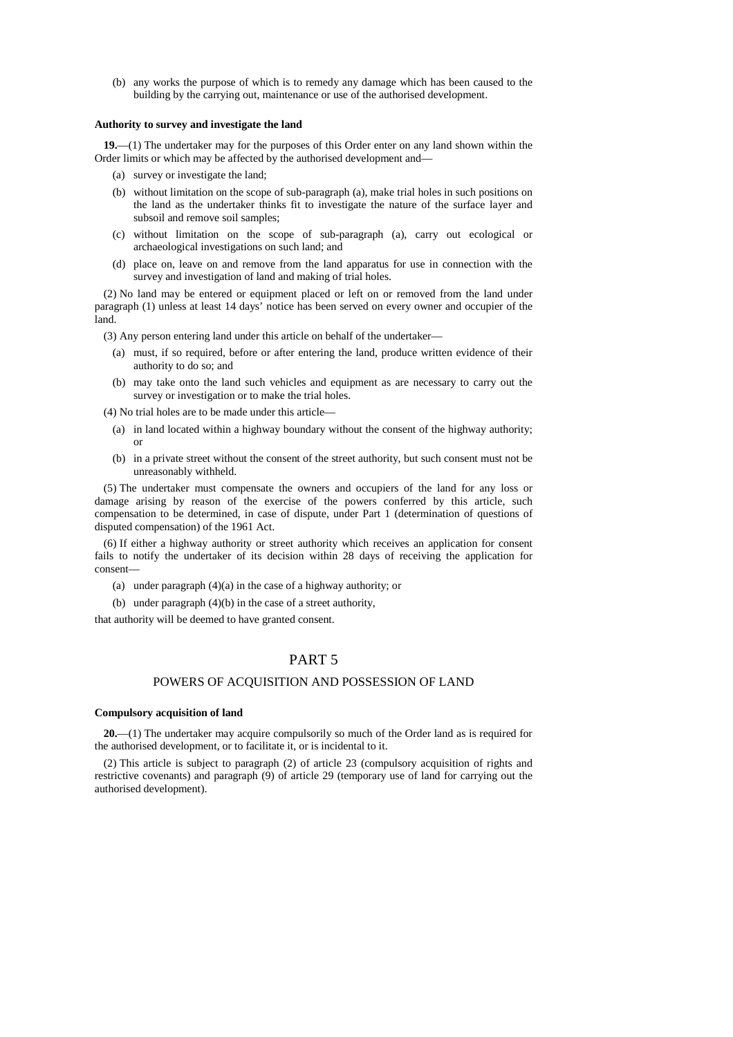(b) any works the purpose of which is to remedy any damage which has been caused to the building by the carrying out, maintenance or use of the authorised development.

**Authority to survey and investigate the land**

**19.**—(1) The undertaker may for the purposes of this Order enter on any land shown within the Order limits or which may be affected by the authorised development and—

(a) survey or investigate the land;

(b) without limitation on the scope of sub-paragraph (a), make trial holes in such positions on the land as the undertaker thinks fit to investigate the nature of the surface layer and subsoil and remove soil samples;

(c) without limitation on the scope of sub-paragraph (a), carry out ecological or archaeological investigations on such land; and

(d) place on, leave on and remove from the land apparatus for use in connection with the survey and investigation of land and making of trial holes.

(2) No land may be entered or equipment placed or left on or removed from the land under paragraph (1) unless at least 14 days' notice has been served on every owner and occupier of the land.

(3) Any person entering land under this article on behalf of the undertaker—

(a) must, if so required, before or after entering the land, produce written evidence of their authority to do so; and

(b) may take onto the land such vehicles and equipment as are necessary to carry out the survey or investigation or to make the trial holes.

(4) No trial holes are to be made under this article—

(a) in land located within a highway boundary without the consent of the highway authority; or

(b) in a private street without the consent of the street authority, but such consent must not be unreasonably withheld.

(5) The undertaker must compensate the owners and occupiers of the land for any loss or damage arising by reason of the exercise of the powers conferred by this article, such compensation to be determined, in case of dispute, under Part 1 (determination of questions of disputed compensation) of the 1961 Act.

(6) If either a highway authority or street authority which receives an application for consent fails to notify the undertaker of its decision within 28 days of receiving the application for consent—

(a) under paragraph (4)(a) in the case of a highway authority; or

(b) under paragraph (4)(b) in the case of a street authority,

that authority will be deemed to have granted consent.

## PART 5

## POWERS OF ACQUISITION AND POSSESSION OF LAND

**Compulsory acquisition of land**

**20.**—(1) The undertaker may acquire compulsorily so much of the Order land as is required for the authorised development, or to facilitate it, or is incidental to it.

(2) This article is subject to paragraph (2) of article 23 (compulsory acquisition of rights and restrictive covenants) and paragraph (9) of article 29 (temporary use of land for carrying out the authorised development).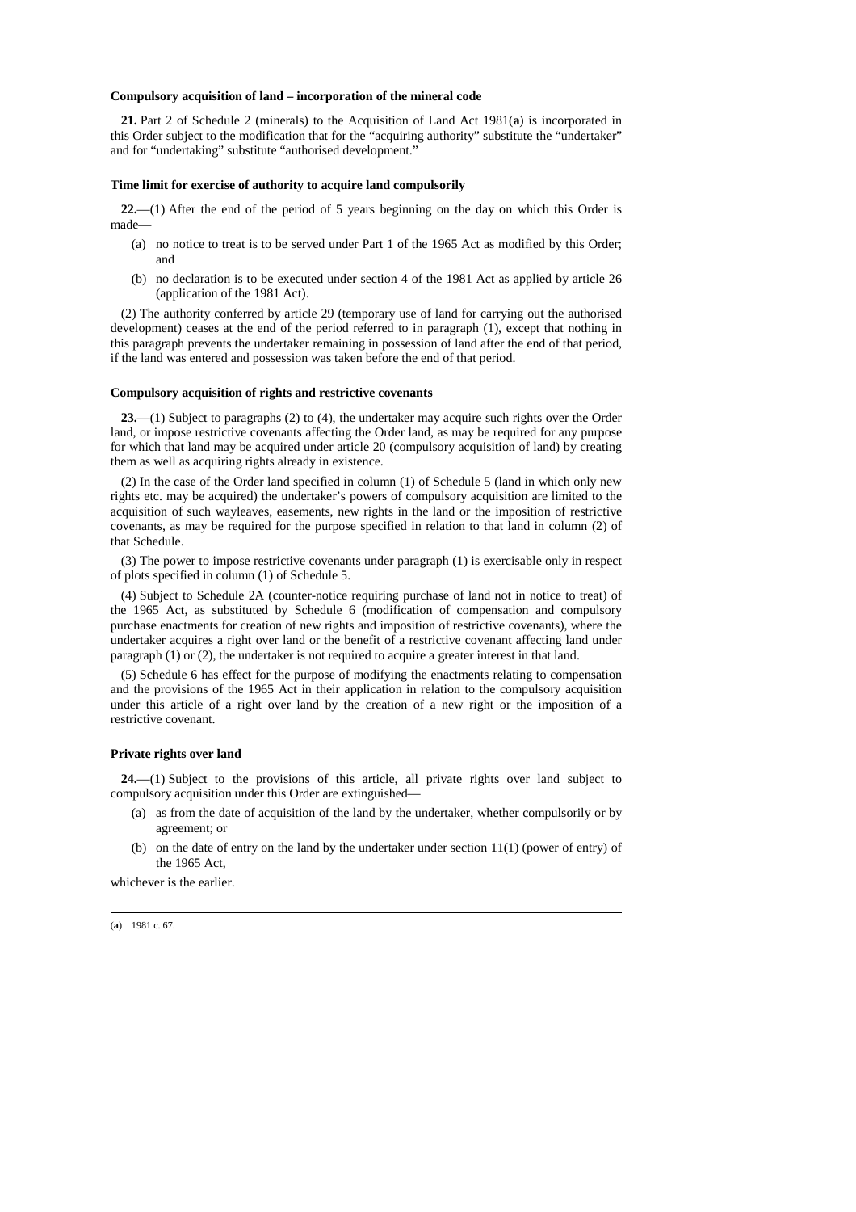**Compulsory acquisition of land – incorporation of the mineral code**

**21.** Part 2 of Schedule 2 (minerals) to the Acquisition of Land Act 1981(**a**) is incorporated in this Order subject to the modification that for the "acquiring authority" substitute the "undertaker" and for "undertaking" substitute "authorised development."

**Time limit for exercise of authority to acquire land compulsorily**

**22.**—(1) After the end of the period of 5 years beginning on the day on which this Order is made—

(a) no notice to treat is to be served under Part 1 of the 1965 Act as modified by this Order; and

(b) no declaration is to be executed under section 4 of the 1981 Act as applied by article 26 (application of the 1981 Act).

(2) The authority conferred by article 29 (temporary use of land for carrying out the authorised development) ceases at the end of the period referred to in paragraph (1), except that nothing in this paragraph prevents the undertaker remaining in possession of land after the end of that period, if the land was entered and possession was taken before the end of that period.

**Compulsory acquisition of rights and restrictive covenants**

**23.**—(1) Subject to paragraphs (2) to (4), the undertaker may acquire such rights over the Order land, or impose restrictive covenants affecting the Order land, as may be required for any purpose for which that land may be acquired under article 20 (compulsory acquisition of land) by creating them as well as acquiring rights already in existence.

(2) In the case of the Order land specified in column (1) of Schedule 5 (land in which only new rights etc. may be acquired) the undertaker's powers of compulsory acquisition are limited to the acquisition of such wayleaves, easements, new rights in the land or the imposition of restrictive covenants, as may be required for the purpose specified in relation to that land in column (2) of that Schedule.

(3) The power to impose restrictive covenants under paragraph (1) is exercisable only in respect of plots specified in column (1) of Schedule 5.

(4) Subject to Schedule 2A (counter-notice requiring purchase of land not in notice to treat) of the 1965 Act, as substituted by Schedule 6 (modification of compensation and compulsory purchase enactments for creation of new rights and imposition of restrictive covenants), where the undertaker acquires a right over land or the benefit of a restrictive covenant affecting land under paragraph (1) or (2), the undertaker is not required to acquire a greater interest in that land.

(5) Schedule 6 has effect for the purpose of modifying the enactments relating to compensation and the provisions of the 1965 Act in their application in relation to the compulsory acquisition under this article of a right over land by the creation of a new right or the imposition of a restrictive covenant.

**Private rights over land**

**24.**—(1) Subject to the provisions of this article, all private rights over land subject to compulsory acquisition under this Order are extinguished—

(a) as from the date of acquisition of the land by the undertaker, whether compulsorily or by agreement; or

(b) on the date of entry on the land by the undertaker under section 11(1) (power of entry) of the 1965 Act,

whichever is the earlier.

---

(**a**) 1981 c. 67.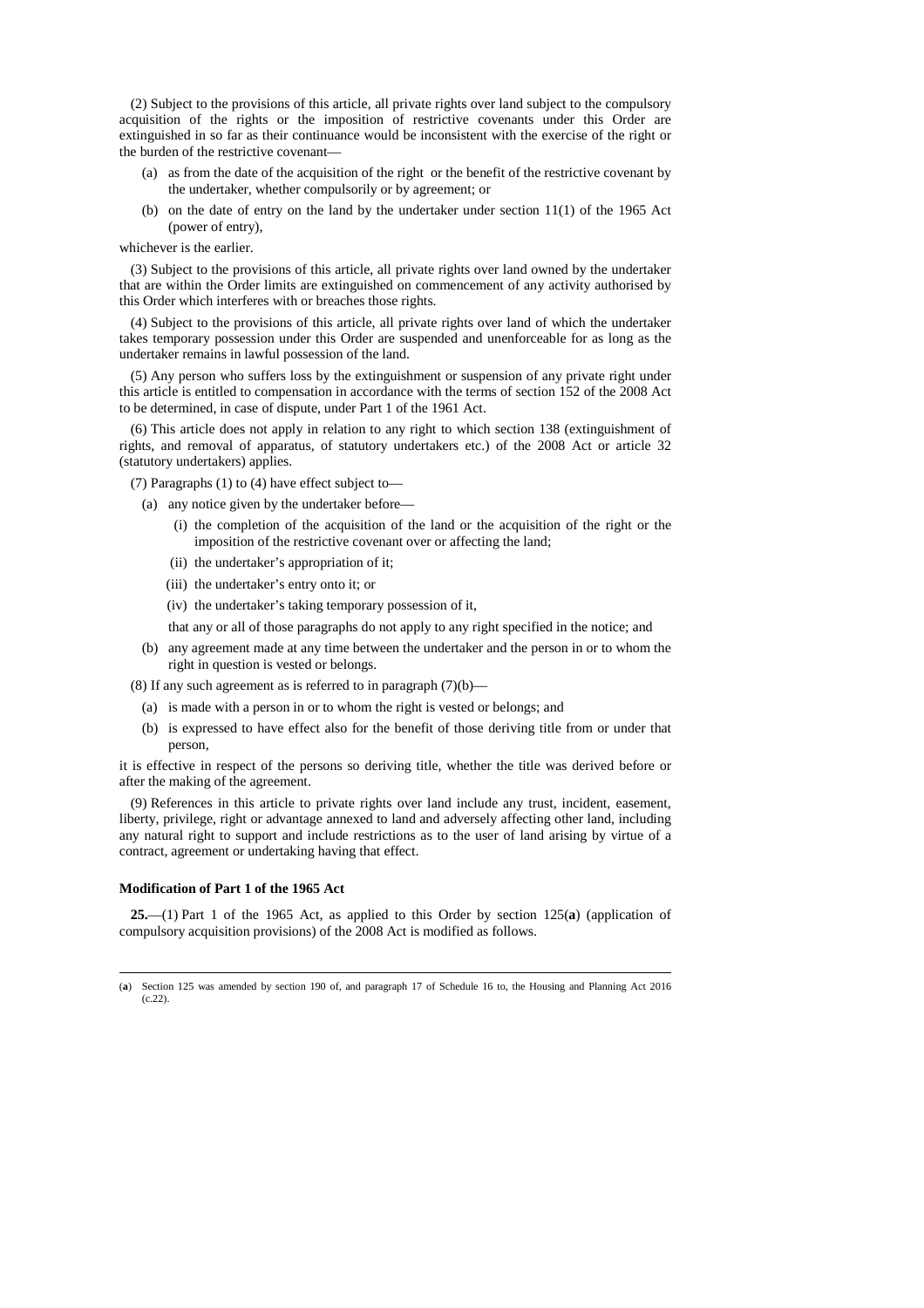(2) Subject to the provisions of this article, all private rights over land subject to the compulsory acquisition of the rights or the imposition of restrictive covenants under this Order are extinguished in so far as their continuance would be inconsistent with the exercise of the right or the burden of the restrictive covenant—

(a) as from the date of the acquisition of the right or the benefit of the restrictive covenant by the undertaker, whether compulsorily or by agreement; or

(b) on the date of entry on the land by the undertaker under section 11(1) of the 1965 Act (power of entry),

whichever is the earlier.

(3) Subject to the provisions of this article, all private rights over land owned by the undertaker that are within the Order limits are extinguished on commencement of any activity authorised by this Order which interferes with or breaches those rights.

(4) Subject to the provisions of this article, all private rights over land of which the undertaker takes temporary possession under this Order are suspended and unenforceable for as long as the undertaker remains in lawful possession of the land.

(5) Any person who suffers loss by the extinguishment or suspension of any private right under this article is entitled to compensation in accordance with the terms of section 152 of the 2008 Act to be determined, in case of dispute, under Part 1 of the 1961 Act.

(6) This article does not apply in relation to any right to which section 138 (extinguishment of rights, and removal of apparatus, of statutory undertakers etc.) of the 2008 Act or article 32 (statutory undertakers) applies.

(7) Paragraphs (1) to (4) have effect subject to—

(a) any notice given by the undertaker before—

(i) the completion of the acquisition of the land or the acquisition of the right or the imposition of the restrictive covenant over or affecting the land;

(ii) the undertaker's appropriation of it;

(iii) the undertaker's entry onto it; or

(iv) the undertaker's taking temporary possession of it,

that any or all of those paragraphs do not apply to any right specified in the notice; and

(b) any agreement made at any time between the undertaker and the person in or to whom the right in question is vested or belongs.

(8) If any such agreement as is referred to in paragraph (7)(b)—

(a) is made with a person in or to whom the right is vested or belongs; and

(b) is expressed to have effect also for the benefit of those deriving title from or under that person,

it is effective in respect of the persons so deriving title, whether the title was derived before or after the making of the agreement.

(9) References in this article to private rights over land include any trust, incident, easement, liberty, privilege, right or advantage annexed to land and adversely affecting other land, including any natural right to support and include restrictions as to the user of land arising by virtue of a contract, agreement or undertaking having that effect.

**Modification of Part 1 of the 1965 Act**

**25.**—(1) Part 1 of the 1965 Act, as applied to this Order by section 125(**a**) (application of compulsory acquisition provisions) of the 2008 Act is modified as follows.

---

(**a**) Section 125 was amended by section 190 of, and paragraph 17 of Schedule 16 to, the Housing and Planning Act 2016 (c.22).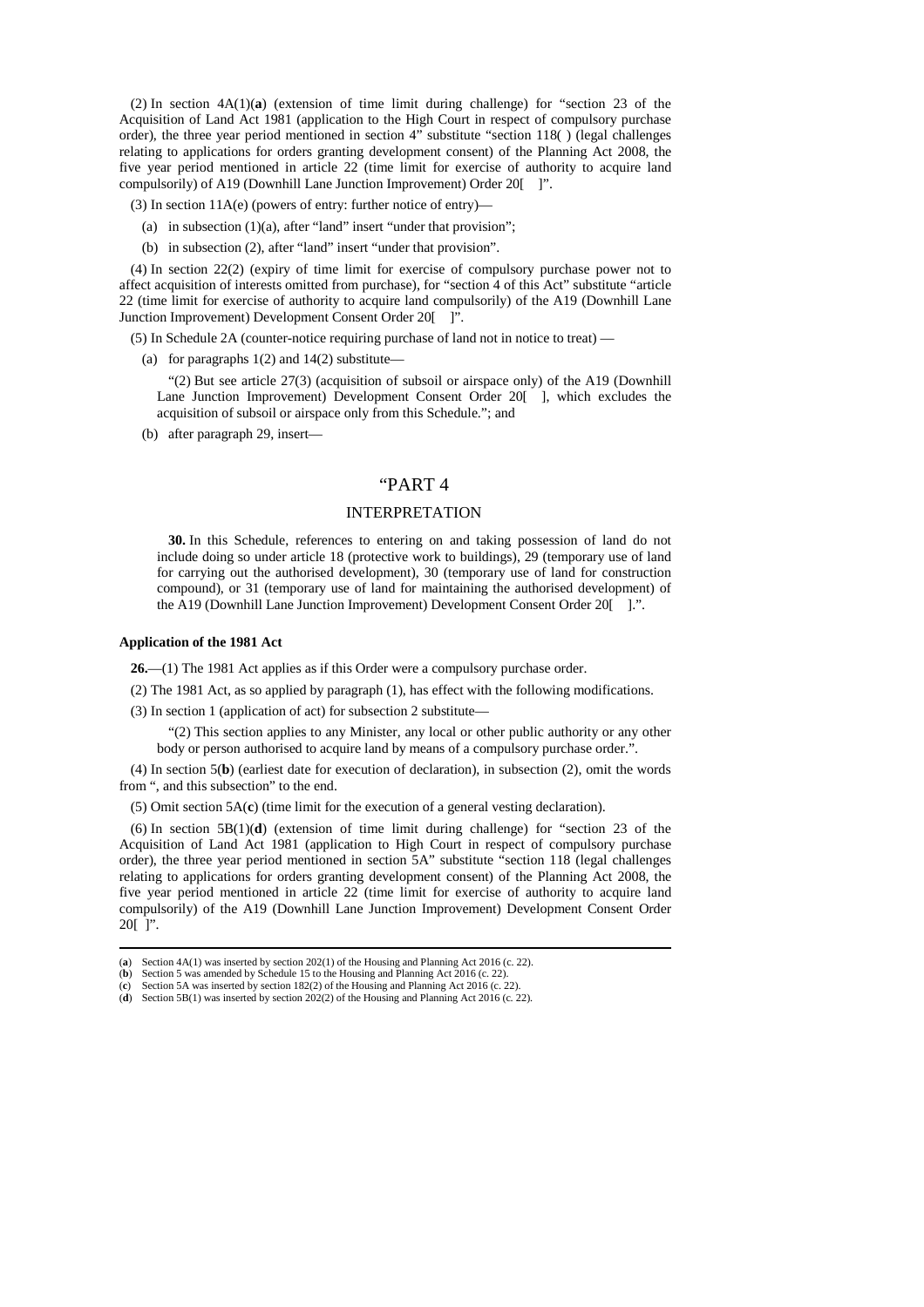(2) In section 4A(1)(**a**) (extension of time limit during challenge) for "section 23 of the Acquisition of Land Act 1981 (application to the High Court in respect of compulsory purchase order), the three year period mentioned in section 4" substitute "section 118( ) (legal challenges relating to applications for orders granting development consent) of the Planning Act 2008, the five year period mentioned in article 22 (time limit for exercise of authority to acquire land compulsorily) of A19 (Downhill Lane Junction Improvement) Order 20[ ]".

(3) In section 11A(e) (powers of entry: further notice of entry)—

(a) in subsection (1)(a), after "land" insert "under that provision";

(b) in subsection (2), after "land" insert "under that provision".

(4) In section 22(2) (expiry of time limit for exercise of compulsory purchase power not to affect acquisition of interests omitted from purchase), for "section 4 of this Act" substitute "article 22 (time limit for exercise of authority to acquire land compulsorily) of the A19 (Downhill Lane Junction Improvement) Development Consent Order 20[ ]".

(5) In Schedule 2A (counter-notice requiring purchase of land not in notice to treat) —

(a) for paragraphs 1(2) and 14(2) substitute—

"(2) But see article 27(3) (acquisition of subsoil or airspace only) of the A19 (Downhill Lane Junction Improvement) Development Consent Order 20[ ], which excludes the acquisition of subsoil or airspace only from this Schedule."; and

(b) after paragraph 29, insert—

"PART 4

INTERPRETATION

**30.** In this Schedule, references to entering on and taking possession of land do not include doing so under article 18 (protective work to buildings), 29 (temporary use of land for carrying out the authorised development), 30 (temporary use of land for construction compound), or 31 (temporary use of land for maintaining the authorised development) of the A19 (Downhill Lane Junction Improvement) Development Consent Order 20[ ].".

**Application of the 1981 Act**

**26.**—(1) The 1981 Act applies as if this Order were a compulsory purchase order.

(2) The 1981 Act, as so applied by paragraph (1), has effect with the following modifications.

(3) In section 1 (application of act) for subsection 2 substitute—

"(2) This section applies to any Minister, any local or other public authority or any other body or person authorised to acquire land by means of a compulsory purchase order.".

(4) In section 5(**b**) (earliest date for execution of declaration), in subsection (2), omit the words from ", and this subsection" to the end.

(5) Omit section 5A(**c**) (time limit for the execution of a general vesting declaration).

(6) In section 5B(1)(**d**) (extension of time limit during challenge) for "section 23 of the Acquisition of Land Act 1981 (application to High Court in respect of compulsory purchase order), the three year period mentioned in section 5A" substitute "section 118 (legal challenges relating to applications for orders granting development consent) of the Planning Act 2008, the five year period mentioned in article 22 (time limit for exercise of authority to acquire land compulsorily) of the A19 (Downhill Lane Junction Improvement) Development Consent Order 20[ ]".

---

(**a**) Section 4A(1) was inserted by section 202(1) of the Housing and Planning Act 2016 (c. 22).
(**b**) Section 5 was amended by Schedule 15 to the Housing and Planning Act 2016 (c. 22).
(**c**) Section 5A was inserted by section 182(2) of the Housing and Planning Act 2016 (c. 22).
(**d**) Section 5B(1) was inserted by section 202(2) of the Housing and Planning Act 2016 (c. 22).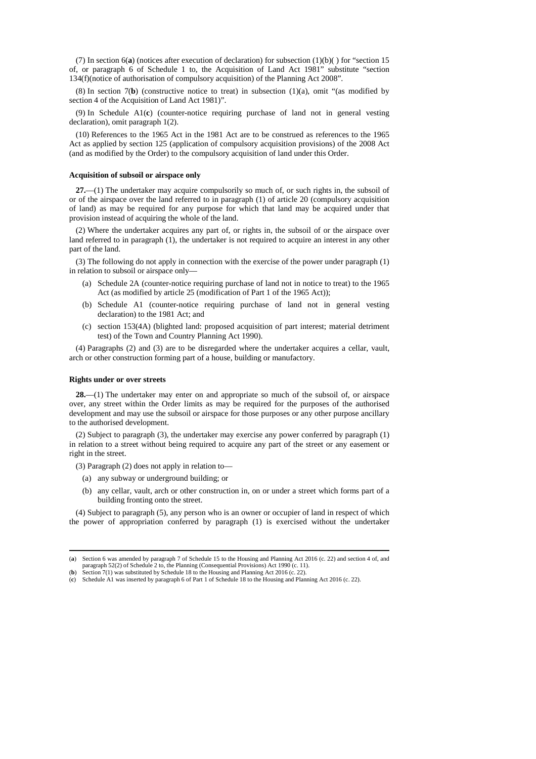(7) In section 6(**a**) (notices after execution of declaration) for subsection (1)(b)( ) for "section 15 of, or paragraph 6 of Schedule 1 to, the Acquisition of Land Act 1981" substitute "section 134(f)(notice of authorisation of compulsory acquisition) of the Planning Act 2008".

(8) In section 7(**b**) (constructive notice to treat) in subsection (1)(a), omit "(as modified by section 4 of the Acquisition of Land Act 1981)".

(9) In Schedule A1(**c**) (counter-notice requiring purchase of land not in general vesting declaration), omit paragraph 1(2).

(10) References to the 1965 Act in the 1981 Act are to be construed as references to the 1965 Act as applied by section 125 (application of compulsory acquisition provisions) of the 2008 Act (and as modified by the Order) to the compulsory acquisition of land under this Order.

**Acquisition of subsoil or airspace only**

**27.**—(1) The undertaker may acquire compulsorily so much of, or such rights in, the subsoil of or of the airspace over the land referred to in paragraph (1) of article 20 (compulsory acquisition of land) as may be required for any purpose for which that land may be acquired under that provision instead of acquiring the whole of the land.

(2) Where the undertaker acquires any part of, or rights in, the subsoil of or the airspace over land referred to in paragraph (1), the undertaker is not required to acquire an interest in any other part of the land.

(3) The following do not apply in connection with the exercise of the power under paragraph (1) in relation to subsoil or airspace only—

- (a) Schedule 2A (counter-notice requiring purchase of land not in notice to treat) to the 1965 Act (as modified by article 25 (modification of Part 1 of the 1965 Act));
- (b) Schedule A1 (counter-notice requiring purchase of land not in general vesting declaration) to the 1981 Act; and
- (c) section 153(4A) (blighted land: proposed acquisition of part interest; material detriment test) of the Town and Country Planning Act 1990).

(4) Paragraphs (2) and (3) are to be disregarded where the undertaker acquires a cellar, vault, arch or other construction forming part of a house, building or manufactory.

**Rights under or over streets**

**28.**—(1) The undertaker may enter on and appropriate so much of the subsoil of, or airspace over, any street within the Order limits as may be required for the purposes of the authorised development and may use the subsoil or airspace for those purposes or any other purpose ancillary to the authorised development.

(2) Subject to paragraph (3), the undertaker may exercise any power conferred by paragraph (1) in relation to a street without being required to acquire any part of the street or any easement or right in the street.

(3) Paragraph (2) does not apply in relation to—

- (a) any subway or underground building; or
- (b) any cellar, vault, arch or other construction in, on or under a street which forms part of a building fronting onto the street.

(4) Subject to paragraph (5), any person who is an owner or occupier of land in respect of which the power of appropriation conferred by paragraph (1) is exercised without the undertaker

---

(**a**) Section 6 was amended by paragraph 7 of Schedule 15 to the Housing and Planning Act 2016 (c. 22) and section 4 of, and paragraph 52(2) of Schedule 2 to, the Planning (Consequential Provisions) Act 1990 (c. 11).
(**b**) Section 7(1) was substituted by Schedule 18 to the Housing and Planning Act 2016 (c. 22).
(**c**) Schedule A1 was inserted by paragraph 6 of Part 1 of Schedule 18 to the Housing and Planning Act 2016 (c. 22).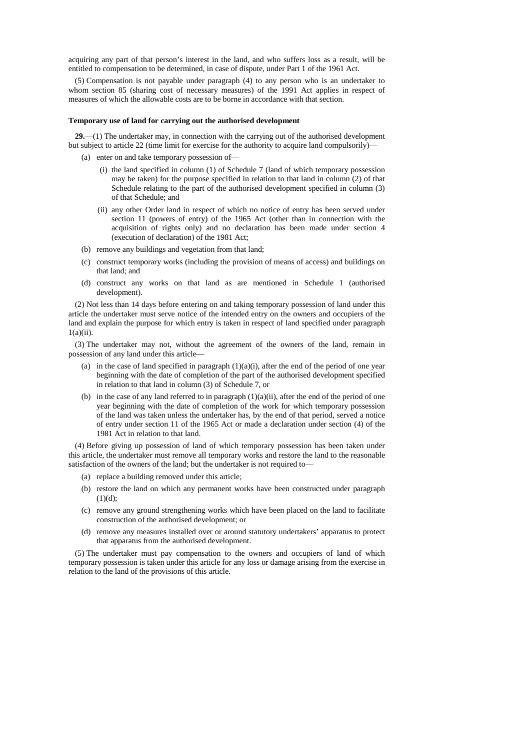acquiring any part of that person's interest in the land, and who suffers loss as a result, will be entitled to compensation to be determined, in case of dispute, under Part 1 of the 1961 Act.

(5) Compensation is not payable under paragraph (4) to any person who is an undertaker to whom section 85 (sharing cost of necessary measures) of the 1991 Act applies in respect of measures of which the allowable costs are to be borne in accordance with that section.

**Temporary use of land for carrying out the authorised development**

**29.**—(1) The undertaker may, in connection with the carrying out of the authorised development but subject to article 22 (time limit for exercise for the authority to acquire land compulsorily)—

(a) enter on and take temporary possession of—

(i) the land specified in column (1) of Schedule 7 (land of which temporary possession may be taken) for the purpose specified in relation to that land in column (2) of that Schedule relating to the part of the authorised development specified in column (3) of that Schedule; and

(ii) any other Order land in respect of which no notice of entry has been served under section 11 (powers of entry) of the 1965 Act (other than in connection with the acquisition of rights only) and no declaration has been made under section 4 (execution of declaration) of the 1981 Act;

(b) remove any buildings and vegetation from that land;

(c) construct temporary works (including the provision of means of access) and buildings on that land; and

(d) construct any works on that land as are mentioned in Schedule 1 (authorised development).

(2) Not less than 14 days before entering on and taking temporary possession of land under this article the undertaker must serve notice of the intended entry on the owners and occupiers of the land and explain the purpose for which entry is taken in respect of land specified under paragraph 1(a)(ii).

(3) The undertaker may not, without the agreement of the owners of the land, remain in possession of any land under this article—

(a) in the case of land specified in paragraph (1)(a)(i), after the end of the period of one year beginning with the date of completion of the part of the authorised development specified in relation to that land in column (3) of Schedule 7, or

(b) in the case of any land referred to in paragraph (1)(a)(ii), after the end of the period of one year beginning with the date of completion of the work for which temporary possession of the land was taken unless the undertaker has, by the end of that period, served a notice of entry under section 11 of the 1965 Act or made a declaration under section (4) of the 1981 Act in relation to that land.

(4) Before giving up possession of land of which temporary possession has been taken under this article, the undertaker must remove all temporary works and restore the land to the reasonable satisfaction of the owners of the land; but the undertaker is not required to—

(a) replace a building removed under this article;

(b) restore the land on which any permanent works have been constructed under paragraph (1)(d);

(c) remove any ground strengthening works which have been placed on the land to facilitate construction of the authorised development; or

(d) remove any measures installed over or around statutory undertakers' apparatus to protect that apparatus from the authorised development.

(5) The undertaker must pay compensation to the owners and occupiers of land of which temporary possession is taken under this article for any loss or damage arising from the exercise in relation to the land of the provisions of this article.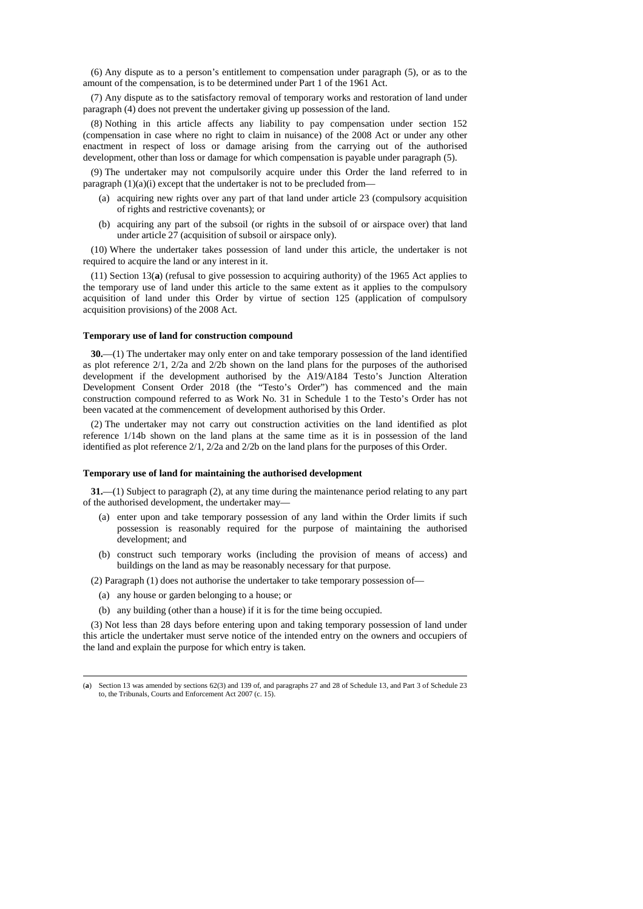(6) Any dispute as to a person's entitlement to compensation under paragraph (5), or as to the amount of the compensation, is to be determined under Part 1 of the 1961 Act.

(7) Any dispute as to the satisfactory removal of temporary works and restoration of land under paragraph (4) does not prevent the undertaker giving up possession of the land.

(8) Nothing in this article affects any liability to pay compensation under section 152 (compensation in case where no right to claim in nuisance) of the 2008 Act or under any other enactment in respect of loss or damage arising from the carrying out of the authorised development, other than loss or damage for which compensation is payable under paragraph (5).

(9) The undertaker may not compulsorily acquire under this Order the land referred to in paragraph (1)(a)(i) except that the undertaker is not to be precluded from—

- (a) acquiring new rights over any part of that land under article 23 (compulsory acquisition of rights and restrictive covenants); or
- (b) acquiring any part of the subsoil (or rights in the subsoil of or airspace over) that land under article 27 (acquisition of subsoil or airspace only).

(10) Where the undertaker takes possession of land under this article, the undertaker is not required to acquire the land or any interest in it.

(11) Section 13(**a**) (refusal to give possession to acquiring authority) of the 1965 Act applies to the temporary use of land under this article to the same extent as it applies to the compulsory acquisition of land under this Order by virtue of section 125 (application of compulsory acquisition provisions) of the 2008 Act.

**Temporary use of land for construction compound**

**30.**—(1) The undertaker may only enter on and take temporary possession of the land identified as plot reference 2/1, 2/2a and 2/2b shown on the land plans for the purposes of the authorised development if the development authorised by the A19/A184 Testo's Junction Alteration Development Consent Order 2018 (the "Testo's Order") has commenced and the main construction compound referred to as Work No. 31 in Schedule 1 to the Testo's Order has not been vacated at the commencement of development authorised by this Order.

(2) The undertaker may not carry out construction activities on the land identified as plot reference 1/14b shown on the land plans at the same time as it is in possession of the land identified as plot reference 2/1, 2/2a and 2/2b on the land plans for the purposes of this Order.

**Temporary use of land for maintaining the authorised development**

**31.**—(1) Subject to paragraph (2), at any time during the maintenance period relating to any part of the authorised development, the undertaker may—

- (a) enter upon and take temporary possession of any land within the Order limits if such possession is reasonably required for the purpose of maintaining the authorised development; and
- (b) construct such temporary works (including the provision of means of access) and buildings on the land as may be reasonably necessary for that purpose.

(2) Paragraph (1) does not authorise the undertaker to take temporary possession of—

- (a) any house or garden belonging to a house; or
- (b) any building (other than a house) if it is for the time being occupied.

(3) Not less than 28 days before entering upon and taking temporary possession of land under this article the undertaker must serve notice of the intended entry on the owners and occupiers of the land and explain the purpose for which entry is taken.

---

(**a**) Section 13 was amended by sections 62(3) and 139 of, and paragraphs 27 and 28 of Schedule 13, and Part 3 of Schedule 23 to, the Tribunals, Courts and Enforcement Act 2007 (c. 15).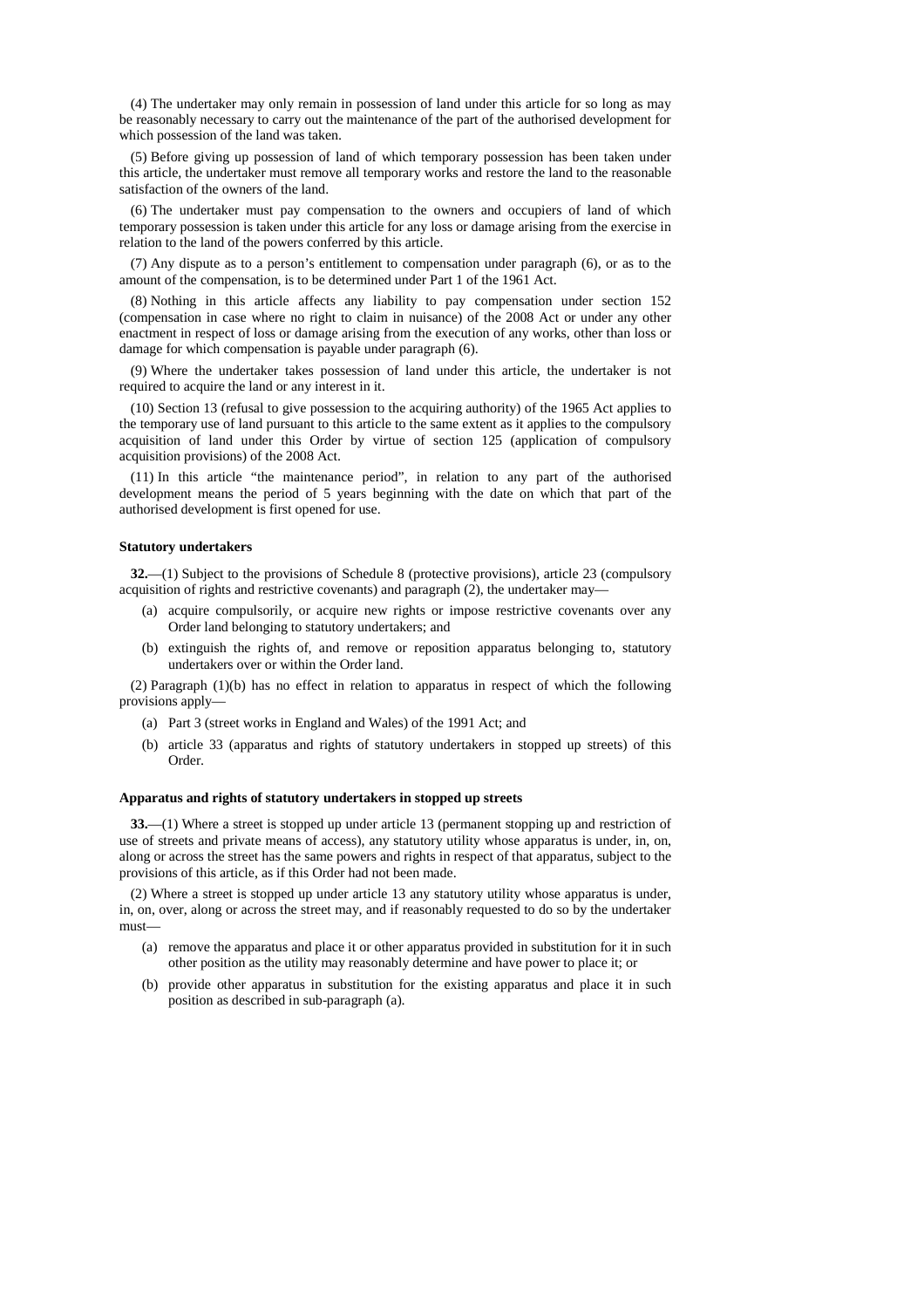(4) The undertaker may only remain in possession of land under this article for so long as may be reasonably necessary to carry out the maintenance of the part of the authorised development for which possession of the land was taken.

(5) Before giving up possession of land of which temporary possession has been taken under this article, the undertaker must remove all temporary works and restore the land to the reasonable satisfaction of the owners of the land.

(6) The undertaker must pay compensation to the owners and occupiers of land of which temporary possession is taken under this article for any loss or damage arising from the exercise in relation to the land of the powers conferred by this article.

(7) Any dispute as to a person's entitlement to compensation under paragraph (6), or as to the amount of the compensation, is to be determined under Part 1 of the 1961 Act.

(8) Nothing in this article affects any liability to pay compensation under section 152 (compensation in case where no right to claim in nuisance) of the 2008 Act or under any other enactment in respect of loss or damage arising from the execution of any works, other than loss or damage for which compensation is payable under paragraph (6).

(9) Where the undertaker takes possession of land under this article, the undertaker is not required to acquire the land or any interest in it.

(10) Section 13 (refusal to give possession to the acquiring authority) of the 1965 Act applies to the temporary use of land pursuant to this article to the same extent as it applies to the compulsory acquisition of land under this Order by virtue of section 125 (application of compulsory acquisition provisions) of the 2008 Act.

(11) In this article "the maintenance period", in relation to any part of the authorised development means the period of 5 years beginning with the date on which that part of the authorised development is first opened for use.

**Statutory undertakers**

**32.**—(1) Subject to the provisions of Schedule 8 (protective provisions), article 23 (compulsory acquisition of rights and restrictive covenants) and paragraph (2), the undertaker may—

(a) acquire compulsorily, or acquire new rights or impose restrictive covenants over any Order land belonging to statutory undertakers; and

(b) extinguish the rights of, and remove or reposition apparatus belonging to, statutory undertakers over or within the Order land.

(2) Paragraph (1)(b) has no effect in relation to apparatus in respect of which the following provisions apply—

(a) Part 3 (street works in England and Wales) of the 1991 Act; and

(b) article 33 (apparatus and rights of statutory undertakers in stopped up streets) of this Order.

**Apparatus and rights of statutory undertakers in stopped up streets**

**33.**—(1) Where a street is stopped up under article 13 (permanent stopping up and restriction of use of streets and private means of access), any statutory utility whose apparatus is under, in, on, along or across the street has the same powers and rights in respect of that apparatus, subject to the provisions of this article, as if this Order had not been made.

(2) Where a street is stopped up under article 13 any statutory utility whose apparatus is under, in, on, over, along or across the street may, and if reasonably requested to do so by the undertaker must—

(a) remove the apparatus and place it or other apparatus provided in substitution for it in such other position as the utility may reasonably determine and have power to place it; or

(b) provide other apparatus in substitution for the existing apparatus and place it in such position as described in sub-paragraph (a).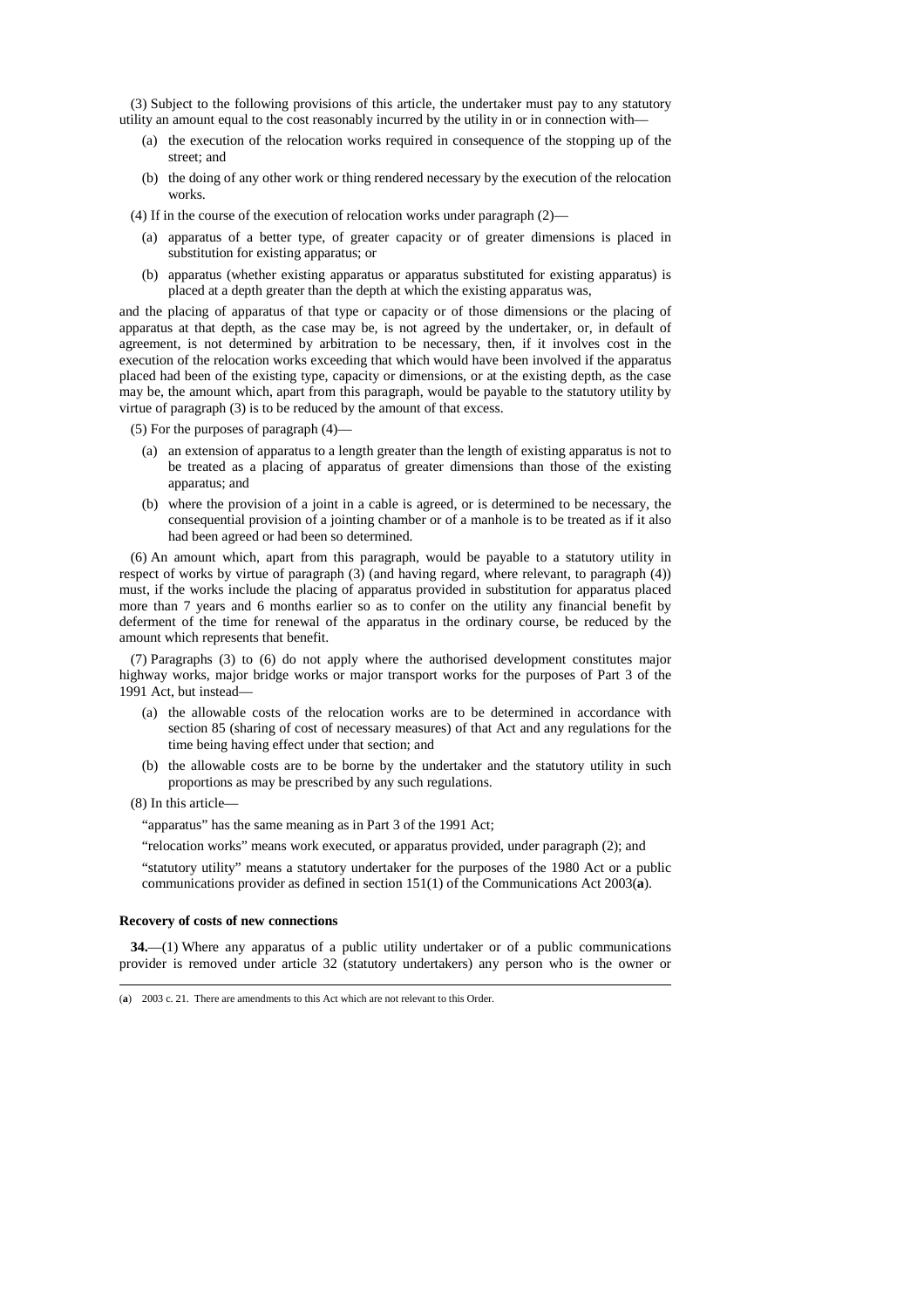(3) Subject to the following provisions of this article, the undertaker must pay to any statutory utility an amount equal to the cost reasonably incurred by the utility in or in connection with—

(a) the execution of the relocation works required in consequence of the stopping up of the street; and

(b) the doing of any other work or thing rendered necessary by the execution of the relocation works.

(4) If in the course of the execution of relocation works under paragraph (2)—

(a) apparatus of a better type, of greater capacity or of greater dimensions is placed in substitution for existing apparatus; or

(b) apparatus (whether existing apparatus or apparatus substituted for existing apparatus) is placed at a depth greater than the depth at which the existing apparatus was,

and the placing of apparatus of that type or capacity or of those dimensions or the placing of apparatus at that depth, as the case may be, is not agreed by the undertaker, or, in default of agreement, is not determined by arbitration to be necessary, then, if it involves cost in the execution of the relocation works exceeding that which would have been involved if the apparatus placed had been of the existing type, capacity or dimensions, or at the existing depth, as the case may be, the amount which, apart from this paragraph, would be payable to the statutory utility by virtue of paragraph (3) is to be reduced by the amount of that excess.

(5) For the purposes of paragraph (4)—

(a) an extension of apparatus to a length greater than the length of existing apparatus is not to be treated as a placing of apparatus of greater dimensions than those of the existing apparatus; and

(b) where the provision of a joint in a cable is agreed, or is determined to be necessary, the consequential provision of a jointing chamber or of a manhole is to be treated as if it also had been agreed or had been so determined.

(6) An amount which, apart from this paragraph, would be payable to a statutory utility in respect of works by virtue of paragraph (3) (and having regard, where relevant, to paragraph (4)) must, if the works include the placing of apparatus provided in substitution for apparatus placed more than 7 years and 6 months earlier so as to confer on the utility any financial benefit by deferment of the time for renewal of the apparatus in the ordinary course, be reduced by the amount which represents that benefit.

(7) Paragraphs (3) to (6) do not apply where the authorised development constitutes major highway works, major bridge works or major transport works for the purposes of Part 3 of the 1991 Act, but instead—

(a) the allowable costs of the relocation works are to be determined in accordance with section 85 (sharing of cost of necessary measures) of that Act and any regulations for the time being having effect under that section; and

(b) the allowable costs are to be borne by the undertaker and the statutory utility in such proportions as may be prescribed by any such regulations.

(8) In this article—

"apparatus" has the same meaning as in Part 3 of the 1991 Act;

"relocation works" means work executed, or apparatus provided, under paragraph (2); and

"statutory utility" means a statutory undertaker for the purposes of the 1980 Act or a public communications provider as defined in section 151(1) of the Communications Act 2003(**a**).

**Recovery of costs of new connections**

**34.**—(1) Where any apparatus of a public utility undertaker or of a public communications provider is removed under article 32 (statutory undertakers) any person who is the owner or

---

(**a**) 2003 c. 21. There are amendments to this Act which are not relevant to this Order.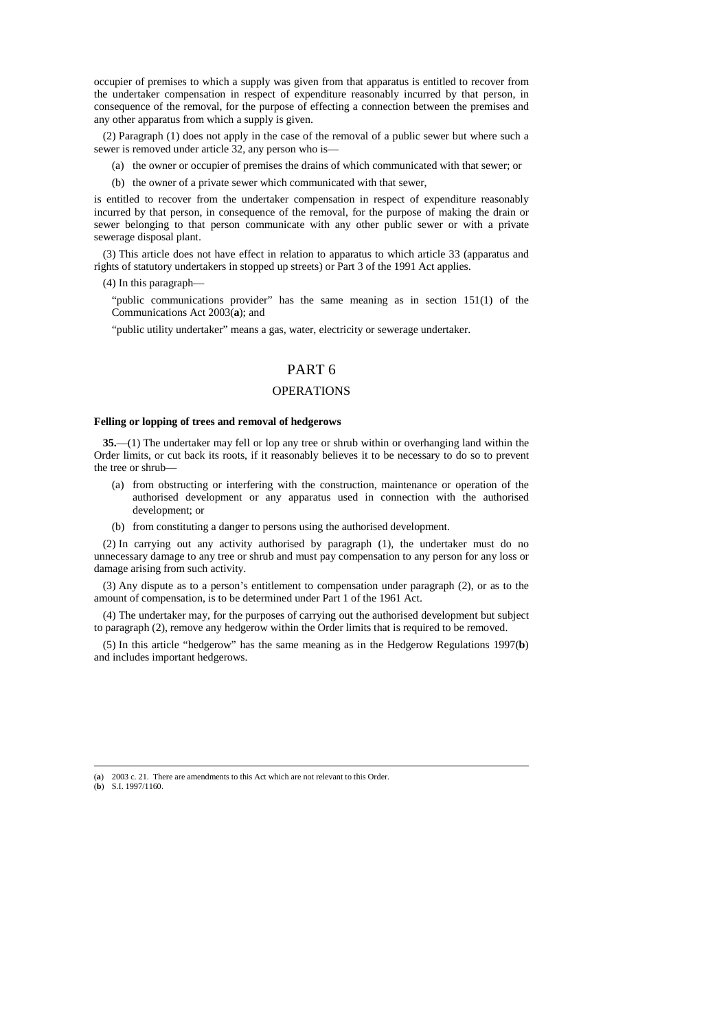occupier of premises to which a supply was given from that apparatus is entitled to recover from the undertaker compensation in respect of expenditure reasonably incurred by that person, in consequence of the removal, for the purpose of effecting a connection between the premises and any other apparatus from which a supply is given.

(2) Paragraph (1) does not apply in the case of the removal of a public sewer but where such a sewer is removed under article 32, any person who is—

(a) the owner or occupier of premises the drains of which communicated with that sewer; or

(b) the owner of a private sewer which communicated with that sewer,

is entitled to recover from the undertaker compensation in respect of expenditure reasonably incurred by that person, in consequence of the removal, for the purpose of making the drain or sewer belonging to that person communicate with any other public sewer or with a private sewerage disposal plant.

(3) This article does not have effect in relation to apparatus to which article 33 (apparatus and rights of statutory undertakers in stopped up streets) or Part 3 of the 1991 Act applies.

(4) In this paragraph—

"public communications provider" has the same meaning as in section 151(1) of the Communications Act 2003(**a**); and

"public utility undertaker" means a gas, water, electricity or sewerage undertaker.

## PART 6

## OPERATIONS

### Felling or lopping of trees and removal of hedgerows

**35.**—(1) The undertaker may fell or lop any tree or shrub within or overhanging land within the Order limits, or cut back its roots, if it reasonably believes it to be necessary to do so to prevent the tree or shrub—

(a) from obstructing or interfering with the construction, maintenance or operation of the authorised development or any apparatus used in connection with the authorised development; or

(b) from constituting a danger to persons using the authorised development.

(2) In carrying out any activity authorised by paragraph (1), the undertaker must do no unnecessary damage to any tree or shrub and must pay compensation to any person for any loss or damage arising from such activity.

(3) Any dispute as to a person's entitlement to compensation under paragraph (2), or as to the amount of compensation, is to be determined under Part 1 of the 1961 Act.

(4) The undertaker may, for the purposes of carrying out the authorised development but subject to paragraph (2), remove any hedgerow within the Order limits that is required to be removed.

(5) In this article "hedgerow" has the same meaning as in the Hedgerow Regulations 1997(**b**) and includes important hedgerows.

---

(**a**) 2003 c. 21. There are amendments to this Act which are not relevant to this Order.

(**b**) S.I. 1997/1160.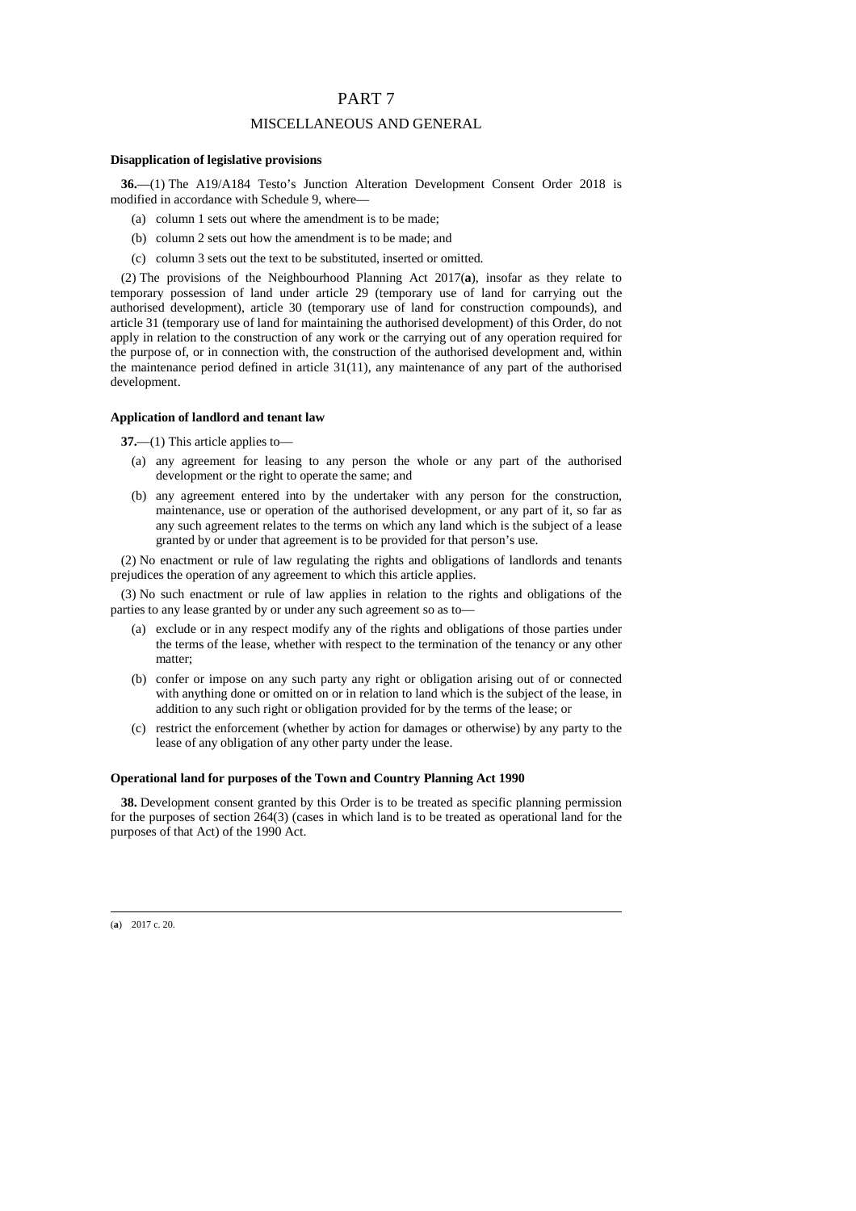# PART 7

## MISCELLANEOUS AND GENERAL

### Disapplication of legislative provisions

**36.**—(1) The A19/A184 Testo's Junction Alteration Development Consent Order 2018 is modified in accordance with Schedule 9, where—

- (a) column 1 sets out where the amendment is to be made;
- (b) column 2 sets out how the amendment is to be made; and
- (c) column 3 sets out the text to be substituted, inserted or omitted.

(2) The provisions of the Neighbourhood Planning Act 2017(**a**), insofar as they relate to temporary possession of land under article 29 (temporary use of land for carrying out the authorised development), article 30 (temporary use of land for construction compounds), and article 31 (temporary use of land for maintaining the authorised development) of this Order, do not apply in relation to the construction of any work or the carrying out of any operation required for the purpose of, or in connection with, the construction of the authorised development and, within the maintenance period defined in article 31(11), any maintenance of any part of the authorised development.

### Application of landlord and tenant law

**37.**—(1) This article applies to—

- (a) any agreement for leasing to any person the whole or any part of the authorised development or the right to operate the same; and
- (b) any agreement entered into by the undertaker with any person for the construction, maintenance, use or operation of the authorised development, or any part of it, so far as any such agreement relates to the terms on which any land which is the subject of a lease granted by or under that agreement is to be provided for that person's use.

(2) No enactment or rule of law regulating the rights and obligations of landlords and tenants prejudices the operation of any agreement to which this article applies.

(3) No such enactment or rule of law applies in relation to the rights and obligations of the parties to any lease granted by or under any such agreement so as to—

- (a) exclude or in any respect modify any of the rights and obligations of those parties under the terms of the lease, whether with respect to the termination of the tenancy or any other matter;
- (b) confer or impose on any such party any right or obligation arising out of or connected with anything done or omitted on or in relation to land which is the subject of the lease, in addition to any such right or obligation provided for by the terms of the lease; or
- (c) restrict the enforcement (whether by action for damages or otherwise) by any party to the lease of any obligation of any other party under the lease.

### Operational land for purposes of the Town and Country Planning Act 1990

**38.** Development consent granted by this Order is to be treated as specific planning permission for the purposes of section 264(3) (cases in which land is to be treated as operational land for the purposes of that Act) of the 1990 Act.

---

(**a**) 2017 c. 20.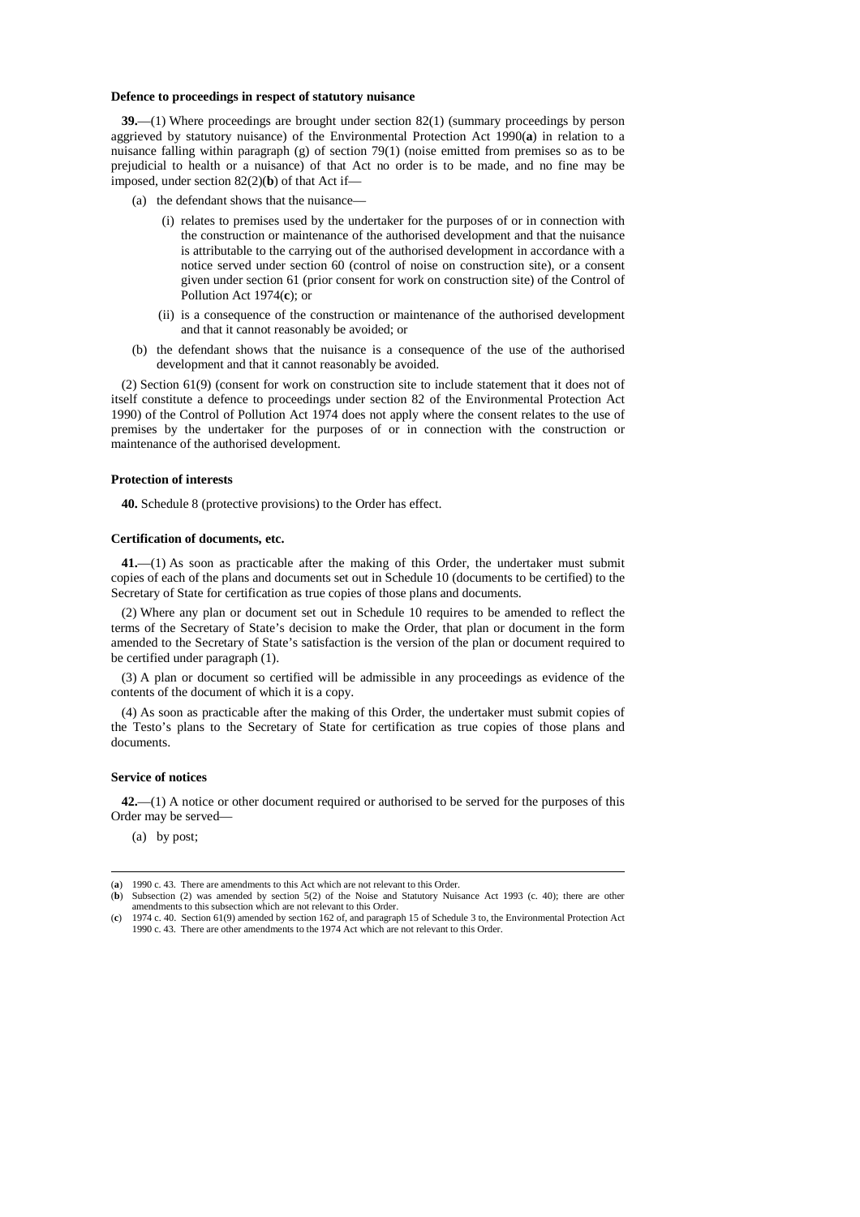**Defence to proceedings in respect of statutory nuisance**

**39.**—(1) Where proceedings are brought under section 82(1) (summary proceedings by person aggrieved by statutory nuisance) of the Environmental Protection Act 1990(**a**) in relation to a nuisance falling within paragraph (g) of section 79(1) (noise emitted from premises so as to be prejudicial to health or a nuisance) of that Act no order is to be made, and no fine may be imposed, under section 82(2)(**b**) of that Act if—

(a) the defendant shows that the nuisance—

(i) relates to premises used by the undertaker for the purposes of or in connection with the construction or maintenance of the authorised development and that the nuisance is attributable to the carrying out of the authorised development in accordance with a notice served under section 60 (control of noise on construction site), or a consent given under section 61 (prior consent for work on construction site) of the Control of Pollution Act 1974(**c**); or

(ii) is a consequence of the construction or maintenance of the authorised development and that it cannot reasonably be avoided; or

(b) the defendant shows that the nuisance is a consequence of the use of the authorised development and that it cannot reasonably be avoided.

(2) Section 61(9) (consent for work on construction site to include statement that it does not of itself constitute a defence to proceedings under section 82 of the Environmental Protection Act 1990) of the Control of Pollution Act 1974 does not apply where the consent relates to the use of premises by the undertaker for the purposes of or in connection with the construction or maintenance of the authorised development.

**Protection of interests**

**40.** Schedule 8 (protective provisions) to the Order has effect.

**Certification of documents, etc.**

**41.**—(1) As soon as practicable after the making of this Order, the undertaker must submit copies of each of the plans and documents set out in Schedule 10 (documents to be certified) to the Secretary of State for certification as true copies of those plans and documents.

(2) Where any plan or document set out in Schedule 10 requires to be amended to reflect the terms of the Secretary of State's decision to make the Order, that plan or document in the form amended to the Secretary of State's satisfaction is the version of the plan or document required to be certified under paragraph (1).

(3) A plan or document so certified will be admissible in any proceedings as evidence of the contents of the document of which it is a copy.

(4) As soon as practicable after the making of this Order, the undertaker must submit copies of the Testo's plans to the Secretary of State for certification as true copies of those plans and documents.

**Service of notices**

**42.**—(1) A notice or other document required or authorised to be served for the purposes of this Order may be served—

(a) by post;

---

(**a**) 1990 c. 43. There are amendments to this Act which are not relevant to this Order.

(**b**) Subsection (2) was amended by section 5(2) of the Noise and Statutory Nuisance Act 1993 (c. 40); there are other amendments to this subsection which are not relevant to this Order.

(**c**) 1974 c. 40. Section 61(9) amended by section 162 of, and paragraph 15 of Schedule 3 to, the Environmental Protection Act 1990 c. 43. There are other amendments to the 1974 Act which are not relevant to this Order.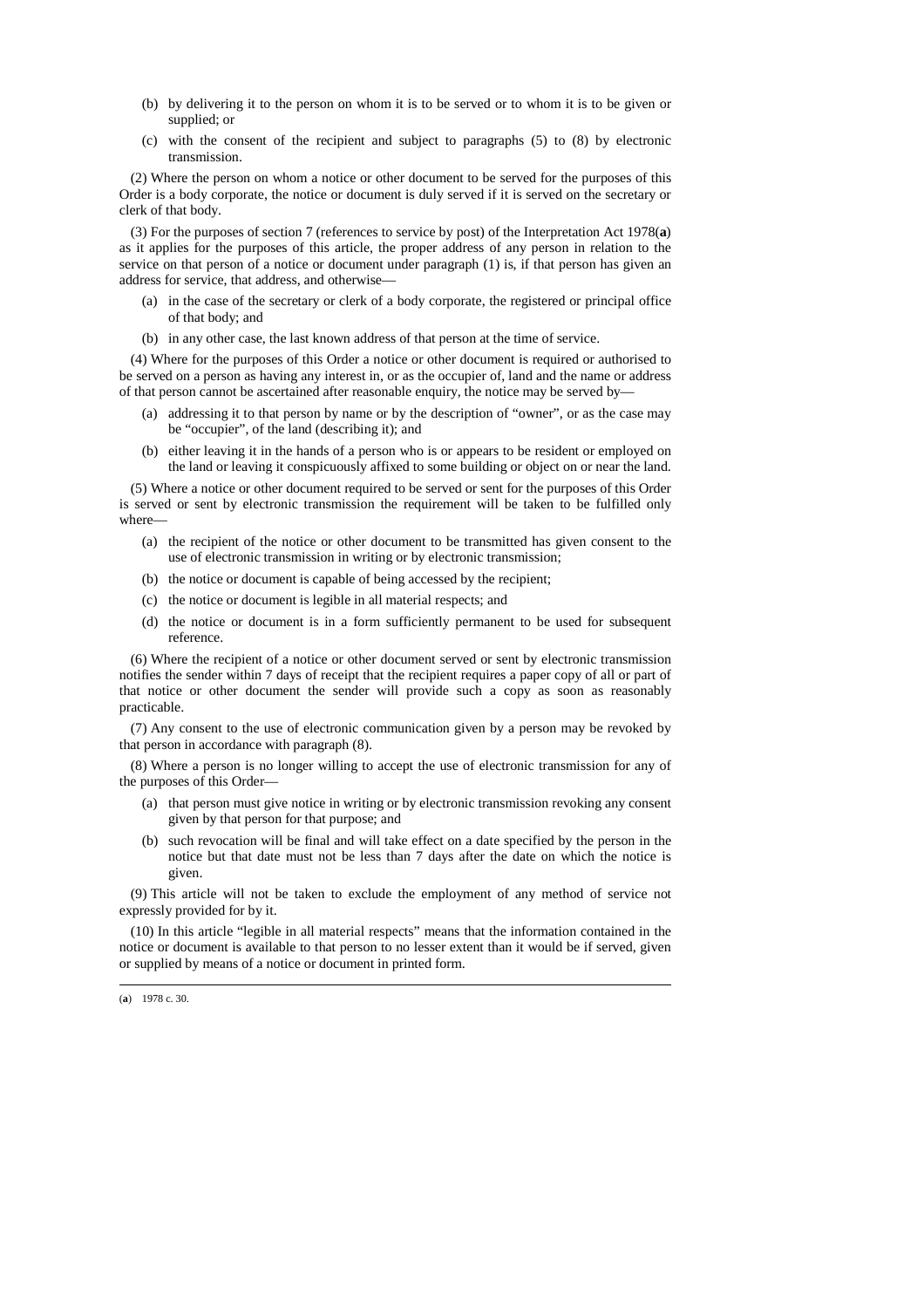(b) by delivering it to the person on whom it is to be served or to whom it is to be given or supplied; or

(c) with the consent of the recipient and subject to paragraphs (5) to (8) by electronic transmission.

(2) Where the person on whom a notice or other document to be served for the purposes of this Order is a body corporate, the notice or document is duly served if it is served on the secretary or clerk of that body.

(3) For the purposes of section 7 (references to service by post) of the Interpretation Act 1978(**a**) as it applies for the purposes of this article, the proper address of any person in relation to the service on that person of a notice or document under paragraph (1) is, if that person has given an address for service, that address, and otherwise—

(a) in the case of the secretary or clerk of a body corporate, the registered or principal office of that body; and

(b) in any other case, the last known address of that person at the time of service.

(4) Where for the purposes of this Order a notice or other document is required or authorised to be served on a person as having any interest in, or as the occupier of, land and the name or address of that person cannot be ascertained after reasonable enquiry, the notice may be served by—

(a) addressing it to that person by name or by the description of "owner", or as the case may be "occupier", of the land (describing it); and

(b) either leaving it in the hands of a person who is or appears to be resident or employed on the land or leaving it conspicuously affixed to some building or object on or near the land.

(5) Where a notice or other document required to be served or sent for the purposes of this Order is served or sent by electronic transmission the requirement will be taken to be fulfilled only where—

(a) the recipient of the notice or other document to be transmitted has given consent to the use of electronic transmission in writing or by electronic transmission;

(b) the notice or document is capable of being accessed by the recipient;

(c) the notice or document is legible in all material respects; and

(d) the notice or document is in a form sufficiently permanent to be used for subsequent reference.

(6) Where the recipient of a notice or other document served or sent by electronic transmission notifies the sender within 7 days of receipt that the recipient requires a paper copy of all or part of that notice or other document the sender will provide such a copy as soon as reasonably practicable.

(7) Any consent to the use of electronic communication given by a person may be revoked by that person in accordance with paragraph (8).

(8) Where a person is no longer willing to accept the use of electronic transmission for any of the purposes of this Order—

(a) that person must give notice in writing or by electronic transmission revoking any consent given by that person for that purpose; and

(b) such revocation will be final and will take effect on a date specified by the person in the notice but that date must not be less than 7 days after the date on which the notice is given.

(9) This article will not be taken to exclude the employment of any method of service not expressly provided for by it.

(10) In this article "legible in all material respects" means that the information contained in the notice or document is available to that person to no lesser extent than it would be if served, given or supplied by means of a notice or document in printed form.

---

(**a**) 1978 c. 30.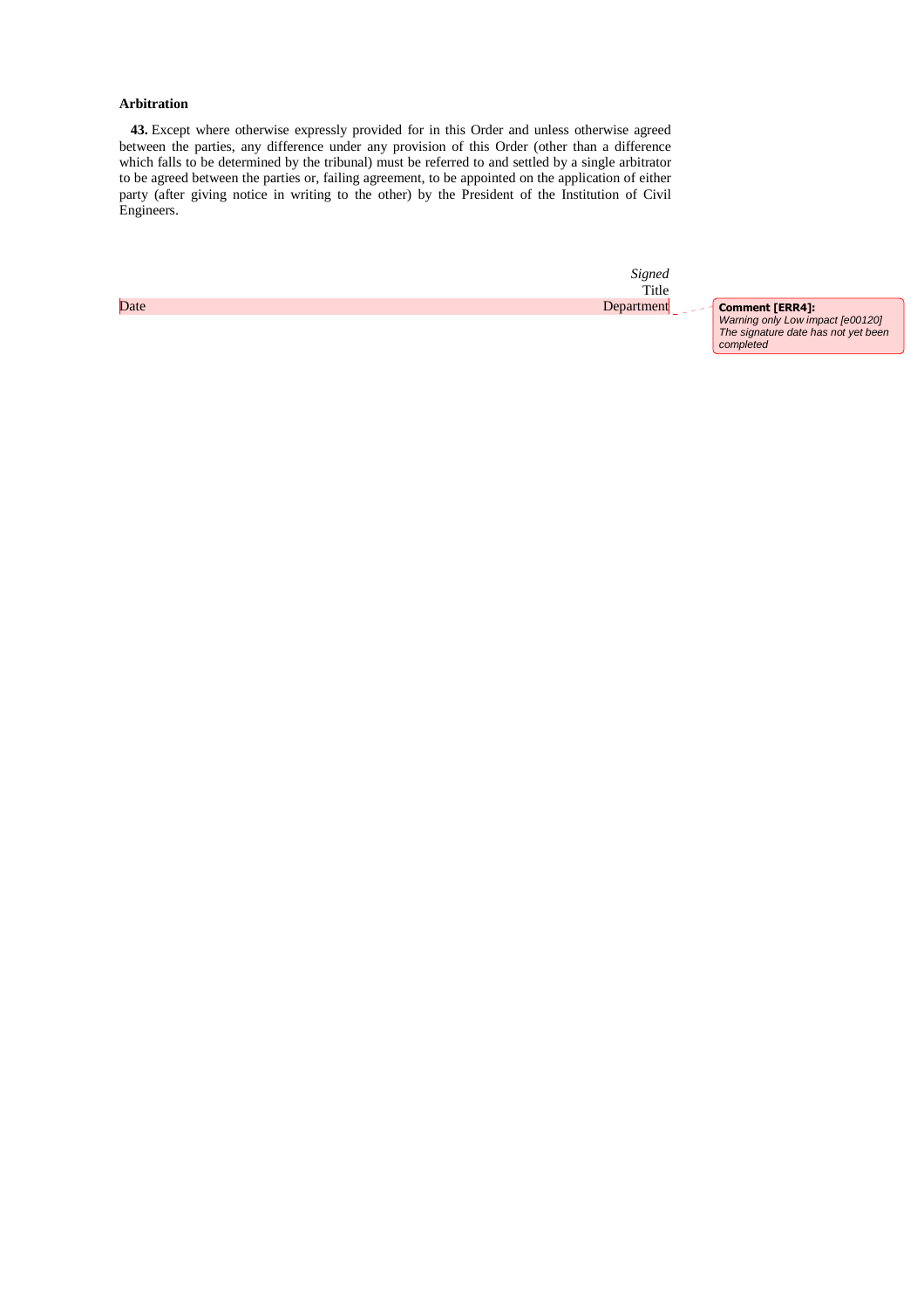### Arbitration

**43.** Except where otherwise expressly provided for in this Order and unless otherwise agreed between the parties, any difference under any provision of this Order (other than a difference which falls to be determined by the tribunal) must be referred to and settled by a single arbitrator to be agreed between the parties or, failing agreement, to be appointed on the application of either party (after giving notice in writing to the other) by the President of the Institution of Civil Engineers.

*Signed*
Title
Date Department

**Comment [ERR4]:** *Warning only Low impact [e00120] The signature date has not yet been completed*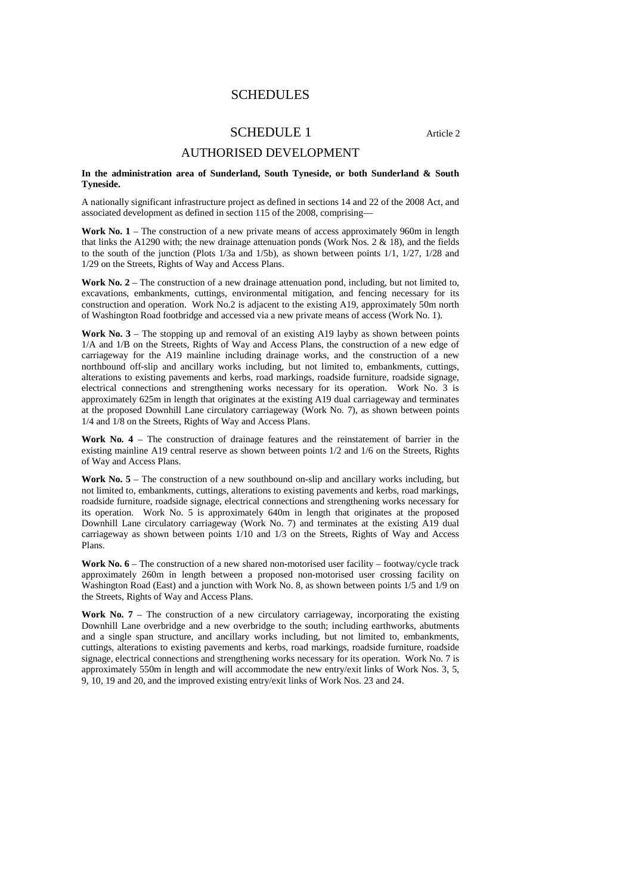# SCHEDULES

## SCHEDULE 1

Article 2

## AUTHORISED DEVELOPMENT

**In the administration area of Sunderland, South Tyneside, or both Sunderland & South Tyneside.**

A nationally significant infrastructure project as defined in sections 14 and 22 of the 2008 Act, and associated development as defined in section 115 of the 2008, comprising—

**Work No. 1** – The construction of a new private means of access approximately 960m in length that links the A1290 with; the new drainage attenuation ponds (Work Nos. 2 & 18), and the fields to the south of the junction (Plots 1/3a and 1/5b), as shown between points 1/1, 1/27, 1/28 and 1/29 on the Streets, Rights of Way and Access Plans.

**Work No. 2** – The construction of a new drainage attenuation pond, including, but not limited to, excavations, embankments, cuttings, environmental mitigation, and fencing necessary for its construction and operation. Work No.2 is adjacent to the existing A19, approximately 50m north of Washington Road footbridge and accessed via a new private means of access (Work No. 1).

**Work No. 3** – The stopping up and removal of an existing A19 layby as shown between points 1/A and 1/B on the Streets, Rights of Way and Access Plans, the construction of a new edge of carriageway for the A19 mainline including drainage works, and the construction of a new northbound off-slip and ancillary works including, but not limited to, embankments, cuttings, alterations to existing pavements and kerbs, road markings, roadside furniture, roadside signage, electrical connections and strengthening works necessary for its operation. Work No. 3 is approximately 625m in length that originates at the existing A19 dual carriageway and terminates at the proposed Downhill Lane circulatory carriageway (Work No. 7), as shown between points 1/4 and 1/8 on the Streets, Rights of Way and Access Plans.

**Work No. 4** – The construction of drainage features and the reinstatement of barrier in the existing mainline A19 central reserve as shown between points 1/2 and 1/6 on the Streets, Rights of Way and Access Plans.

**Work No. 5** – The construction of a new southbound on-slip and ancillary works including, but not limited to, embankments, cuttings, alterations to existing pavements and kerbs, road markings, roadside furniture, roadside signage, electrical connections and strengthening works necessary for its operation. Work No. 5 is approximately 640m in length that originates at the proposed Downhill Lane circulatory carriageway (Work No. 7) and terminates at the existing A19 dual carriageway as shown between points 1/10 and 1/3 on the Streets, Rights of Way and Access Plans.

**Work No. 6** – The construction of a new shared non-motorised user facility – footway/cycle track approximately 260m in length between a proposed non-motorised user crossing facility on Washington Road (East) and a junction with Work No. 8, as shown between points 1/5 and 1/9 on the Streets, Rights of Way and Access Plans.

**Work No. 7** – The construction of a new circulatory carriageway, incorporating the existing Downhill Lane overbridge and a new overbridge to the south; including earthworks, abutments and a single span structure, and ancillary works including, but not limited to, embankments, cuttings, alterations to existing pavements and kerbs, road markings, roadside furniture, roadside signage, electrical connections and strengthening works necessary for its operation. Work No. 7 is approximately 550m in length and will accommodate the new entry/exit links of Work Nos. 3, 5, 9, 10, 19 and 20, and the improved existing entry/exit links of Work Nos. 23 and 24.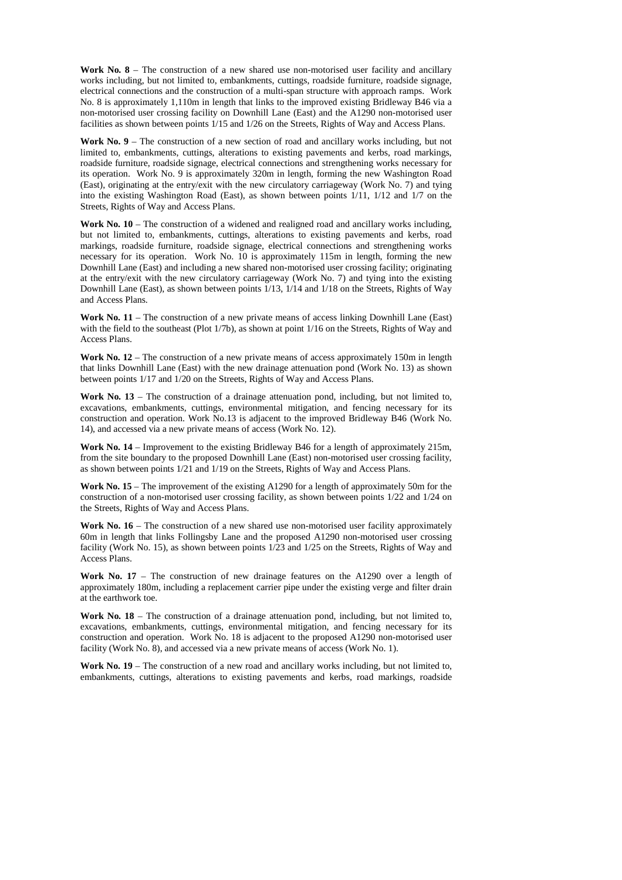**Work No. 8** – The construction of a new shared use non-motorised user facility and ancillary works including, but not limited to, embankments, cuttings, roadside furniture, roadside signage, electrical connections and the construction of a multi-span structure with approach ramps. Work No. 8 is approximately 1,110m in length that links to the improved existing Bridleway B46 via a non-motorised user crossing facility on Downhill Lane (East) and the A1290 non-motorised user facilities as shown between points 1/15 and 1/26 on the Streets, Rights of Way and Access Plans.

**Work No. 9** – The construction of a new section of road and ancillary works including, but not limited to, embankments, cuttings, alterations to existing pavements and kerbs, road markings, roadside furniture, roadside signage, electrical connections and strengthening works necessary for its operation. Work No. 9 is approximately 320m in length, forming the new Washington Road (East), originating at the entry/exit with the new circulatory carriageway (Work No. 7) and tying into the existing Washington Road (East), as shown between points 1/11, 1/12 and 1/7 on the Streets, Rights of Way and Access Plans.

**Work No. 10** – The construction of a widened and realigned road and ancillary works including, but not limited to, embankments, cuttings, alterations to existing pavements and kerbs, road markings, roadside furniture, roadside signage, electrical connections and strengthening works necessary for its operation. Work No. 10 is approximately 115m in length, forming the new Downhill Lane (East) and including a new shared non-motorised user crossing facility; originating at the entry/exit with the new circulatory carriageway (Work No. 7) and tying into the existing Downhill Lane (East), as shown between points 1/13, 1/14 and 1/18 on the Streets, Rights of Way and Access Plans.

**Work No. 11** – The construction of a new private means of access linking Downhill Lane (East) with the field to the southeast (Plot 1/7b), as shown at point 1/16 on the Streets, Rights of Way and Access Plans.

**Work No. 12** – The construction of a new private means of access approximately 150m in length that links Downhill Lane (East) with the new drainage attenuation pond (Work No. 13) as shown between points 1/17 and 1/20 on the Streets, Rights of Way and Access Plans.

**Work No. 13** – The construction of a drainage attenuation pond, including, but not limited to, excavations, embankments, cuttings, environmental mitigation, and fencing necessary for its construction and operation. Work No.13 is adjacent to the improved Bridleway B46 (Work No. 14), and accessed via a new private means of access (Work No. 12).

**Work No. 14** – Improvement to the existing Bridleway B46 for a length of approximately 215m, from the site boundary to the proposed Downhill Lane (East) non-motorised user crossing facility, as shown between points 1/21 and 1/19 on the Streets, Rights of Way and Access Plans.

**Work No. 15** – The improvement of the existing A1290 for a length of approximately 50m for the construction of a non-motorised user crossing facility, as shown between points 1/22 and 1/24 on the Streets, Rights of Way and Access Plans.

**Work No. 16** – The construction of a new shared use non-motorised user facility approximately 60m in length that links Follingsby Lane and the proposed A1290 non-motorised user crossing facility (Work No. 15), as shown between points 1/23 and 1/25 on the Streets, Rights of Way and Access Plans.

**Work No. 17** – The construction of new drainage features on the A1290 over a length of approximately 180m, including a replacement carrier pipe under the existing verge and filter drain at the earthwork toe.

**Work No. 18** – The construction of a drainage attenuation pond, including, but not limited to, excavations, embankments, cuttings, environmental mitigation, and fencing necessary for its construction and operation. Work No. 18 is adjacent to the proposed A1290 non-motorised user facility (Work No. 8), and accessed via a new private means of access (Work No. 1).

**Work No. 19** – The construction of a new road and ancillary works including, but not limited to, embankments, cuttings, alterations to existing pavements and kerbs, road markings, roadside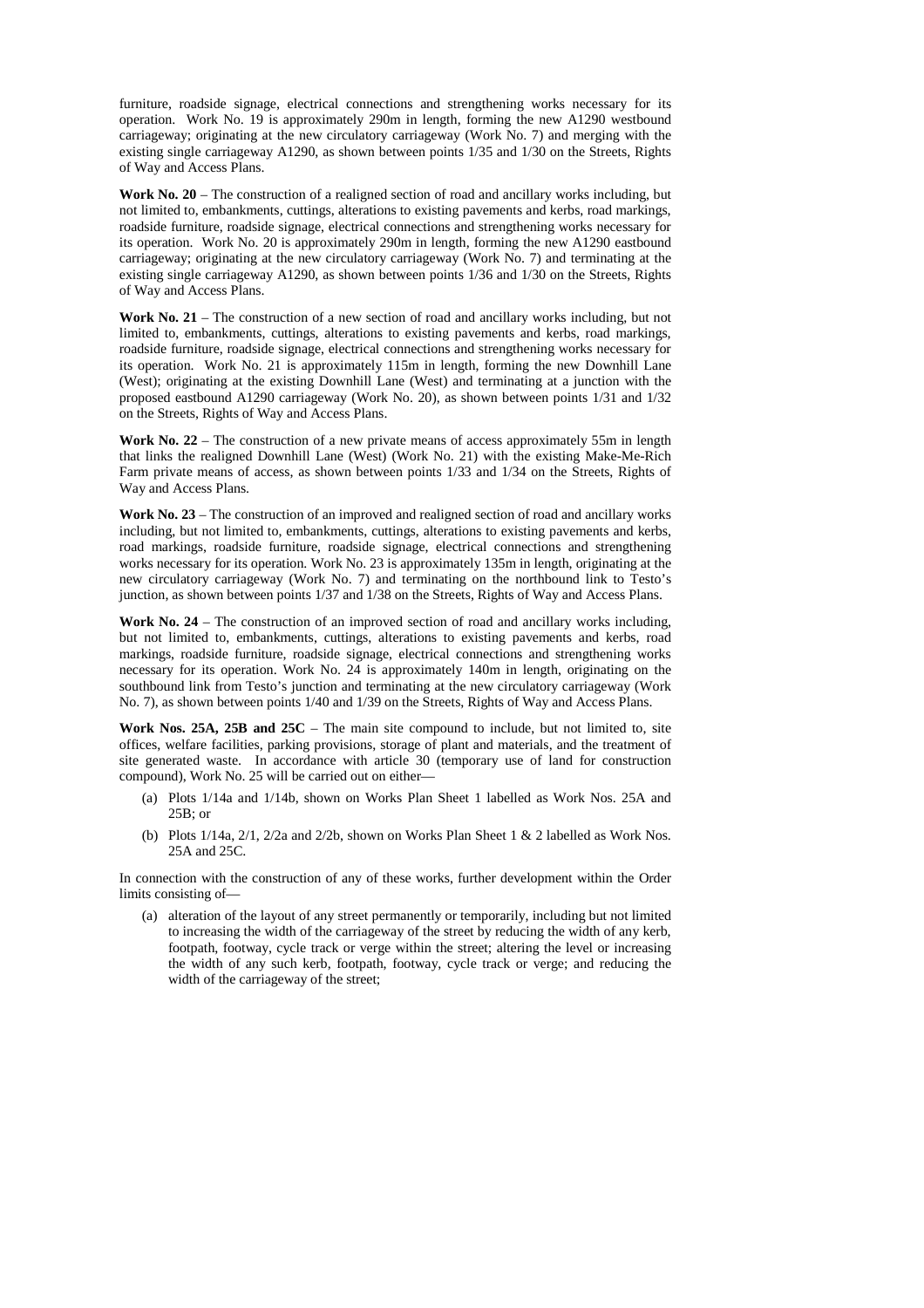furniture, roadside signage, electrical connections and strengthening works necessary for its operation. Work No. 19 is approximately 290m in length, forming the new A1290 westbound carriageway; originating at the new circulatory carriageway (Work No. 7) and merging with the existing single carriageway A1290, as shown between points 1/35 and 1/30 on the Streets, Rights of Way and Access Plans.

**Work No. 20** – The construction of a realigned section of road and ancillary works including, but not limited to, embankments, cuttings, alterations to existing pavements and kerbs, road markings, roadside furniture, roadside signage, electrical connections and strengthening works necessary for its operation. Work No. 20 is approximately 290m in length, forming the new A1290 eastbound carriageway; originating at the new circulatory carriageway (Work No. 7) and terminating at the existing single carriageway A1290, as shown between points 1/36 and 1/30 on the Streets, Rights of Way and Access Plans.

**Work No. 21** – The construction of a new section of road and ancillary works including, but not limited to, embankments, cuttings, alterations to existing pavements and kerbs, road markings, roadside furniture, roadside signage, electrical connections and strengthening works necessary for its operation. Work No. 21 is approximately 115m in length, forming the new Downhill Lane (West); originating at the existing Downhill Lane (West) and terminating at a junction with the proposed eastbound A1290 carriageway (Work No. 20), as shown between points 1/31 and 1/32 on the Streets, Rights of Way and Access Plans.

**Work No. 22** – The construction of a new private means of access approximately 55m in length that links the realigned Downhill Lane (West) (Work No. 21) with the existing Make-Me-Rich Farm private means of access, as shown between points 1/33 and 1/34 on the Streets, Rights of Way and Access Plans.

**Work No. 23** – The construction of an improved and realigned section of road and ancillary works including, but not limited to, embankments, cuttings, alterations to existing pavements and kerbs, road markings, roadside furniture, roadside signage, electrical connections and strengthening works necessary for its operation. Work No. 23 is approximately 135m in length, originating at the new circulatory carriageway (Work No. 7) and terminating on the northbound link to Testo's junction, as shown between points 1/37 and 1/38 on the Streets, Rights of Way and Access Plans.

**Work No. 24** – The construction of an improved section of road and ancillary works including, but not limited to, embankments, cuttings, alterations to existing pavements and kerbs, road markings, roadside furniture, roadside signage, electrical connections and strengthening works necessary for its operation. Work No. 24 is approximately 140m in length, originating on the southbound link from Testo's junction and terminating at the new circulatory carriageway (Work No. 7), as shown between points 1/40 and 1/39 on the Streets, Rights of Way and Access Plans.

**Work Nos. 25A, 25B and 25C** – The main site compound to include, but not limited to, site offices, welfare facilities, parking provisions, storage of plant and materials, and the treatment of site generated waste. In accordance with article 30 (temporary use of land for construction compound), Work No. 25 will be carried out on either—

(a) Plots 1/14a and 1/14b, shown on Works Plan Sheet 1 labelled as Work Nos. 25A and 25B; or

(b) Plots 1/14a, 2/1, 2/2a and 2/2b, shown on Works Plan Sheet 1 & 2 labelled as Work Nos. 25A and 25C.

In connection with the construction of any of these works, further development within the Order limits consisting of—

(a) alteration of the layout of any street permanently or temporarily, including but not limited to increasing the width of the carriageway of the street by reducing the width of any kerb, footpath, footway, cycle track or verge within the street; altering the level or increasing the width of any such kerb, footpath, footway, cycle track or verge; and reducing the width of the carriageway of the street;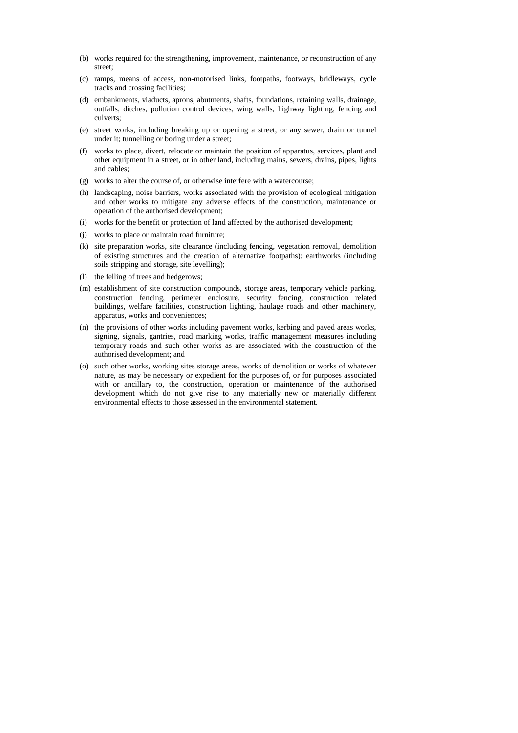(b) works required for the strengthening, improvement, maintenance, or reconstruction of any street;

(c) ramps, means of access, non-motorised links, footpaths, footways, bridleways, cycle tracks and crossing facilities;

(d) embankments, viaducts, aprons, abutments, shafts, foundations, retaining walls, drainage, outfalls, ditches, pollution control devices, wing walls, highway lighting, fencing and culverts;

(e) street works, including breaking up or opening a street, or any sewer, drain or tunnel under it; tunnelling or boring under a street;

(f) works to place, divert, relocate or maintain the position of apparatus, services, plant and other equipment in a street, or in other land, including mains, sewers, drains, pipes, lights and cables;

(g) works to alter the course of, or otherwise interfere with a watercourse;

(h) landscaping, noise barriers, works associated with the provision of ecological mitigation and other works to mitigate any adverse effects of the construction, maintenance or operation of the authorised development;

(i) works for the benefit or protection of land affected by the authorised development;

(j) works to place or maintain road furniture;

(k) site preparation works, site clearance (including fencing, vegetation removal, demolition of existing structures and the creation of alternative footpaths); earthworks (including soils stripping and storage, site levelling);

(l) the felling of trees and hedgerows;

(m) establishment of site construction compounds, storage areas, temporary vehicle parking, construction fencing, perimeter enclosure, security fencing, construction related buildings, welfare facilities, construction lighting, haulage roads and other machinery, apparatus, works and conveniences;

(n) the provisions of other works including pavement works, kerbing and paved areas works, signing, signals, gantries, road marking works, traffic management measures including temporary roads and such other works as are associated with the construction of the authorised development; and

(o) such other works, working sites storage areas, works of demolition or works of whatever nature, as may be necessary or expedient for the purposes of, or for purposes associated with or ancillary to, the construction, operation or maintenance of the authorised development which do not give rise to any materially new or materially different environmental effects to those assessed in the environmental statement.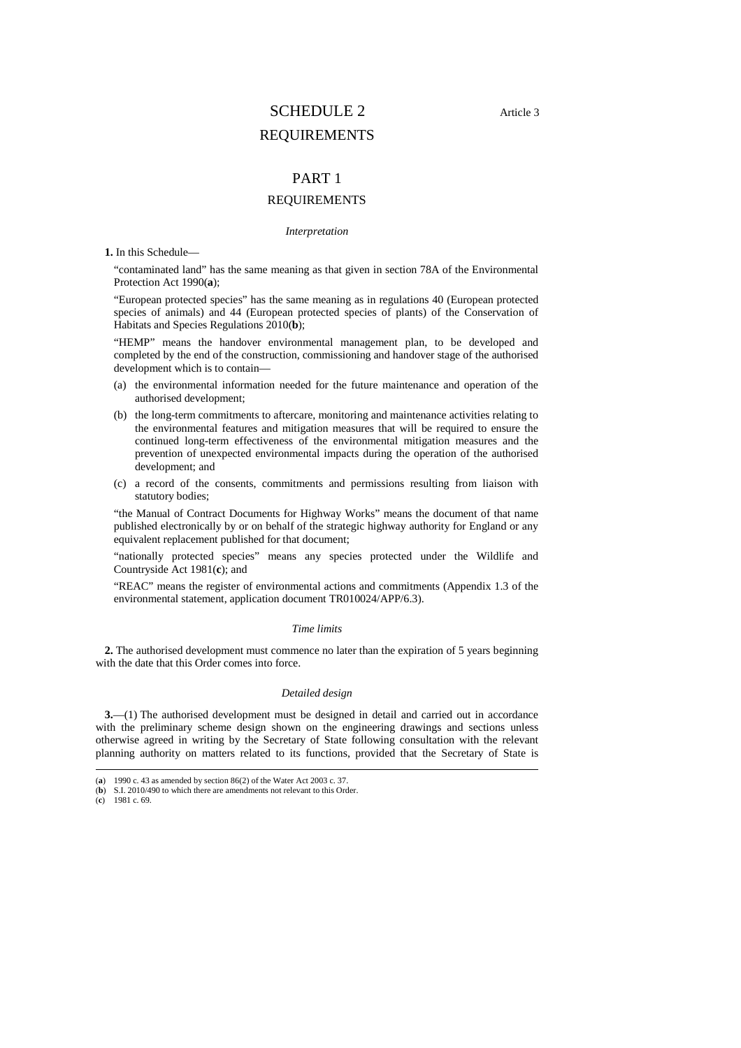# SCHEDULE 2

Article 3

# REQUIREMENTS

## PART 1

## REQUIREMENTS

*Interpretation*

**1.** In this Schedule—

"contaminated land" has the same meaning as that given in section 78A of the Environmental Protection Act 1990(**a**);

"European protected species" has the same meaning as in regulations 40 (European protected species of animals) and 44 (European protected species of plants) of the Conservation of Habitats and Species Regulations 2010(**b**);

"HEMP" means the handover environmental management plan, to be developed and completed by the end of the construction, commissioning and handover stage of the authorised development which is to contain—

(a) the environmental information needed for the future maintenance and operation of the authorised development;

(b) the long-term commitments to aftercare, monitoring and maintenance activities relating to the environmental features and mitigation measures that will be required to ensure the continued long-term effectiveness of the environmental mitigation measures and the prevention of unexpected environmental impacts during the operation of the authorised development; and

(c) a record of the consents, commitments and permissions resulting from liaison with statutory bodies;

"the Manual of Contract Documents for Highway Works" means the document of that name published electronically by or on behalf of the strategic highway authority for England or any equivalent replacement published for that document;

"nationally protected species" means any species protected under the Wildlife and Countryside Act 1981(**c**); and

"REAC" means the register of environmental actions and commitments (Appendix 1.3 of the environmental statement, application document TR010024/APP/6.3).

*Time limits*

**2.** The authorised development must commence no later than the expiration of 5 years beginning with the date that this Order comes into force.

*Detailed design*

**3.**—(1) The authorised development must be designed in detail and carried out in accordance with the preliminary scheme design shown on the engineering drawings and sections unless otherwise agreed in writing by the Secretary of State following consultation with the relevant planning authority on matters related to its functions, provided that the Secretary of State is

---

(**a**) 1990 c. 43 as amended by section 86(2) of the Water Act 2003 c. 37.
(**b**) S.I. 2010/490 to which there are amendments not relevant to this Order.
(**c**) 1981 c. 69.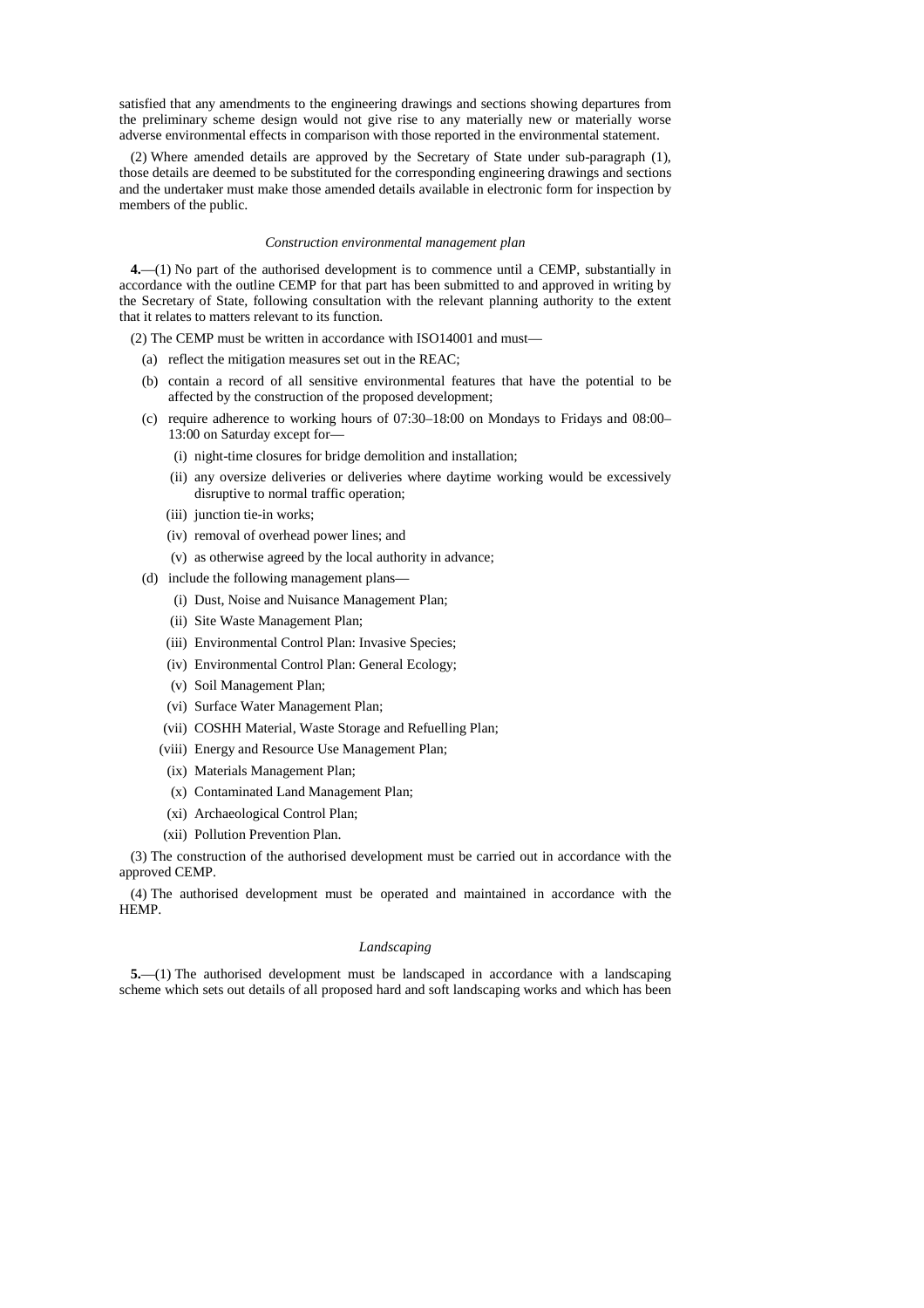satisfied that any amendments to the engineering drawings and sections showing departures from the preliminary scheme design would not give rise to any materially new or materially worse adverse environmental effects in comparison with those reported in the environmental statement.

(2) Where amended details are approved by the Secretary of State under sub-paragraph (1), those details are deemed to be substituted for the corresponding engineering drawings and sections and the undertaker must make those amended details available in electronic form for inspection by members of the public.

*Construction environmental management plan*

**4.**—(1) No part of the authorised development is to commence until a CEMP, substantially in accordance with the outline CEMP for that part has been submitted to and approved in writing by the Secretary of State, following consultation with the relevant planning authority to the extent that it relates to matters relevant to its function.

(2) The CEMP must be written in accordance with ISO14001 and must—

- (a) reflect the mitigation measures set out in the REAC;
- (b) contain a record of all sensitive environmental features that have the potential to be affected by the construction of the proposed development;
- (c) require adherence to working hours of 07:30–18:00 on Mondays to Fridays and 08:00–13:00 on Saturday except for—
  - (i) night-time closures for bridge demolition and installation;
  - (ii) any oversize deliveries or deliveries where daytime working would be excessively disruptive to normal traffic operation;
  - (iii) junction tie-in works;
  - (iv) removal of overhead power lines; and
  - (v) as otherwise agreed by the local authority in advance;
- (d) include the following management plans—
  - (i) Dust, Noise and Nuisance Management Plan;
  - (ii) Site Waste Management Plan;
  - (iii) Environmental Control Plan: Invasive Species;
  - (iv) Environmental Control Plan: General Ecology;
  - (v) Soil Management Plan;
  - (vi) Surface Water Management Plan;
  - (vii) COSHH Material, Waste Storage and Refuelling Plan;
  - (viii) Energy and Resource Use Management Plan;
  - (ix) Materials Management Plan;
  - (x) Contaminated Land Management Plan;
  - (xi) Archaeological Control Plan;
  - (xii) Pollution Prevention Plan.

(3) The construction of the authorised development must be carried out in accordance with the approved CEMP.

(4) The authorised development must be operated and maintained in accordance with the HEMP.

*Landscaping*

**5.**—(1) The authorised development must be landscaped in accordance with a landscaping scheme which sets out details of all proposed hard and soft landscaping works and which has been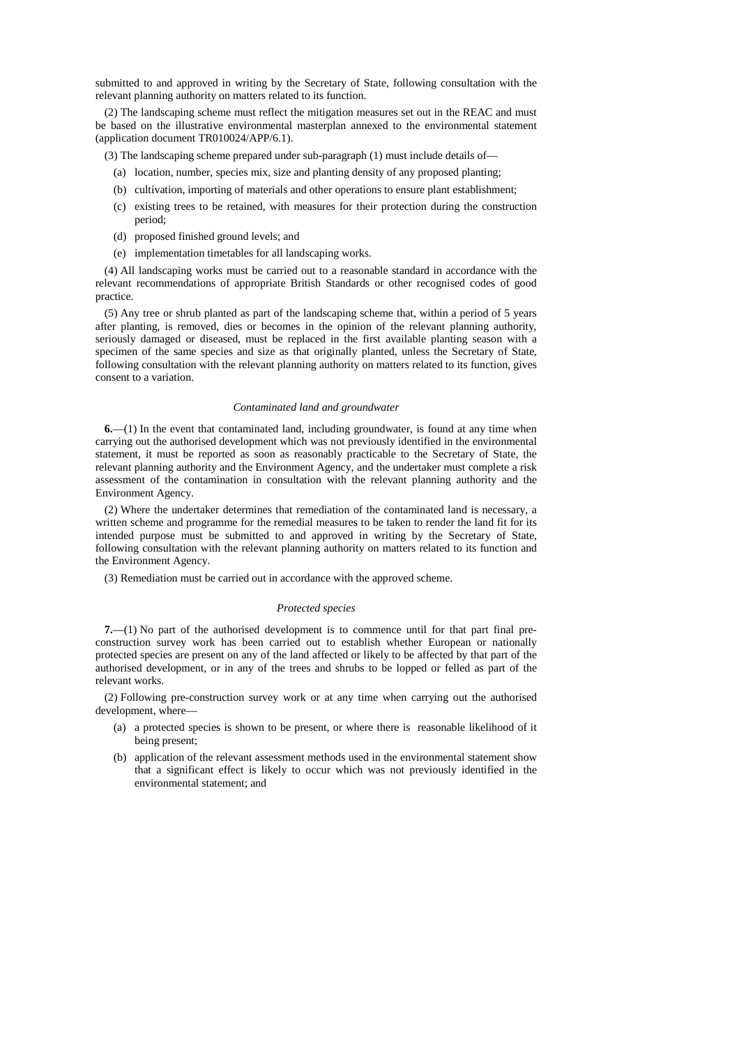submitted to and approved in writing by the Secretary of State, following consultation with the relevant planning authority on matters related to its function.

(2) The landscaping scheme must reflect the mitigation measures set out in the REAC and must be based on the illustrative environmental masterplan annexed to the environmental statement (application document TR010024/APP/6.1).

(3) The landscaping scheme prepared under sub-paragraph (1) must include details of—

(a) location, number, species mix, size and planting density of any proposed planting;

(b) cultivation, importing of materials and other operations to ensure plant establishment;

(c) existing trees to be retained, with measures for their protection during the construction period;

(d) proposed finished ground levels; and

(e) implementation timetables for all landscaping works.

(4) All landscaping works must be carried out to a reasonable standard in accordance with the relevant recommendations of appropriate British Standards or other recognised codes of good practice.

(5) Any tree or shrub planted as part of the landscaping scheme that, within a period of 5 years after planting, is removed, dies or becomes in the opinion of the relevant planning authority, seriously damaged or diseased, must be replaced in the first available planting season with a specimen of the same species and size as that originally planted, unless the Secretary of State, following consultation with the relevant planning authority on matters related to its function, gives consent to a variation.

*Contaminated land and groundwater*

**6.**—(1) In the event that contaminated land, including groundwater, is found at any time when carrying out the authorised development which was not previously identified in the environmental statement, it must be reported as soon as reasonably practicable to the Secretary of State, the relevant planning authority and the Environment Agency, and the undertaker must complete a risk assessment of the contamination in consultation with the relevant planning authority and the Environment Agency.

(2) Where the undertaker determines that remediation of the contaminated land is necessary, a written scheme and programme for the remedial measures to be taken to render the land fit for its intended purpose must be submitted to and approved in writing by the Secretary of State, following consultation with the relevant planning authority on matters related to its function and the Environment Agency.

(3) Remediation must be carried out in accordance with the approved scheme.

*Protected species*

**7.**—(1) No part of the authorised development is to commence until for that part final pre-construction survey work has been carried out to establish whether European or nationally protected species are present on any of the land affected or likely to be affected by that part of the authorised development, or in any of the trees and shrubs to be lopped or felled as part of the relevant works.

(2) Following pre-construction survey work or at any time when carrying out the authorised development, where—

(a) a protected species is shown to be present, or where there is reasonable likelihood of it being present;

(b) application of the relevant assessment methods used in the environmental statement show that a significant effect is likely to occur which was not previously identified in the environmental statement; and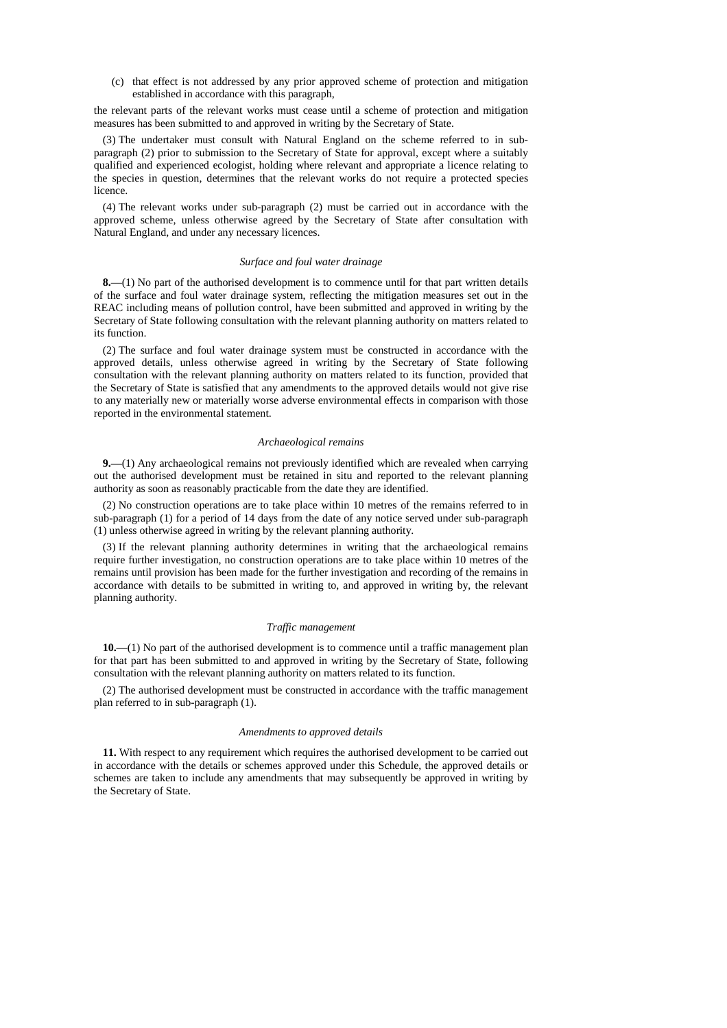(c) that effect is not addressed by any prior approved scheme of protection and mitigation established in accordance with this paragraph,

the relevant parts of the relevant works must cease until a scheme of protection and mitigation measures has been submitted to and approved in writing by the Secretary of State.

(3) The undertaker must consult with Natural England on the scheme referred to in sub-paragraph (2) prior to submission to the Secretary of State for approval, except where a suitably qualified and experienced ecologist, holding where relevant and appropriate a licence relating to the species in question, determines that the relevant works do not require a protected species licence.

(4) The relevant works under sub-paragraph (2) must be carried out in accordance with the approved scheme, unless otherwise agreed by the Secretary of State after consultation with Natural England, and under any necessary licences.

*Surface and foul water drainage*

**8.**—(1) No part of the authorised development is to commence until for that part written details of the surface and foul water drainage system, reflecting the mitigation measures set out in the REAC including means of pollution control, have been submitted and approved in writing by the Secretary of State following consultation with the relevant planning authority on matters related to its function.

(2) The surface and foul water drainage system must be constructed in accordance with the approved details, unless otherwise agreed in writing by the Secretary of State following consultation with the relevant planning authority on matters related to its function, provided that the Secretary of State is satisfied that any amendments to the approved details would not give rise to any materially new or materially worse adverse environmental effects in comparison with those reported in the environmental statement.

*Archaeological remains*

**9.**—(1) Any archaeological remains not previously identified which are revealed when carrying out the authorised development must be retained in situ and reported to the relevant planning authority as soon as reasonably practicable from the date they are identified.

(2) No construction operations are to take place within 10 metres of the remains referred to in sub-paragraph (1) for a period of 14 days from the date of any notice served under sub-paragraph (1) unless otherwise agreed in writing by the relevant planning authority.

(3) If the relevant planning authority determines in writing that the archaeological remains require further investigation, no construction operations are to take place within 10 metres of the remains until provision has been made for the further investigation and recording of the remains in accordance with details to be submitted in writing to, and approved in writing by, the relevant planning authority.

*Traffic management*

**10.**—(1) No part of the authorised development is to commence until a traffic management plan for that part has been submitted to and approved in writing by the Secretary of State, following consultation with the relevant planning authority on matters related to its function.

(2) The authorised development must be constructed in accordance with the traffic management plan referred to in sub-paragraph (1).

*Amendments to approved details*

**11.** With respect to any requirement which requires the authorised development to be carried out in accordance with the details or schemes approved under this Schedule, the approved details or schemes are taken to include any amendments that may subsequently be approved in writing by the Secretary of State.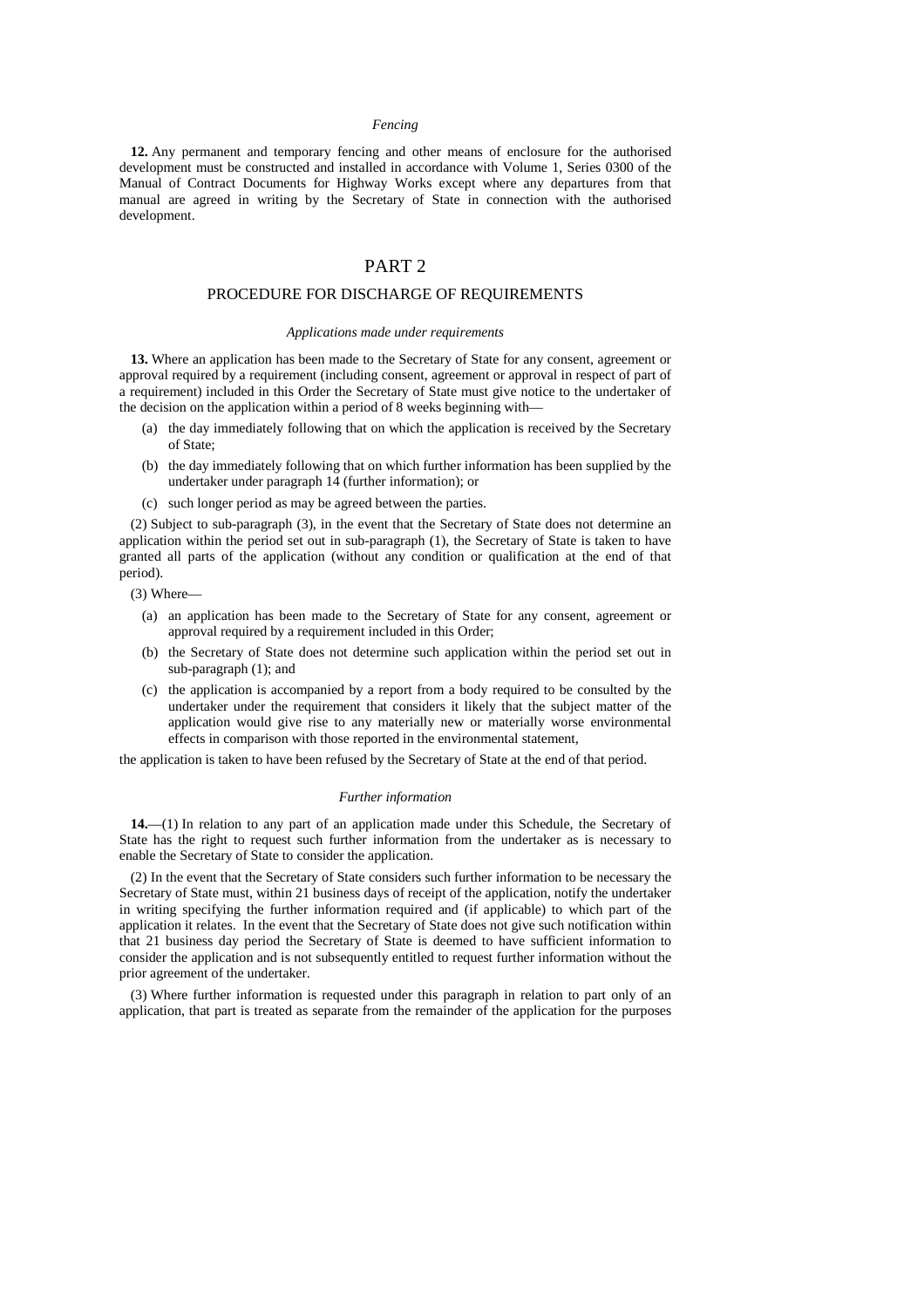*Fencing*

**12.** Any permanent and temporary fencing and other means of enclosure for the authorised development must be constructed and installed in accordance with Volume 1, Series 0300 of the Manual of Contract Documents for Highway Works except where any departures from that manual are agreed in writing by the Secretary of State in connection with the authorised development.

# PART 2

## PROCEDURE FOR DISCHARGE OF REQUIREMENTS

*Applications made under requirements*

**13.** Where an application has been made to the Secretary of State for any consent, agreement or approval required by a requirement (including consent, agreement or approval in respect of part of a requirement) included in this Order the Secretary of State must give notice to the undertaker of the decision on the application within a period of 8 weeks beginning with—

- (a) the day immediately following that on which the application is received by the Secretary of State;
- (b) the day immediately following that on which further information has been supplied by the undertaker under paragraph 14 (further information); or
- (c) such longer period as may be agreed between the parties.

(2) Subject to sub-paragraph (3), in the event that the Secretary of State does not determine an application within the period set out in sub-paragraph (1), the Secretary of State is taken to have granted all parts of the application (without any condition or qualification at the end of that period).

(3) Where—

- (a) an application has been made to the Secretary of State for any consent, agreement or approval required by a requirement included in this Order;
- (b) the Secretary of State does not determine such application within the period set out in sub-paragraph (1); and
- (c) the application is accompanied by a report from a body required to be consulted by the undertaker under the requirement that considers it likely that the subject matter of the application would give rise to any materially new or materially worse environmental effects in comparison with those reported in the environmental statement,

the application is taken to have been refused by the Secretary of State at the end of that period.

*Further information*

**14.**—(1) In relation to any part of an application made under this Schedule, the Secretary of State has the right to request such further information from the undertaker as is necessary to enable the Secretary of State to consider the application.

(2) In the event that the Secretary of State considers such further information to be necessary the Secretary of State must, within 21 business days of receipt of the application, notify the undertaker in writing specifying the further information required and (if applicable) to which part of the application it relates. In the event that the Secretary of State does not give such notification within that 21 business day period the Secretary of State is deemed to have sufficient information to consider the application and is not subsequently entitled to request further information without the prior agreement of the undertaker.

(3) Where further information is requested under this paragraph in relation to part only of an application, that part is treated as separate from the remainder of the application for the purposes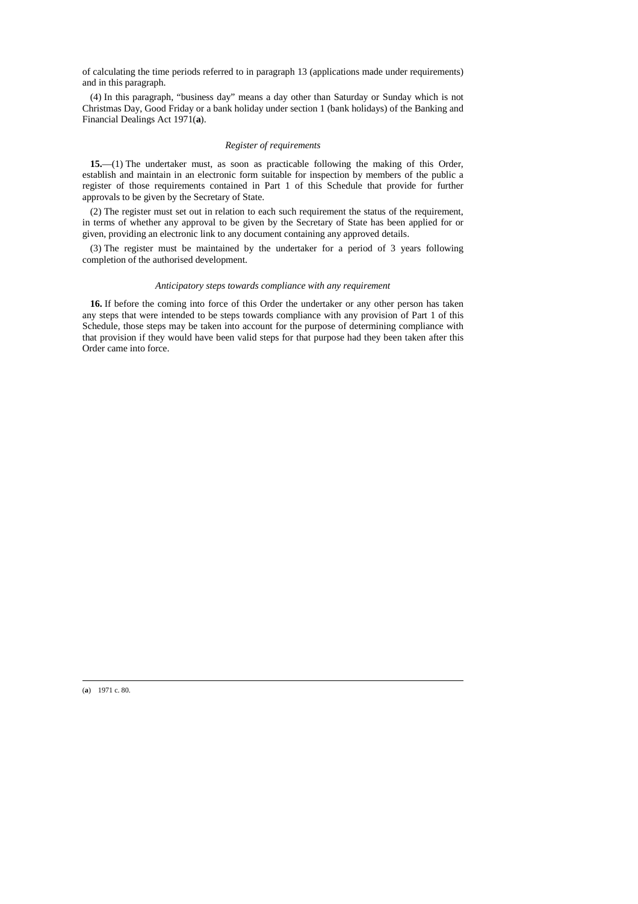of calculating the time periods referred to in paragraph 13 (applications made under requirements) and in this paragraph.

(4) In this paragraph, "business day" means a day other than Saturday or Sunday which is not Christmas Day, Good Friday or a bank holiday under section 1 (bank holidays) of the Banking and Financial Dealings Act 1971(**a**).

*Register of requirements*

**15.**—(1) The undertaker must, as soon as practicable following the making of this Order, establish and maintain in an electronic form suitable for inspection by members of the public a register of those requirements contained in Part 1 of this Schedule that provide for further approvals to be given by the Secretary of State.

(2) The register must set out in relation to each such requirement the status of the requirement, in terms of whether any approval to be given by the Secretary of State has been applied for or given, providing an electronic link to any document containing any approved details.

(3) The register must be maintained by the undertaker for a period of 3 years following completion of the authorised development.

*Anticipatory steps towards compliance with any requirement*

**16.** If before the coming into force of this Order the undertaker or any other person has taken any steps that were intended to be steps towards compliance with any provision of Part 1 of this Schedule, those steps may be taken into account for the purpose of determining compliance with that provision if they would have been valid steps for that purpose had they been taken after this Order came into force.

(**a**) 1971 c. 80.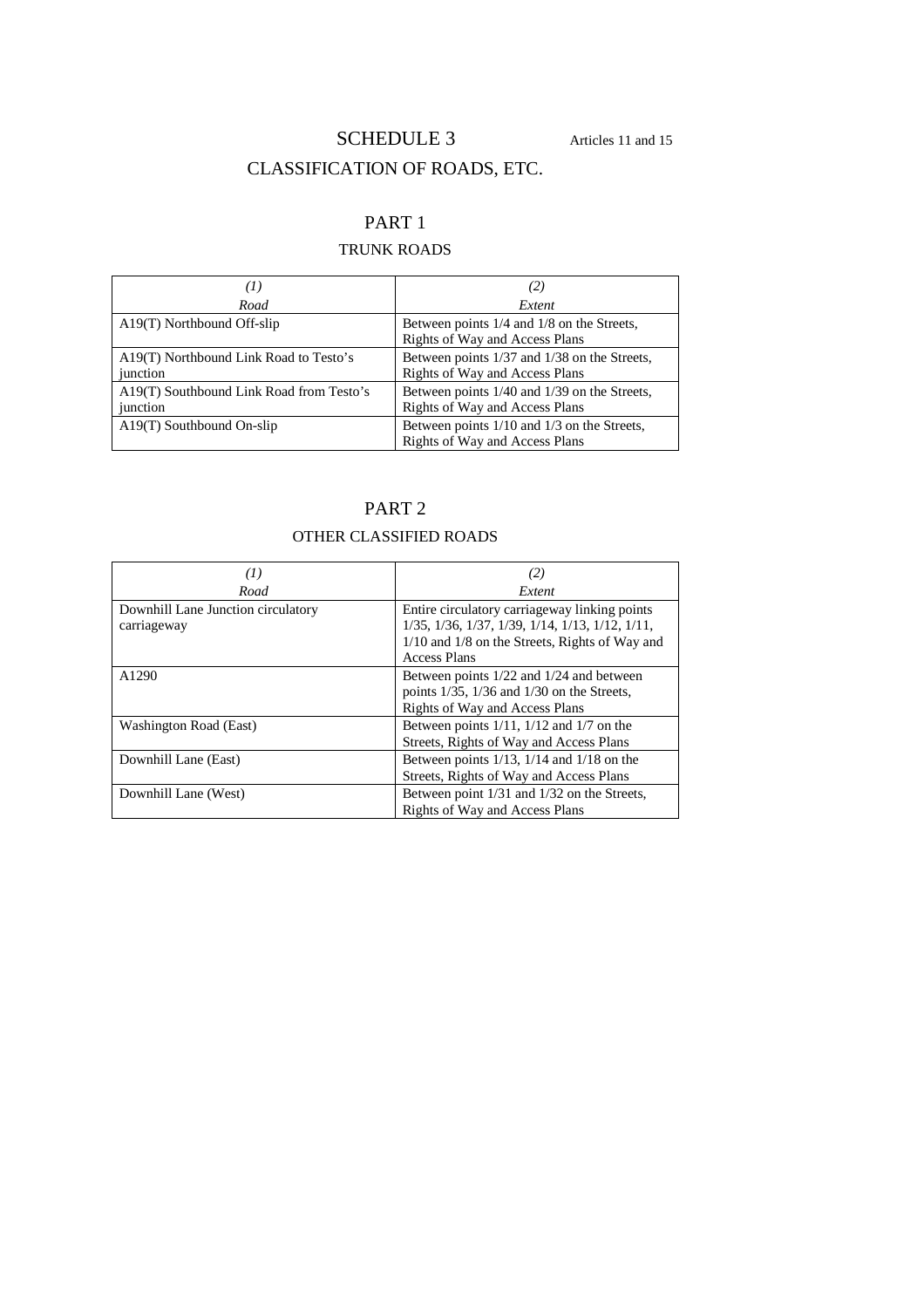# SCHEDULE 3

Articles 11 and 15

## CLASSIFICATION OF ROADS, ETC.

### PART 1

#### TRUNK ROADS

| *(1)*<br>*Road* | *(2)*<br>*Extent* |
|---|---|
| A19(T) Northbound Off-slip | Between points 1/4 and 1/8 on the Streets, Rights of Way and Access Plans |
| A19(T) Northbound Link Road to Testo's junction | Between points 1/37 and 1/38 on the Streets, Rights of Way and Access Plans |
| A19(T) Southbound Link Road from Testo's junction | Between points 1/40 and 1/39 on the Streets, Rights of Way and Access Plans |
| A19(T) Southbound On-slip | Between points 1/10 and 1/3 on the Streets, Rights of Way and Access Plans |

### PART 2

#### OTHER CLASSIFIED ROADS

| *(1)*<br>*Road* | *(2)*<br>*Extent* |
|---|---|
| Downhill Lane Junction circulatory carriageway | Entire circulatory carriageway linking points 1/35, 1/36, 1/37, 1/39, 1/14, 1/13, 1/12, 1/11, 1/10 and 1/8 on the Streets, Rights of Way and Access Plans |
| A1290 | Between points 1/22 and 1/24 and between points 1/35, 1/36 and 1/30 on the Streets, Rights of Way and Access Plans |
| Washington Road (East) | Between points 1/11, 1/12 and 1/7 on the Streets, Rights of Way and Access Plans |
| Downhill Lane (East) | Between points 1/13, 1/14 and 1/18 on the Streets, Rights of Way and Access Plans |
| Downhill Lane (West) | Between point 1/31 and 1/32 on the Streets, Rights of Way and Access Plans |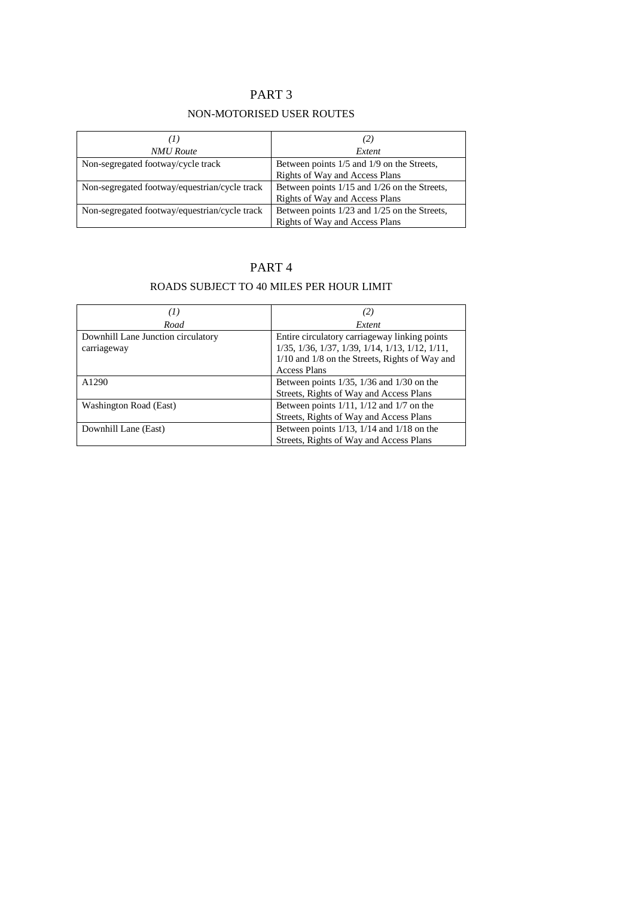## PART 3

### NON-MOTORISED USER ROUTES

| *(1)* *NMU Route* | *(2)* *Extent* |
|---|---|
| Non-segregated footway/cycle track | Between points 1/5 and 1/9 on the Streets, Rights of Way and Access Plans |
| Non-segregated footway/equestrian/cycle track | Between points 1/15 and 1/26 on the Streets, Rights of Way and Access Plans |
| Non-segregated footway/equestrian/cycle track | Between points 1/23 and 1/25 on the Streets, Rights of Way and Access Plans |

## PART 4

### ROADS SUBJECT TO 40 MILES PER HOUR LIMIT

| *(1)* *Road* | *(2)* *Extent* |
|---|---|
| Downhill Lane Junction circulatory carriageway | Entire circulatory carriageway linking points 1/35, 1/36, 1/37, 1/39, 1/14, 1/13, 1/12, 1/11, 1/10 and 1/8 on the Streets, Rights of Way and Access Plans |
| A1290 | Between points 1/35, 1/36 and 1/30 on the Streets, Rights of Way and Access Plans |
| Washington Road (East) | Between points 1/11, 1/12 and 1/7 on the Streets, Rights of Way and Access Plans |
| Downhill Lane (East) | Between points 1/13, 1/14 and 1/18 on the Streets, Rights of Way and Access Plans |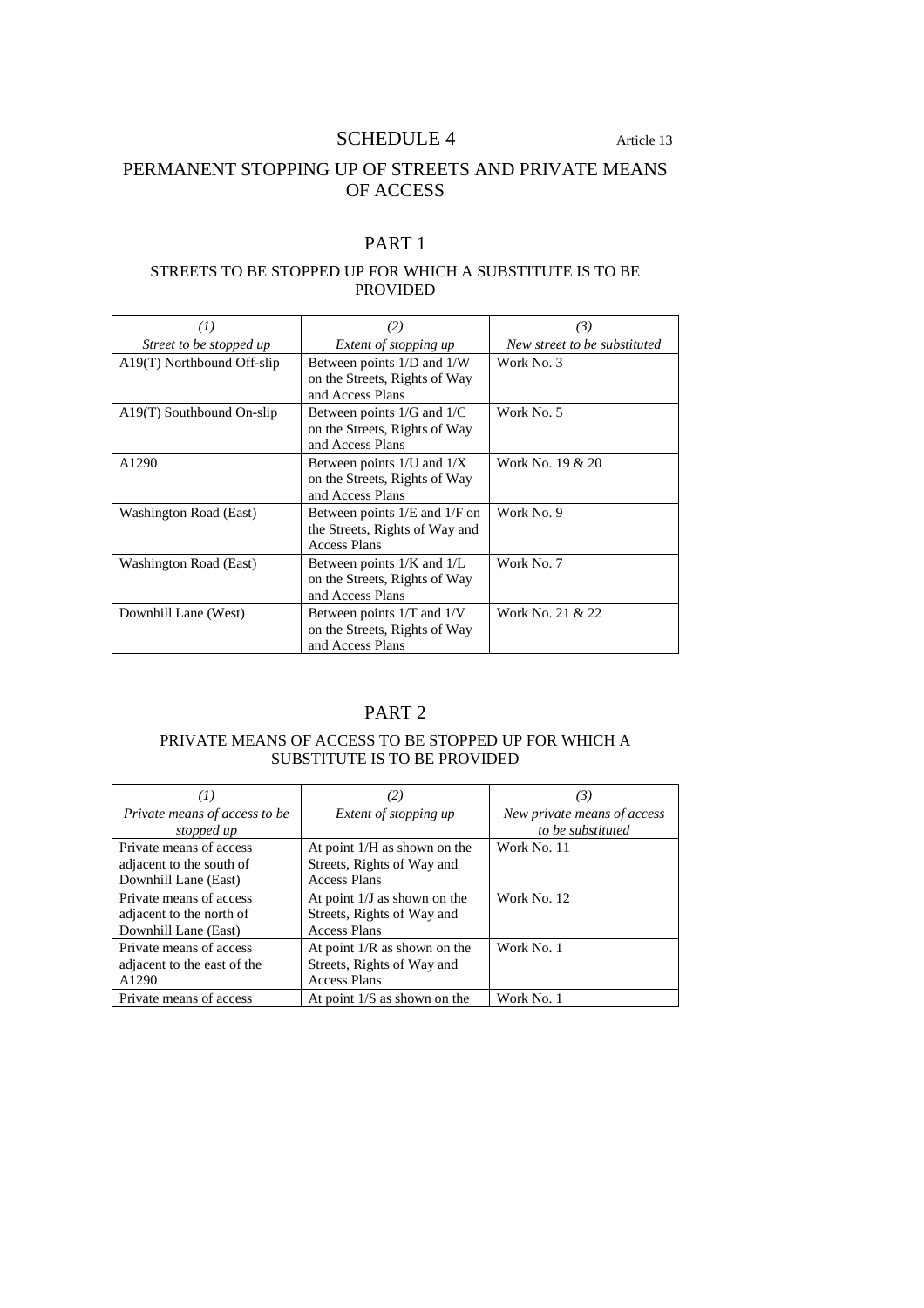# SCHEDULE 4

Article 13

## PERMANENT STOPPING UP OF STREETS AND PRIVATE MEANS OF ACCESS

### PART 1

#### STREETS TO BE STOPPED UP FOR WHICH A SUBSTITUTE IS TO BE PROVIDED

| *(1)* *Street to be stopped up* | *(2)* *Extent of stopping up* | *(3)* *New street to be substituted* |
|---|---|---|
| A19(T) Northbound Off-slip | Between points 1/D and 1/W on the Streets, Rights of Way and Access Plans | Work No. 3 |
| A19(T) Southbound On-slip | Between points 1/G and 1/C on the Streets, Rights of Way and Access Plans | Work No. 5 |
| A1290 | Between points 1/U and 1/X on the Streets, Rights of Way and Access Plans | Work No. 19 & 20 |
| Washington Road (East) | Between points 1/E and 1/F on the Streets, Rights of Way and Access Plans | Work No. 9 |
| Washington Road (East) | Between points 1/K and 1/L on the Streets, Rights of Way and Access Plans | Work No. 7 |
| Downhill Lane (West) | Between points 1/T and 1/V on the Streets, Rights of Way and Access Plans | Work No. 21 & 22 |

### PART 2

#### PRIVATE MEANS OF ACCESS TO BE STOPPED UP FOR WHICH A SUBSTITUTE IS TO BE PROVIDED

| *(1)* *Private means of access to be stopped up* | *(2)* *Extent of stopping up* | *(3)* *New private means of access to be substituted* |
|---|---|---|
| Private means of access adjacent to the south of Downhill Lane (East) | At point 1/H as shown on the Streets, Rights of Way and Access Plans | Work No. 11 |
| Private means of access adjacent to the north of Downhill Lane (East) | At point 1/J as shown on the Streets, Rights of Way and Access Plans | Work No. 12 |
| Private means of access adjacent to the east of the A1290 | At point 1/R as shown on the Streets, Rights of Way and Access Plans | Work No. 1 |
| Private means of access | At point 1/S as shown on the | Work No. 1 |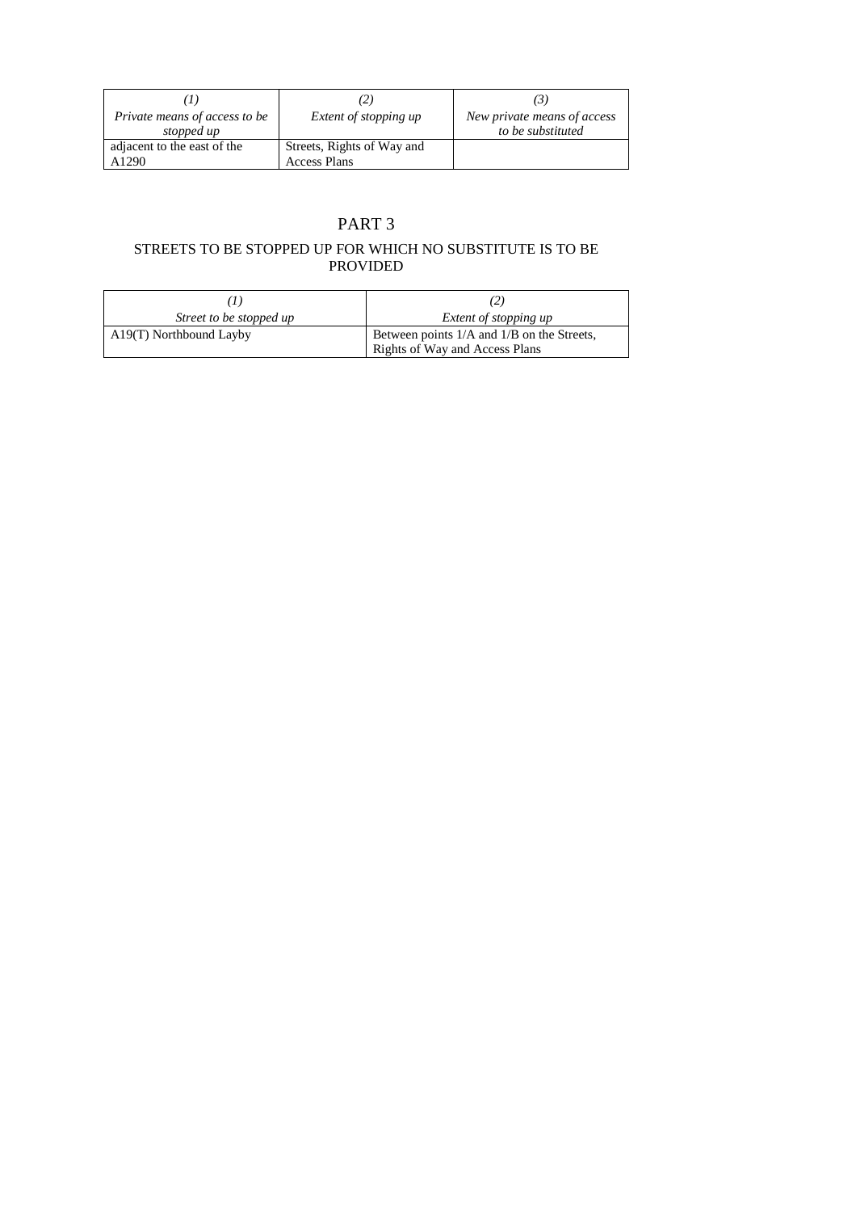| *(1)* *Private means of access to be stopped up* | *(2)* *Extent of stopping up* | *(3)* *New private means of access to be substituted* |
|---|---|---|
| adjacent to the east of the A1290 | Streets, Rights of Way and Access Plans | |

# PART 3

## STREETS TO BE STOPPED UP FOR WHICH NO SUBSTITUTE IS TO BE PROVIDED

| *(1)* *Street to be stopped up* | *(2)* *Extent of stopping up* |
|---|---|
| A19(T) Northbound Layby | Between points 1/A and 1/B on the Streets, Rights of Way and Access Plans |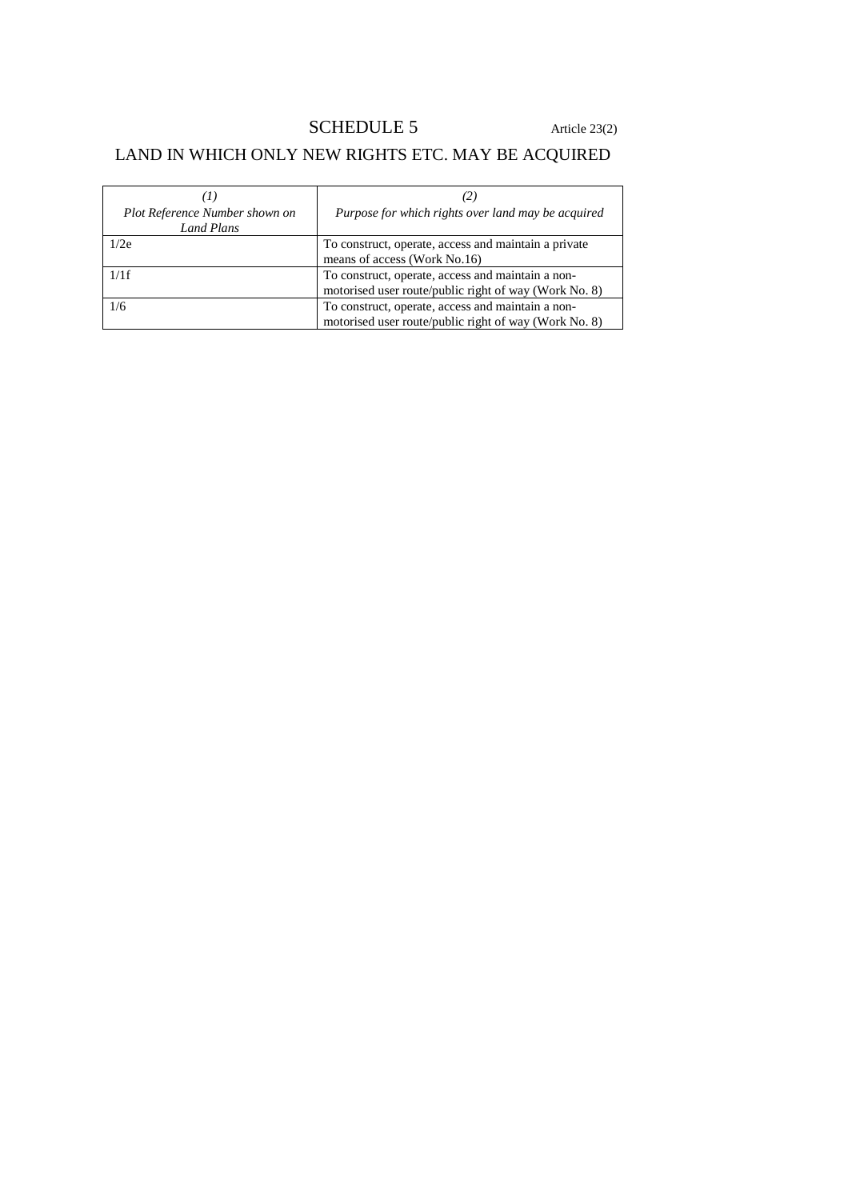# SCHEDULE 5

Article 23(2)

## LAND IN WHICH ONLY NEW RIGHTS ETC. MAY BE ACQUIRED

| *(1)*<br>*Plot Reference Number shown on Land Plans* | *(2)*<br>*Purpose for which rights over land may be acquired* |
|---|---|
| 1/2e | To construct, operate, access and maintain a private means of access (Work No.16) |
| 1/1f | To construct, operate, access and maintain a non-motorised user route/public right of way (Work No. 8) |
| 1/6 | To construct, operate, access and maintain a non-motorised user route/public right of way (Work No. 8) |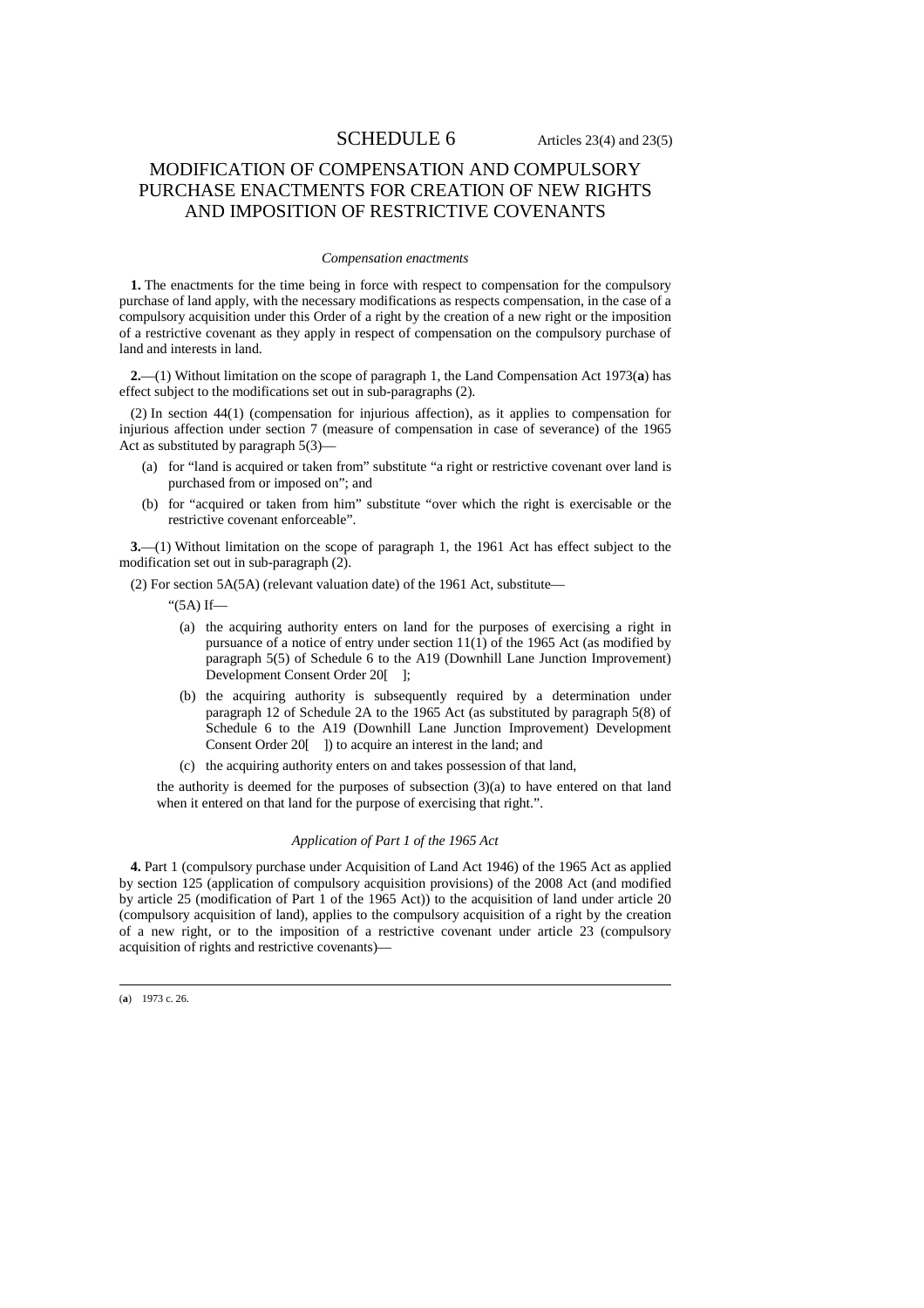# SCHEDULE 6

Articles 23(4) and 23(5)

## MODIFICATION OF COMPENSATION AND COMPULSORY PURCHASE ENACTMENTS FOR CREATION OF NEW RIGHTS AND IMPOSITION OF RESTRICTIVE COVENANTS

*Compensation enactments*

**1.** The enactments for the time being in force with respect to compensation for the compulsory purchase of land apply, with the necessary modifications as respects compensation, in the case of a compulsory acquisition under this Order of a right by the creation of a new right or the imposition of a restrictive covenant as they apply in respect of compensation on the compulsory purchase of land and interests in land.

**2.**—(1) Without limitation on the scope of paragraph 1, the Land Compensation Act 1973(**a**) has effect subject to the modifications set out in sub-paragraphs (2).

(2) In section 44(1) (compensation for injurious affection), as it applies to compensation for injurious affection under section 7 (measure of compensation in case of severance) of the 1965 Act as substituted by paragraph 5(3)—

(a) for "land is acquired or taken from" substitute "a right or restrictive covenant over land is purchased from or imposed on"; and

(b) for "acquired or taken from him" substitute "over which the right is exercisable or the restrictive covenant enforceable".

**3.**—(1) Without limitation on the scope of paragraph 1, the 1961 Act has effect subject to the modification set out in sub-paragraph (2).

(2) For section 5A(5A) (relevant valuation date) of the 1961 Act, substitute—

"(5A) If—

(a) the acquiring authority enters on land for the purposes of exercising a right in pursuance of a notice of entry under section 11(1) of the 1965 Act (as modified by paragraph 5(5) of Schedule 6 to the A19 (Downhill Lane Junction Improvement) Development Consent Order 20[ ];

(b) the acquiring authority is subsequently required by a determination under paragraph 12 of Schedule 2A to the 1965 Act (as substituted by paragraph 5(8) of Schedule 6 to the A19 (Downhill Lane Junction Improvement) Development Consent Order 20[ ]) to acquire an interest in the land; and

(c) the acquiring authority enters on and takes possession of that land,

the authority is deemed for the purposes of subsection (3)(a) to have entered on that land when it entered on that land for the purpose of exercising that right.".

*Application of Part 1 of the 1965 Act*

**4.** Part 1 (compulsory purchase under Acquisition of Land Act 1946) of the 1965 Act as applied by section 125 (application of compulsory acquisition provisions) of the 2008 Act (and modified by article 25 (modification of Part 1 of the 1965 Act)) to the acquisition of land under article 20 (compulsory acquisition of land), applies to the compulsory acquisition of a right by the creation of a new right, or to the imposition of a restrictive covenant under article 23 (compulsory acquisition of rights and restrictive covenants)—

---

(**a**) 1973 c. 26.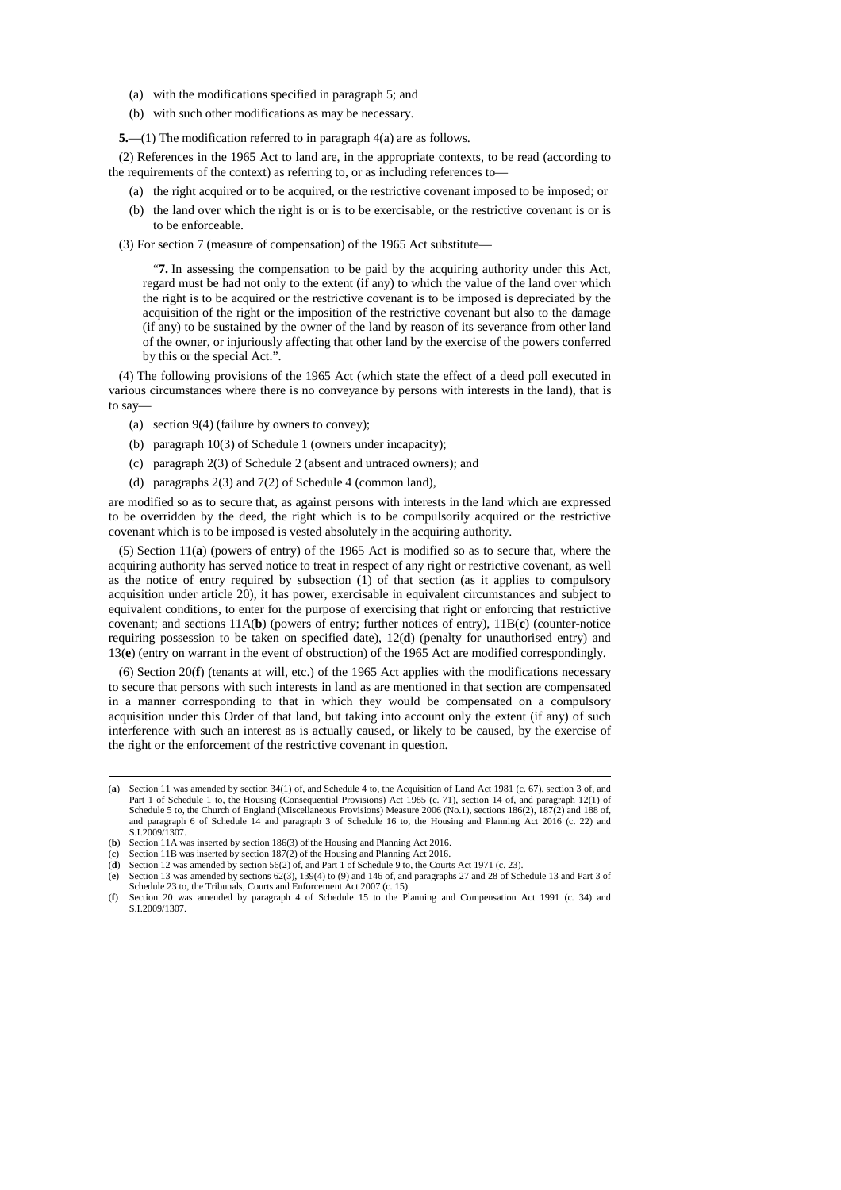(a) with the modifications specified in paragraph 5; and

(b) with such other modifications as may be necessary.

**5.**—(1) The modification referred to in paragraph 4(a) are as follows.

(2) References in the 1965 Act to land are, in the appropriate contexts, to be read (according to the requirements of the context) as referring to, or as including references to—

(a) the right acquired or to be acquired, or the restrictive covenant imposed to be imposed; or

(b) the land over which the right is or is to be exercisable, or the restrictive covenant is or is to be enforceable.

(3) For section 7 (measure of compensation) of the 1965 Act substitute—

"**7.** In assessing the compensation to be paid by the acquiring authority under this Act, regard must be had not only to the extent (if any) to which the value of the land over which the right is to be acquired or the restrictive covenant is to be imposed is depreciated by the acquisition of the right or the imposition of the restrictive covenant but also to the damage (if any) to be sustained by the owner of the land by reason of its severance from other land of the owner, or injuriously affecting that other land by the exercise of the powers conferred by this or the special Act.".

(4) The following provisions of the 1965 Act (which state the effect of a deed poll executed in various circumstances where there is no conveyance by persons with interests in the land), that is to say—

(a) section 9(4) (failure by owners to convey);

(b) paragraph 10(3) of Schedule 1 (owners under incapacity);

(c) paragraph 2(3) of Schedule 2 (absent and untraced owners); and

(d) paragraphs 2(3) and 7(2) of Schedule 4 (common land),

are modified so as to secure that, as against persons with interests in the land which are expressed to be overridden by the deed, the right which is to be compulsorily acquired or the restrictive covenant which is to be imposed is vested absolutely in the acquiring authority.

(5) Section 11(**a**) (powers of entry) of the 1965 Act is modified so as to secure that, where the acquiring authority has served notice to treat in respect of any right or restrictive covenant, as well as the notice of entry required by subsection (1) of that section (as it applies to compulsory acquisition under article 20), it has power, exercisable in equivalent circumstances and subject to equivalent conditions, to enter for the purpose of exercising that right or enforcing that restrictive covenant; and sections 11A(**b**) (powers of entry; further notices of entry), 11B(**c**) (counter-notice requiring possession to be taken on specified date), 12(**d**) (penalty for unauthorised entry) and 13(**e**) (entry on warrant in the event of obstruction) of the 1965 Act are modified correspondingly.

(6) Section 20(**f**) (tenants at will, etc.) of the 1965 Act applies with the modifications necessary to secure that persons with such interests in land as are mentioned in that section are compensated in a manner corresponding to that in which they would be compensated on a compulsory acquisition under this Order of that land, but taking into account only the extent (if any) of such interference with such an interest as is actually caused, or likely to be caused, by the exercise of the right or the enforcement of the restrictive covenant in question.

---

(**a**) Section 11 was amended by section 34(1) of, and Schedule 4 to, the Acquisition of Land Act 1981 (c. 67), section 3 of, and Part 1 of Schedule 1 to, the Housing (Consequential Provisions) Act 1985 (c. 71), section 14 of, and paragraph 12(1) of Schedule 5 to, the Church of England (Miscellaneous Provisions) Measure 2006 (No.1), sections 186(2), 187(2) and 188 of, and paragraph 6 of Schedule 14 and paragraph 3 of Schedule 16 to, the Housing and Planning Act 2016 (c. 22) and S.I.2009/1307.

(**b**) Section 11A was inserted by section 186(3) of the Housing and Planning Act 2016.

(**c**) Section 11B was inserted by section 187(2) of the Housing and Planning Act 2016.

(**d**) Section 12 was amended by section 56(2) of, and Part 1 of Schedule 9 to, the Courts Act 1971 (c. 23).

(**e**) Section 13 was amended by sections 62(3), 139(4) to (9) and 146 of, and paragraphs 27 and 28 of Schedule 13 and Part 3 of Schedule 23 to, the Tribunals, Courts and Enforcement Act 2007 (c. 15).

(**f**) Section 20 was amended by paragraph 4 of Schedule 15 to the Planning and Compensation Act 1991 (c. 34) and S.I.2009/1307.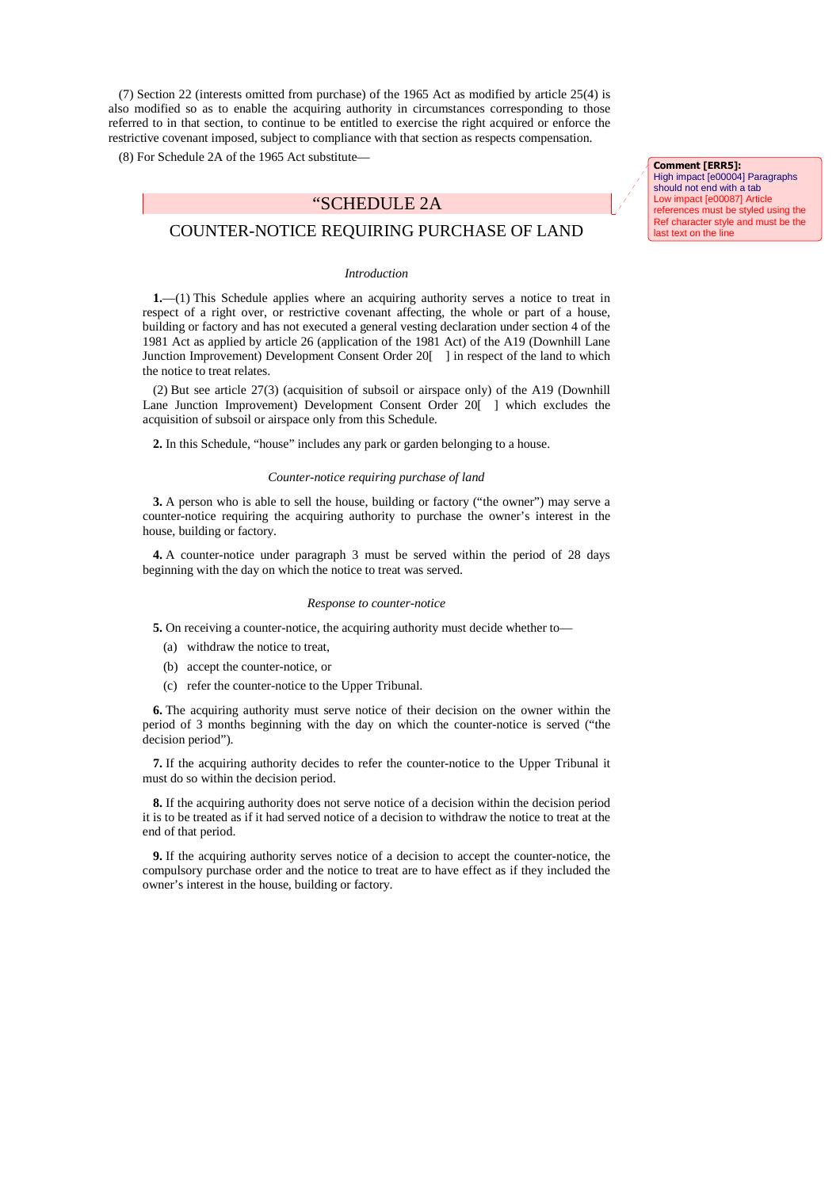(7) Section 22 (interests omitted from purchase) of the 1965 Act as modified by article 25(4) is also modified so as to enable the acquiring authority in circumstances corresponding to those referred to in that section, to continue to be entitled to exercise the right acquired or enforce the restrictive covenant imposed, subject to compliance with that section as respects compensation.

(8) For Schedule 2A of the 1965 Act substitute—

## "SCHEDULE 2A

## COUNTER-NOTICE REQUIRING PURCHASE OF LAND

*Introduction*

**1.**—(1) This Schedule applies where an acquiring authority serves a notice to treat in respect of a right over, or restrictive covenant affecting, the whole or part of a house, building or factory and has not executed a general vesting declaration under section 4 of the 1981 Act as applied by article 26 (application of the 1981 Act) of the A19 (Downhill Lane Junction Improvement) Development Consent Order 20[ ] in respect of the land to which the notice to treat relates.

(2) But see article 27(3) (acquisition of subsoil or airspace only) of the A19 (Downhill Lane Junction Improvement) Development Consent Order 20[ ] which excludes the acquisition of subsoil or airspace only from this Schedule.

**2.** In this Schedule, "house" includes any park or garden belonging to a house.

*Counter-notice requiring purchase of land*

**3.** A person who is able to sell the house, building or factory ("the owner") may serve a counter-notice requiring the acquiring authority to purchase the owner's interest in the house, building or factory.

**4.** A counter-notice under paragraph 3 must be served within the period of 28 days beginning with the day on which the notice to treat was served.

*Response to counter-notice*

**5.** On receiving a counter-notice, the acquiring authority must decide whether to—

(a) withdraw the notice to treat,

(b) accept the counter-notice, or

(c) refer the counter-notice to the Upper Tribunal.

**6.** The acquiring authority must serve notice of their decision on the owner within the period of 3 months beginning with the day on which the counter-notice is served ("the decision period").

**7.** If the acquiring authority decides to refer the counter-notice to the Upper Tribunal it must do so within the decision period.

**8.** If the acquiring authority does not serve notice of a decision within the decision period it is to be treated as if it had served notice of a decision to withdraw the notice to treat at the end of that period.

**9.** If the acquiring authority serves notice of a decision to accept the counter-notice, the compulsory purchase order and the notice to treat are to have effect as if they included the owner's interest in the house, building or factory.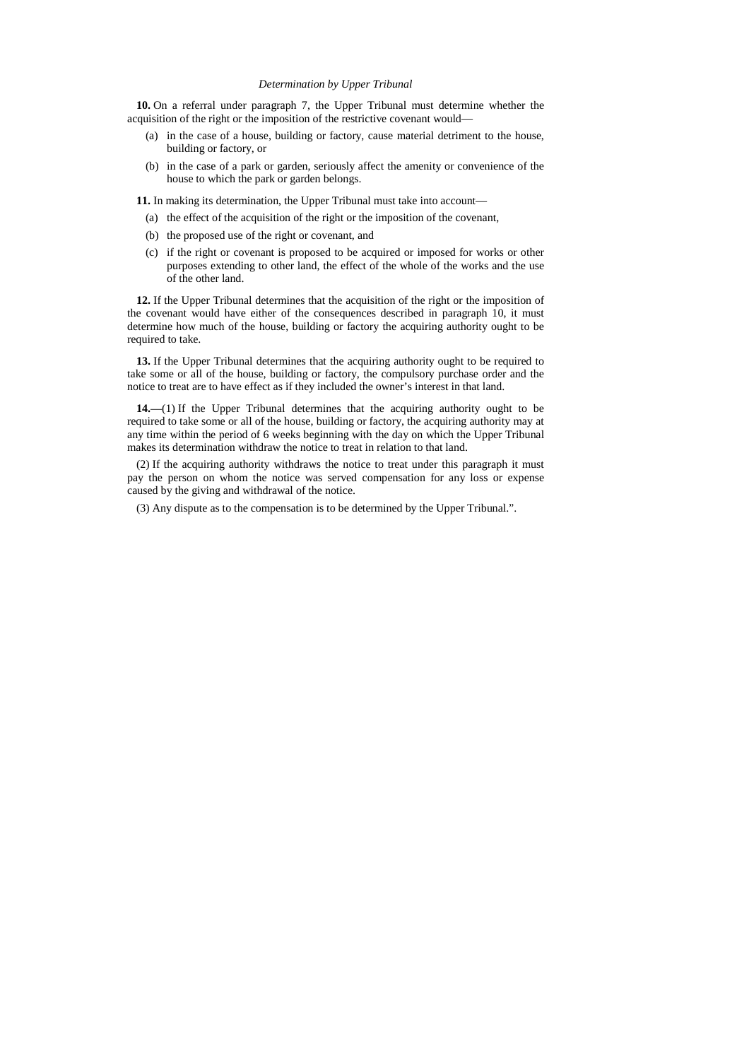*Determination by Upper Tribunal*

**10.** On a referral under paragraph 7, the Upper Tribunal must determine whether the acquisition of the right or the imposition of the restrictive covenant would—

(a) in the case of a house, building or factory, cause material detriment to the house, building or factory, or

(b) in the case of a park or garden, seriously affect the amenity or convenience of the house to which the park or garden belongs.

**11.** In making its determination, the Upper Tribunal must take into account—

(a) the effect of the acquisition of the right or the imposition of the covenant,

(b) the proposed use of the right or covenant, and

(c) if the right or covenant is proposed to be acquired or imposed for works or other purposes extending to other land, the effect of the whole of the works and the use of the other land.

**12.** If the Upper Tribunal determines that the acquisition of the right or the imposition of the covenant would have either of the consequences described in paragraph 10, it must determine how much of the house, building or factory the acquiring authority ought to be required to take.

**13.** If the Upper Tribunal determines that the acquiring authority ought to be required to take some or all of the house, building or factory, the compulsory purchase order and the notice to treat are to have effect as if they included the owner's interest in that land.

**14.**—(1) If the Upper Tribunal determines that the acquiring authority ought to be required to take some or all of the house, building or factory, the acquiring authority may at any time within the period of 6 weeks beginning with the day on which the Upper Tribunal makes its determination withdraw the notice to treat in relation to that land.

(2) If the acquiring authority withdraws the notice to treat under this paragraph it must pay the person on whom the notice was served compensation for any loss or expense caused by the giving and withdrawal of the notice.

(3) Any dispute as to the compensation is to be determined by the Upper Tribunal.".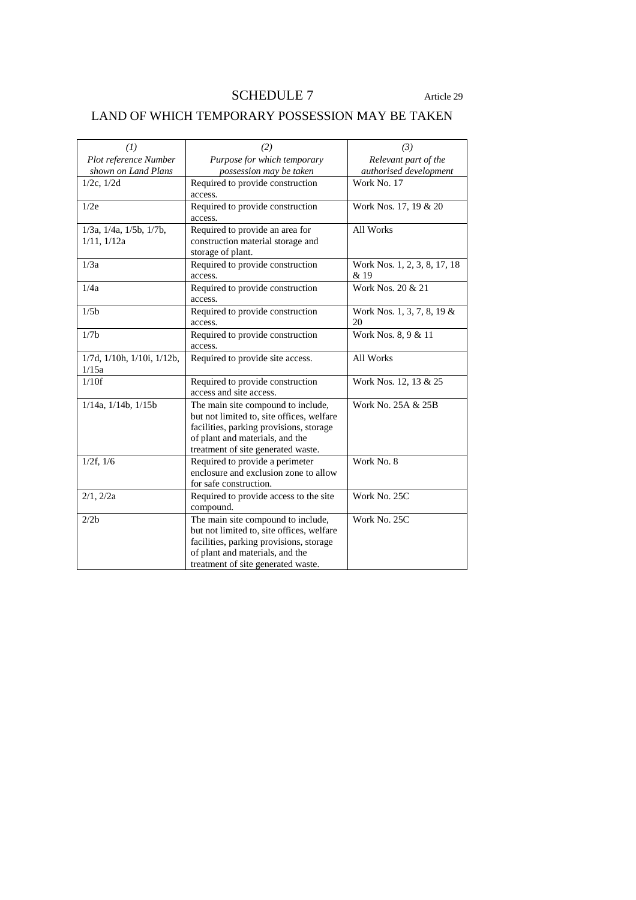# SCHEDULE 7

Article 29

## LAND OF WHICH TEMPORARY POSSESSION MAY BE TAKEN

| *(1)* *Plot reference Number shown on Land Plans* | *(2)* *Purpose for which temporary possession may be taken* | *(3)* *Relevant part of the authorised development* |
|---|---|---|
| 1/2c, 1/2d | Required to provide construction access. | Work No. 17 |
| 1/2e | Required to provide construction access. | Work Nos. 17, 19 & 20 |
| 1/3a, 1/4a, 1/5b, 1/7b, 1/11, 1/12a | Required to provide an area for construction material storage and storage of plant. | All Works |
| 1/3a | Required to provide construction access. | Work Nos. 1, 2, 3, 8, 17, 18 & 19 |
| 1/4a | Required to provide construction access. | Work Nos. 20 & 21 |
| 1/5b | Required to provide construction access. | Work Nos. 1, 3, 7, 8, 19 & 20 |
| 1/7b | Required to provide construction access. | Work Nos. 8, 9 & 11 |
| 1/7d, 1/10h, 1/10i, 1/12b, 1/15a | Required to provide site access. | All Works |
| 1/10f | Required to provide construction access and site access. | Work Nos. 12, 13 & 25 |
| 1/14a, 1/14b, 1/15b | The main site compound to include, but not limited to, site offices, welfare facilities, parking provisions, storage of plant and materials, and the treatment of site generated waste. | Work No. 25A & 25B |
| 1/2f, 1/6 | Required to provide a perimeter enclosure and exclusion zone to allow for safe construction. | Work No. 8 |
| 2/1, 2/2a | Required to provide access to the site compound. | Work No. 25C |
| 2/2b | The main site compound to include, but not limited to, site offices, welfare facilities, parking provisions, storage of plant and materials, and the treatment of site generated waste. | Work No. 25C |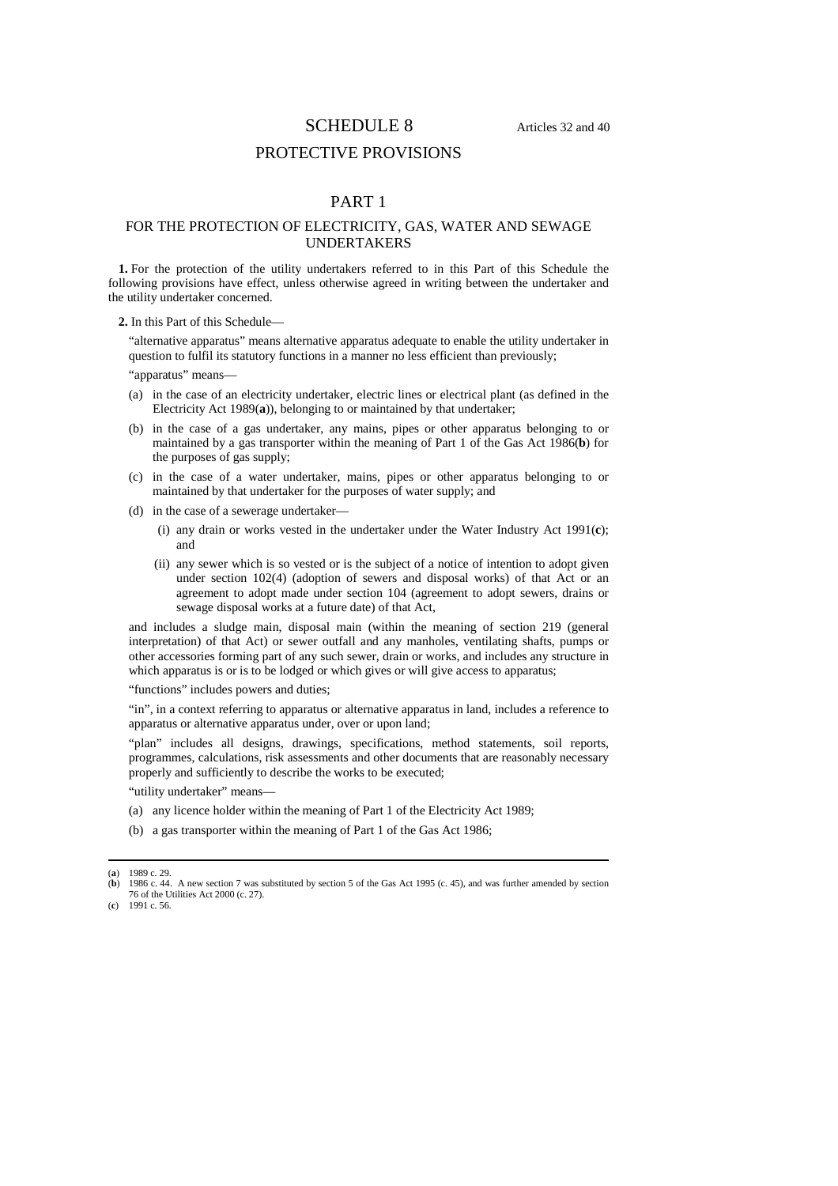# SCHEDULE 8

Articles 32 and 40

## PROTECTIVE PROVISIONS

## PART 1

### FOR THE PROTECTION OF ELECTRICITY, GAS, WATER AND SEWAGE UNDERTAKERS

**1.** For the protection of the utility undertakers referred to in this Part of this Schedule the following provisions have effect, unless otherwise agreed in writing between the undertaker and the utility undertaker concerned.

**2.** In this Part of this Schedule—

"alternative apparatus" means alternative apparatus adequate to enable the utility undertaker in question to fulfil its statutory functions in a manner no less efficient than previously;

"apparatus" means—

(a) in the case of an electricity undertaker, electric lines or electrical plant (as defined in the Electricity Act 1989(**a**)), belonging to or maintained by that undertaker;

(b) in the case of a gas undertaker, any mains, pipes or other apparatus belonging to or maintained by a gas transporter within the meaning of Part 1 of the Gas Act 1986(**b**) for the purposes of gas supply;

(c) in the case of a water undertaker, mains, pipes or other apparatus belonging to or maintained by that undertaker for the purposes of water supply; and

(d) in the case of a sewerage undertaker—

(i) any drain or works vested in the undertaker under the Water Industry Act 1991(**c**); and

(ii) any sewer which is so vested or is the subject of a notice of intention to adopt given under section 102(4) (adoption of sewers and disposal works) of that Act or an agreement to adopt made under section 104 (agreement to adopt sewers, drains or sewage disposal works at a future date) of that Act,

and includes a sludge main, disposal main (within the meaning of section 219 (general interpretation) of that Act) or sewer outfall and any manholes, ventilating shafts, pumps or other accessories forming part of any such sewer, drain or works, and includes any structure in which apparatus is or is to be lodged or which gives or will give access to apparatus;

"functions" includes powers and duties;

"in", in a context referring to apparatus or alternative apparatus in land, includes a reference to apparatus or alternative apparatus under, over or upon land;

"plan" includes all designs, drawings, specifications, method statements, soil reports, programmes, calculations, risk assessments and other documents that are reasonably necessary properly and sufficiently to describe the works to be executed;

"utility undertaker" means—

(a) any licence holder within the meaning of Part 1 of the Electricity Act 1989;

(b) a gas transporter within the meaning of Part 1 of the Gas Act 1986;

---

(**a**) 1989 c. 29.
(**b**) 1986 c. 44. A new section 7 was substituted by section 5 of the Gas Act 1995 (c. 45), and was further amended by section 76 of the Utilities Act 2000 (c. 27).
(**c**) 1991 c. 56.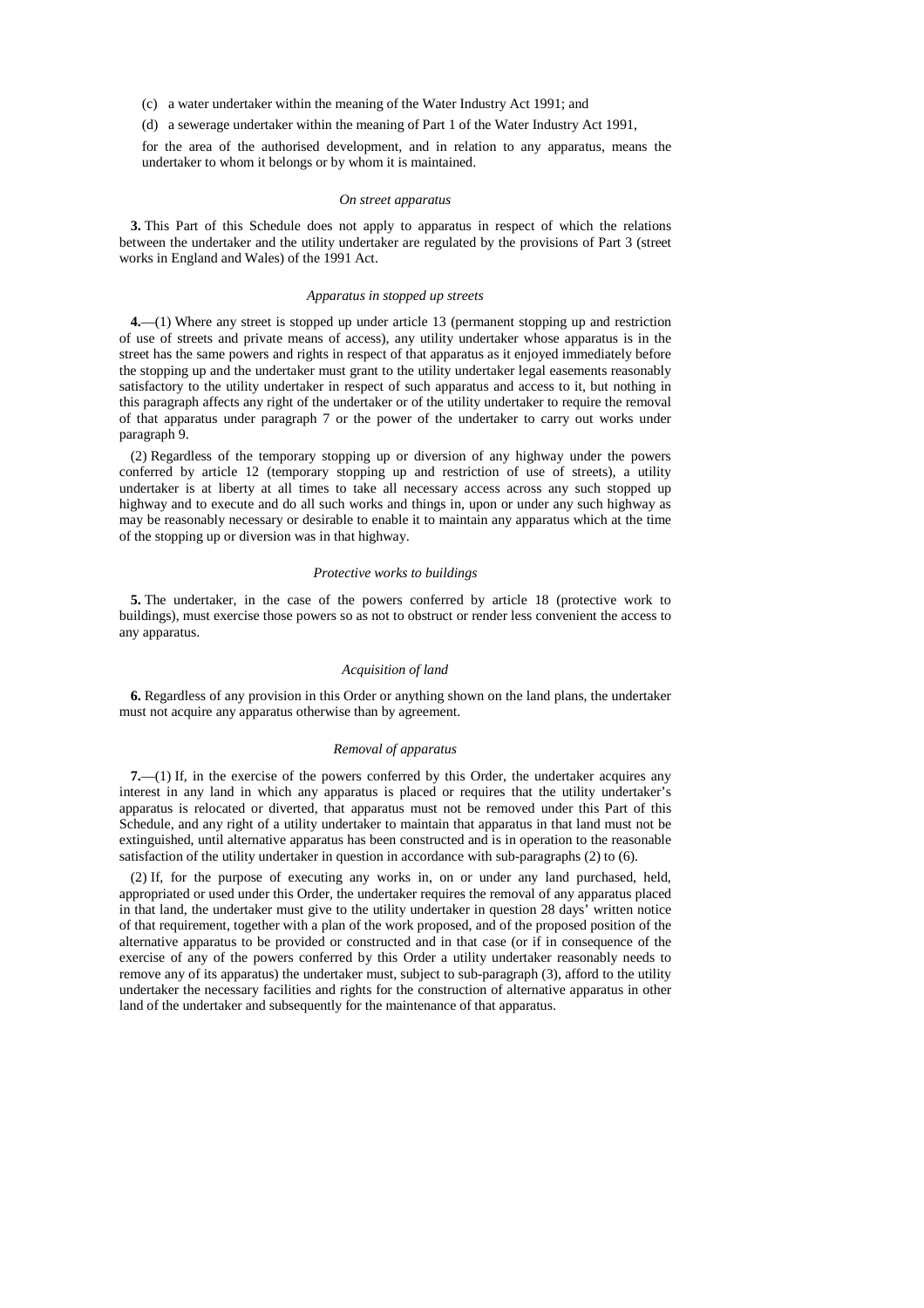(c) a water undertaker within the meaning of the Water Industry Act 1991; and

(d) a sewerage undertaker within the meaning of Part 1 of the Water Industry Act 1991,

for the area of the authorised development, and in relation to any apparatus, means the undertaker to whom it belongs or by whom it is maintained.

*On street apparatus*

**3.** This Part of this Schedule does not apply to apparatus in respect of which the relations between the undertaker and the utility undertaker are regulated by the provisions of Part 3 (street works in England and Wales) of the 1991 Act.

*Apparatus in stopped up streets*

**4.**—(1) Where any street is stopped up under article 13 (permanent stopping up and restriction of use of streets and private means of access), any utility undertaker whose apparatus is in the street has the same powers and rights in respect of that apparatus as it enjoyed immediately before the stopping up and the undertaker must grant to the utility undertaker legal easements reasonably satisfactory to the utility undertaker in respect of such apparatus and access to it, but nothing in this paragraph affects any right of the undertaker or of the utility undertaker to require the removal of that apparatus under paragraph 7 or the power of the undertaker to carry out works under paragraph 9.

(2) Regardless of the temporary stopping up or diversion of any highway under the powers conferred by article 12 (temporary stopping up and restriction of use of streets), a utility undertaker is at liberty at all times to take all necessary access across any such stopped up highway and to execute and do all such works and things in, upon or under any such highway as may be reasonably necessary or desirable to enable it to maintain any apparatus which at the time of the stopping up or diversion was in that highway.

*Protective works to buildings*

**5.** The undertaker, in the case of the powers conferred by article 18 (protective work to buildings), must exercise those powers so as not to obstruct or render less convenient the access to any apparatus.

*Acquisition of land*

**6.** Regardless of any provision in this Order or anything shown on the land plans, the undertaker must not acquire any apparatus otherwise than by agreement.

*Removal of apparatus*

**7.**—(1) If, in the exercise of the powers conferred by this Order, the undertaker acquires any interest in any land in which any apparatus is placed or requires that the utility undertaker's apparatus is relocated or diverted, that apparatus must not be removed under this Part of this Schedule, and any right of a utility undertaker to maintain that apparatus in that land must not be extinguished, until alternative apparatus has been constructed and is in operation to the reasonable satisfaction of the utility undertaker in question in accordance with sub-paragraphs (2) to (6).

(2) If, for the purpose of executing any works in, on or under any land purchased, held, appropriated or used under this Order, the undertaker requires the removal of any apparatus placed in that land, the undertaker must give to the utility undertaker in question 28 days' written notice of that requirement, together with a plan of the work proposed, and of the proposed position of the alternative apparatus to be provided or constructed and in that case (or if in consequence of the exercise of any of the powers conferred by this Order a utility undertaker reasonably needs to remove any of its apparatus) the undertaker must, subject to sub-paragraph (3), afford to the utility undertaker the necessary facilities and rights for the construction of alternative apparatus in other land of the undertaker and subsequently for the maintenance of that apparatus.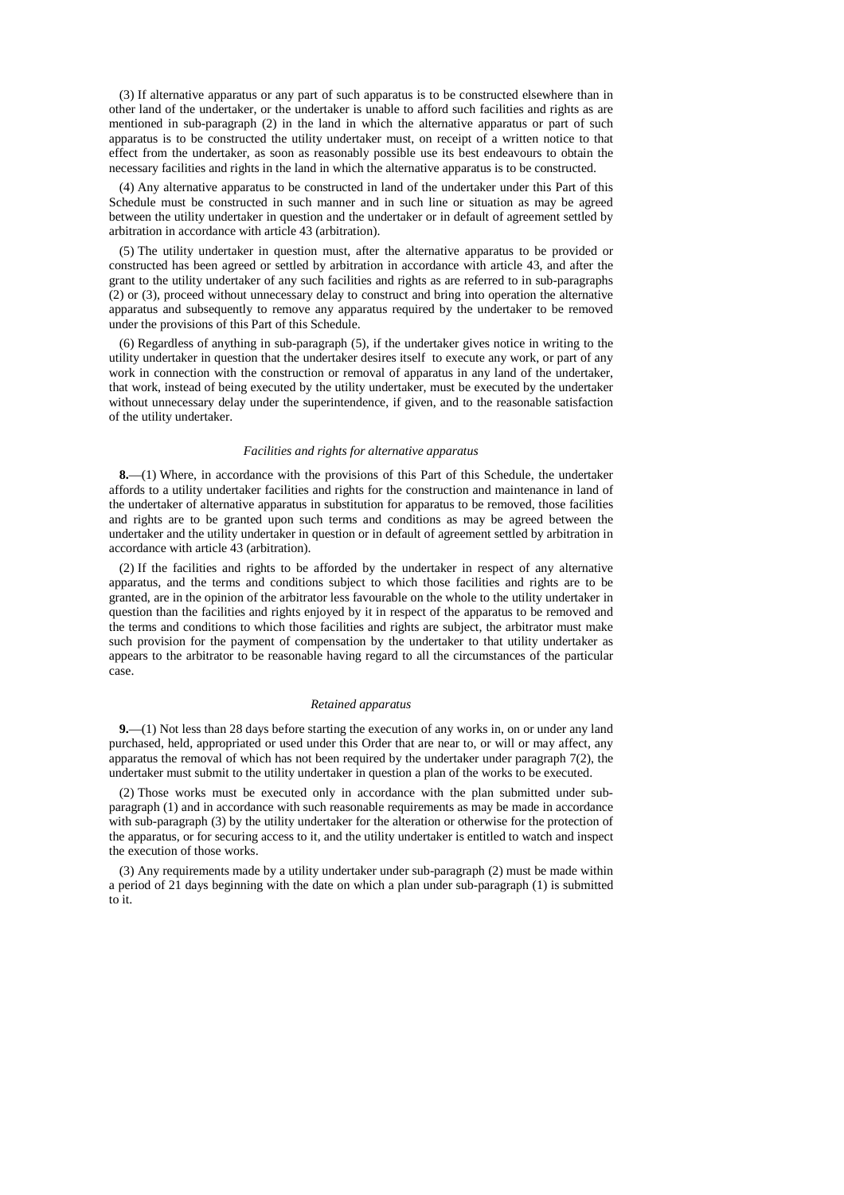(3) If alternative apparatus or any part of such apparatus is to be constructed elsewhere than in other land of the undertaker, or the undertaker is unable to afford such facilities and rights as are mentioned in sub-paragraph (2) in the land in which the alternative apparatus or part of such apparatus is to be constructed the utility undertaker must, on receipt of a written notice to that effect from the undertaker, as soon as reasonably possible use its best endeavours to obtain the necessary facilities and rights in the land in which the alternative apparatus is to be constructed.

(4) Any alternative apparatus to be constructed in land of the undertaker under this Part of this Schedule must be constructed in such manner and in such line or situation as may be agreed between the utility undertaker in question and the undertaker or in default of agreement settled by arbitration in accordance with article 43 (arbitration).

(5) The utility undertaker in question must, after the alternative apparatus to be provided or constructed has been agreed or settled by arbitration in accordance with article 43, and after the grant to the utility undertaker of any such facilities and rights as are referred to in sub-paragraphs (2) or (3), proceed without unnecessary delay to construct and bring into operation the alternative apparatus and subsequently to remove any apparatus required by the undertaker to be removed under the provisions of this Part of this Schedule.

(6) Regardless of anything in sub-paragraph (5), if the undertaker gives notice in writing to the utility undertaker in question that the undertaker desires itself to execute any work, or part of any work in connection with the construction or removal of apparatus in any land of the undertaker, that work, instead of being executed by the utility undertaker, must be executed by the undertaker without unnecessary delay under the superintendence, if given, and to the reasonable satisfaction of the utility undertaker.

*Facilities and rights for alternative apparatus*

**8.**—(1) Where, in accordance with the provisions of this Part of this Schedule, the undertaker affords to a utility undertaker facilities and rights for the construction and maintenance in land of the undertaker of alternative apparatus in substitution for apparatus to be removed, those facilities and rights are to be granted upon such terms and conditions as may be agreed between the undertaker and the utility undertaker in question or in default of agreement settled by arbitration in accordance with article 43 (arbitration).

(2) If the facilities and rights to be afforded by the undertaker in respect of any alternative apparatus, and the terms and conditions subject to which those facilities and rights are to be granted, are in the opinion of the arbitrator less favourable on the whole to the utility undertaker in question than the facilities and rights enjoyed by it in respect of the apparatus to be removed and the terms and conditions to which those facilities and rights are subject, the arbitrator must make such provision for the payment of compensation by the undertaker to that utility undertaker as appears to the arbitrator to be reasonable having regard to all the circumstances of the particular case.

*Retained apparatus*

**9.**—(1) Not less than 28 days before starting the execution of any works in, on or under any land purchased, held, appropriated or used under this Order that are near to, or will or may affect, any apparatus the removal of which has not been required by the undertaker under paragraph 7(2), the undertaker must submit to the utility undertaker in question a plan of the works to be executed.

(2) Those works must be executed only in accordance with the plan submitted under sub-paragraph (1) and in accordance with such reasonable requirements as may be made in accordance with sub-paragraph (3) by the utility undertaker for the alteration or otherwise for the protection of the apparatus, or for securing access to it, and the utility undertaker is entitled to watch and inspect the execution of those works.

(3) Any requirements made by a utility undertaker under sub-paragraph (2) must be made within a period of 21 days beginning with the date on which a plan under sub-paragraph (1) is submitted to it.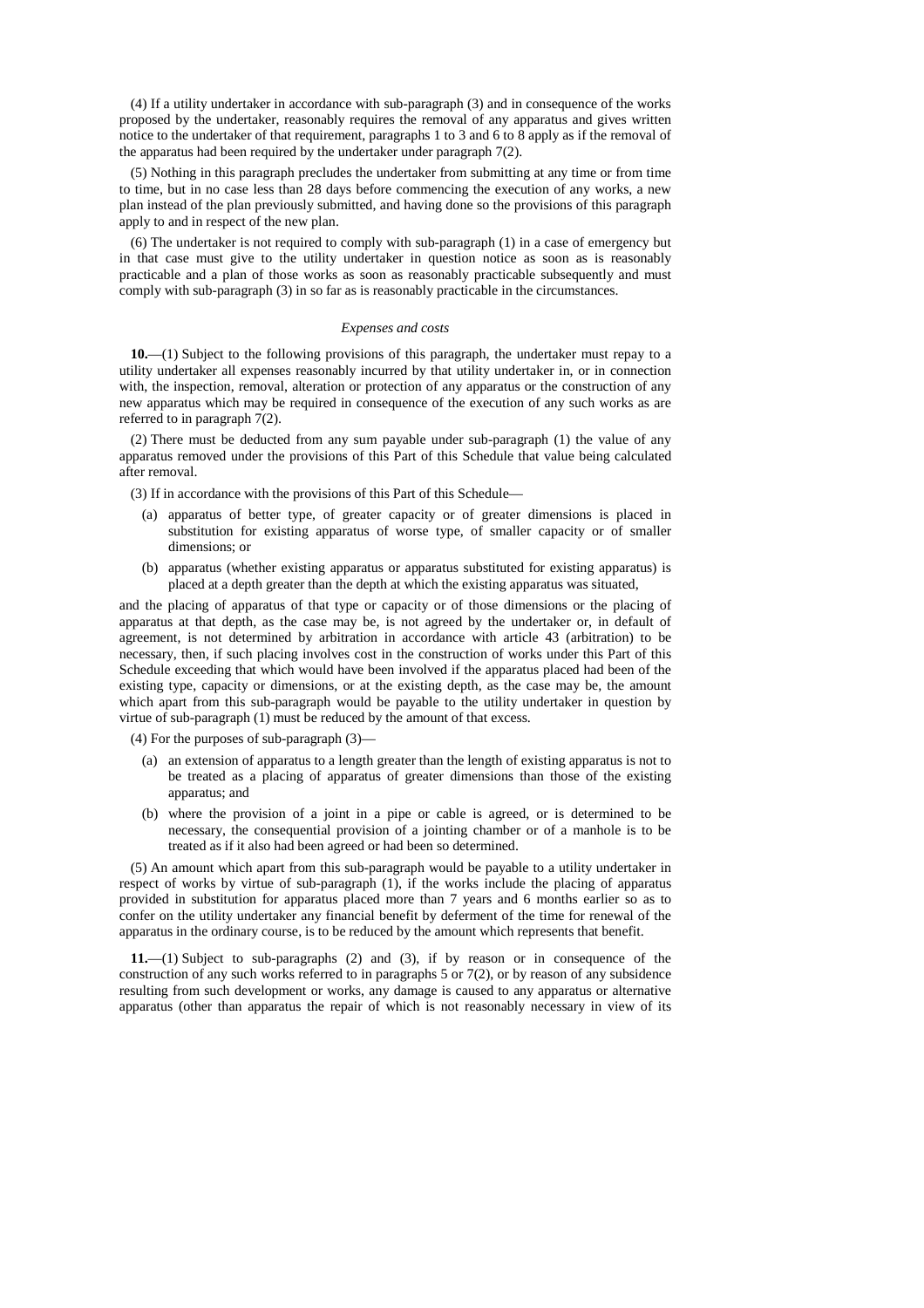(4) If a utility undertaker in accordance with sub-paragraph (3) and in consequence of the works proposed by the undertaker, reasonably requires the removal of any apparatus and gives written notice to the undertaker of that requirement, paragraphs 1 to 3 and 6 to 8 apply as if the removal of the apparatus had been required by the undertaker under paragraph 7(2).

(5) Nothing in this paragraph precludes the undertaker from submitting at any time or from time to time, but in no case less than 28 days before commencing the execution of any works, a new plan instead of the plan previously submitted, and having done so the provisions of this paragraph apply to and in respect of the new plan.

(6) The undertaker is not required to comply with sub-paragraph (1) in a case of emergency but in that case must give to the utility undertaker in question notice as soon as is reasonably practicable and a plan of those works as soon as reasonably practicable subsequently and must comply with sub-paragraph (3) in so far as is reasonably practicable in the circumstances.

*Expenses and costs*

**10.**—(1) Subject to the following provisions of this paragraph, the undertaker must repay to a utility undertaker all expenses reasonably incurred by that utility undertaker in, or in connection with, the inspection, removal, alteration or protection of any apparatus or the construction of any new apparatus which may be required in consequence of the execution of any such works as are referred to in paragraph 7(2).

(2) There must be deducted from any sum payable under sub-paragraph (1) the value of any apparatus removed under the provisions of this Part of this Schedule that value being calculated after removal.

(3) If in accordance with the provisions of this Part of this Schedule—

(a) apparatus of better type, of greater capacity or of greater dimensions is placed in substitution for existing apparatus of worse type, of smaller capacity or of smaller dimensions; or

(b) apparatus (whether existing apparatus or apparatus substituted for existing apparatus) is placed at a depth greater than the depth at which the existing apparatus was situated,

and the placing of apparatus of that type or capacity or of those dimensions or the placing of apparatus at that depth, as the case may be, is not agreed by the undertaker or, in default of agreement, is not determined by arbitration in accordance with article 43 (arbitration) to be necessary, then, if such placing involves cost in the construction of works under this Part of this Schedule exceeding that which would have been involved if the apparatus placed had been of the existing type, capacity or dimensions, or at the existing depth, as the case may be, the amount which apart from this sub-paragraph would be payable to the utility undertaker in question by virtue of sub-paragraph (1) must be reduced by the amount of that excess.

(4) For the purposes of sub-paragraph (3)—

(a) an extension of apparatus to a length greater than the length of existing apparatus is not to be treated as a placing of apparatus of greater dimensions than those of the existing apparatus; and

(b) where the provision of a joint in a pipe or cable is agreed, or is determined to be necessary, the consequential provision of a jointing chamber or of a manhole is to be treated as if it also had been agreed or had been so determined.

(5) An amount which apart from this sub-paragraph would be payable to a utility undertaker in respect of works by virtue of sub-paragraph (1), if the works include the placing of apparatus provided in substitution for apparatus placed more than 7 years and 6 months earlier so as to confer on the utility undertaker any financial benefit by deferment of the time for renewal of the apparatus in the ordinary course, is to be reduced by the amount which represents that benefit.

**11.**—(1) Subject to sub-paragraphs (2) and (3), if by reason or in consequence of the construction of any such works referred to in paragraphs 5 or 7(2), or by reason of any subsidence resulting from such development or works, any damage is caused to any apparatus or alternative apparatus (other than apparatus the repair of which is not reasonably necessary in view of its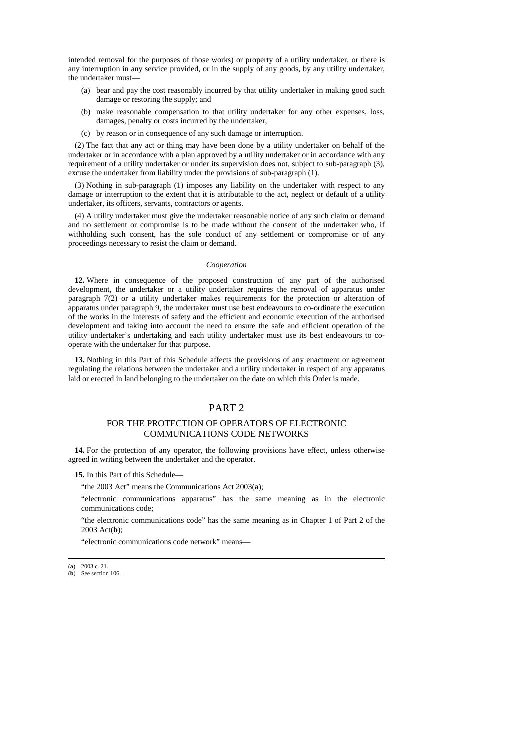intended removal for the purposes of those works) or property of a utility undertaker, or there is any interruption in any service provided, or in the supply of any goods, by any utility undertaker, the undertaker must—

(a) bear and pay the cost reasonably incurred by that utility undertaker in making good such damage or restoring the supply; and

(b) make reasonable compensation to that utility undertaker for any other expenses, loss, damages, penalty or costs incurred by the undertaker,

(c) by reason or in consequence of any such damage or interruption.

(2) The fact that any act or thing may have been done by a utility undertaker on behalf of the undertaker or in accordance with a plan approved by a utility undertaker or in accordance with any requirement of a utility undertaker or under its supervision does not, subject to sub-paragraph (3), excuse the undertaker from liability under the provisions of sub-paragraph (1).

(3) Nothing in sub-paragraph (1) imposes any liability on the undertaker with respect to any damage or interruption to the extent that it is attributable to the act, neglect or default of a utility undertaker, its officers, servants, contractors or agents.

(4) A utility undertaker must give the undertaker reasonable notice of any such claim or demand and no settlement or compromise is to be made without the consent of the undertaker who, if withholding such consent, has the sole conduct of any settlement or compromise or of any proceedings necessary to resist the claim or demand.

*Cooperation*

**12.** Where in consequence of the proposed construction of any part of the authorised development, the undertaker or a utility undertaker requires the removal of apparatus under paragraph 7(2) or a utility undertaker makes requirements for the protection or alteration of apparatus under paragraph 9, the undertaker must use best endeavours to co-ordinate the execution of the works in the interests of safety and the efficient and economic execution of the authorised development and taking into account the need to ensure the safe and efficient operation of the utility undertaker's undertaking and each utility undertaker must use its best endeavours to co-operate with the undertaker for that purpose.

**13.** Nothing in this Part of this Schedule affects the provisions of any enactment or agreement regulating the relations between the undertaker and a utility undertaker in respect of any apparatus laid or erected in land belonging to the undertaker on the date on which this Order is made.

## PART 2

### FOR THE PROTECTION OF OPERATORS OF ELECTRONIC COMMUNICATIONS CODE NETWORKS

**14.** For the protection of any operator, the following provisions have effect, unless otherwise agreed in writing between the undertaker and the operator.

**15.** In this Part of this Schedule—

"the 2003 Act" means the Communications Act 2003(**a**);

"electronic communications apparatus" has the same meaning as in the electronic communications code;

"the electronic communications code" has the same meaning as in Chapter 1 of Part 2 of the 2003 Act(**b**);

"electronic communications code network" means—

(**a**) 2003 c. 21.
(**b**) See section 106.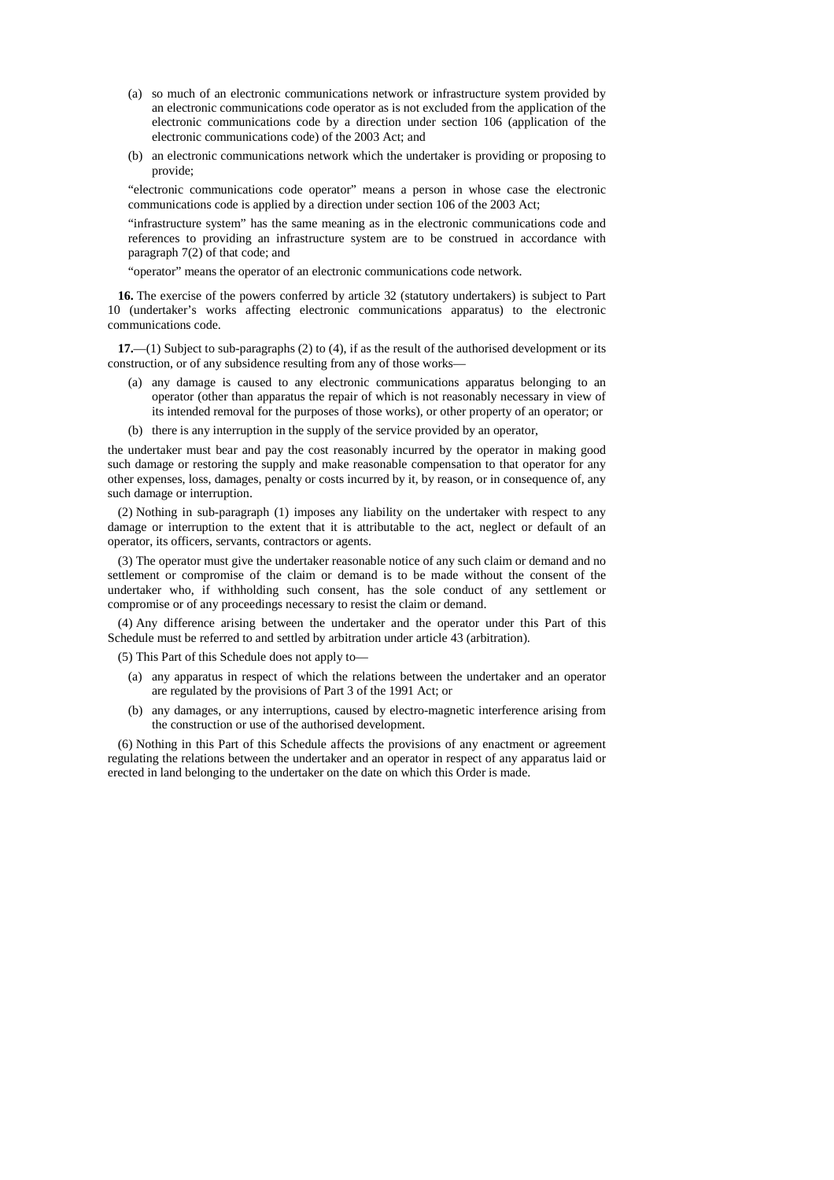(a) so much of an electronic communications network or infrastructure system provided by an electronic communications code operator as is not excluded from the application of the electronic communications code by a direction under section 106 (application of the electronic communications code) of the 2003 Act; and

(b) an electronic communications network which the undertaker is providing or proposing to provide;

"electronic communications code operator" means a person in whose case the electronic communications code is applied by a direction under section 106 of the 2003 Act;

"infrastructure system" has the same meaning as in the electronic communications code and references to providing an infrastructure system are to be construed in accordance with paragraph 7(2) of that code; and

"operator" means the operator of an electronic communications code network.

**16.** The exercise of the powers conferred by article 32 (statutory undertakers) is subject to Part 10 (undertaker's works affecting electronic communications apparatus) to the electronic communications code.

**17.**—(1) Subject to sub-paragraphs (2) to (4), if as the result of the authorised development or its construction, or of any subsidence resulting from any of those works—

(a) any damage is caused to any electronic communications apparatus belonging to an operator (other than apparatus the repair of which is not reasonably necessary in view of its intended removal for the purposes of those works), or other property of an operator; or

(b) there is any interruption in the supply of the service provided by an operator,

the undertaker must bear and pay the cost reasonably incurred by the operator in making good such damage or restoring the supply and make reasonable compensation to that operator for any other expenses, loss, damages, penalty or costs incurred by it, by reason, or in consequence of, any such damage or interruption.

(2) Nothing in sub-paragraph (1) imposes any liability on the undertaker with respect to any damage or interruption to the extent that it is attributable to the act, neglect or default of an operator, its officers, servants, contractors or agents.

(3) The operator must give the undertaker reasonable notice of any such claim or demand and no settlement or compromise of the claim or demand is to be made without the consent of the undertaker who, if withholding such consent, has the sole conduct of any settlement or compromise or of any proceedings necessary to resist the claim or demand.

(4) Any difference arising between the undertaker and the operator under this Part of this Schedule must be referred to and settled by arbitration under article 43 (arbitration).

(5) This Part of this Schedule does not apply to—

(a) any apparatus in respect of which the relations between the undertaker and an operator are regulated by the provisions of Part 3 of the 1991 Act; or

(b) any damages, or any interruptions, caused by electro-magnetic interference arising from the construction or use of the authorised development.

(6) Nothing in this Part of this Schedule affects the provisions of any enactment or agreement regulating the relations between the undertaker and an operator in respect of any apparatus laid or erected in land belonging to the undertaker on the date on which this Order is made.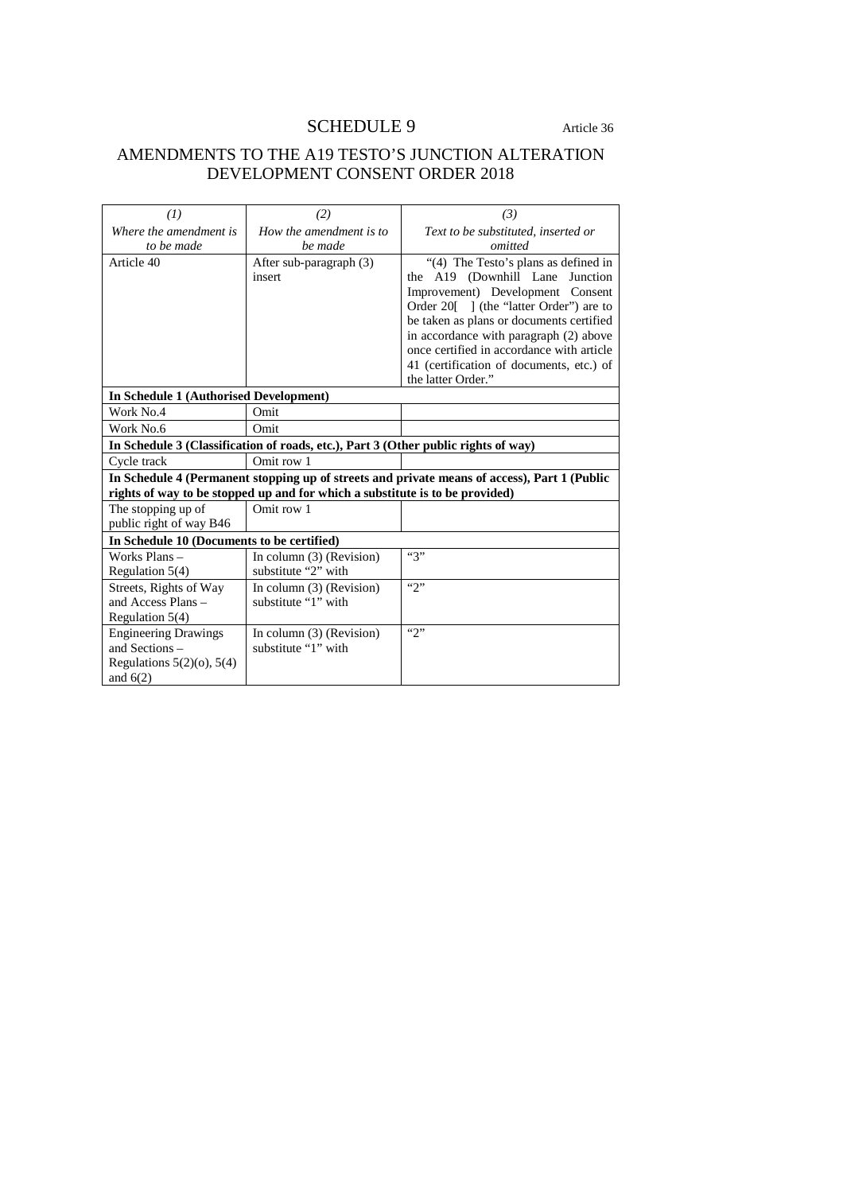# SCHEDULE 9

Article 36

## AMENDMENTS TO THE A19 TESTO'S JUNCTION ALTERATION DEVELOPMENT CONSENT ORDER 2018

| *(1)*<br>*Where the amendment is to be made* | *(2)*<br>*How the amendment is to be made* | *(3)*<br>*Text to be substituted, inserted or omitted* |
|---|---|---|
| Article 40 | After sub-paragraph (3) insert | "(4) The Testo's plans as defined in the A19 (Downhill Lane Junction Improvement) Development Consent Order 20[ ] (the "latter Order") are to be taken as plans or documents certified in accordance with paragraph (2) above once certified in accordance with article 41 (certification of documents, etc.) of the latter Order." |
| **In Schedule 1 (Authorised Development)** | | |
| Work No.4 | Omit | |
| Work No.6 | Omit | |
| **In Schedule 3 (Classification of roads, etc.), Part 3 (Other public rights of way)** | | |
| Cycle track | Omit row 1 | |
| **In Schedule 4 (Permanent stopping up of streets and private means of access), Part 1 (Public rights of way to be stopped up and for which a substitute is to be provided)** | | |
| The stopping up of public right of way B46 | Omit row 1 | |
| **In Schedule 10 (Documents to be certified)** | | |
| Works Plans – Regulation 5(4) | In column (3) (Revision) substitute "2" with | "3" |
| Streets, Rights of Way and Access Plans – Regulation 5(4) | In column (3) (Revision) substitute "1" with | "2" |
| Engineering Drawings and Sections – Regulations 5(2)(o), 5(4) and 6(2) | In column (3) (Revision) substitute "1" with | "2" |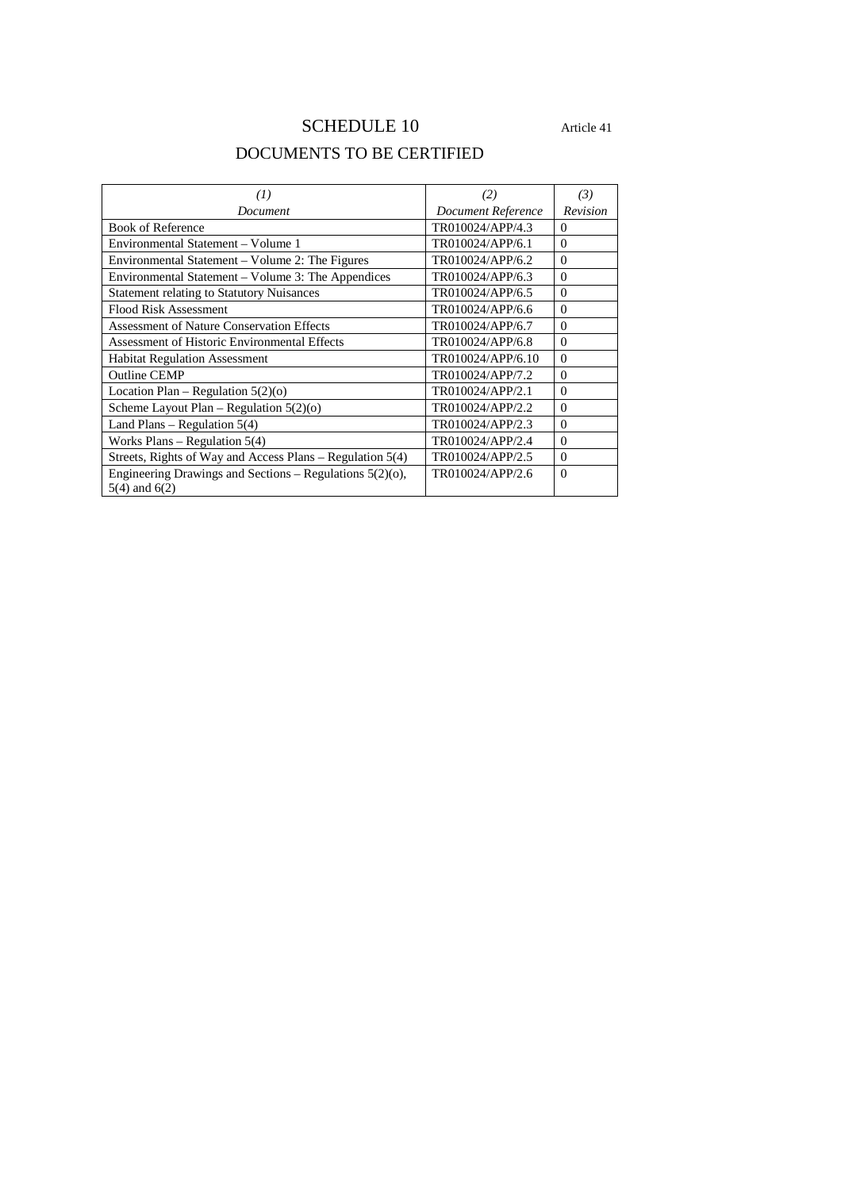# SCHEDULE 10

Article 41

## DOCUMENTS TO BE CERTIFIED

| *(1)* *Document* | *(2)* *Document Reference* | *(3)* *Revision* |
|---|---|---|
| Book of Reference | TR010024/APP/4.3 | 0 |
| Environmental Statement – Volume 1 | TR010024/APP/6.1 | 0 |
| Environmental Statement – Volume 2: The Figures | TR010024/APP/6.2 | 0 |
| Environmental Statement – Volume 3: The Appendices | TR010024/APP/6.3 | 0 |
| Statement relating to Statutory Nuisances | TR010024/APP/6.5 | 0 |
| Flood Risk Assessment | TR010024/APP/6.6 | 0 |
| Assessment of Nature Conservation Effects | TR010024/APP/6.7 | 0 |
| Assessment of Historic Environmental Effects | TR010024/APP/6.8 | 0 |
| Habitat Regulation Assessment | TR010024/APP/6.10 | 0 |
| Outline CEMP | TR010024/APP/7.2 | 0 |
| Location Plan – Regulation 5(2)(o) | TR010024/APP/2.1 | 0 |
| Scheme Layout Plan – Regulation 5(2)(o) | TR010024/APP/2.2 | 0 |
| Land Plans – Regulation 5(4) | TR010024/APP/2.3 | 0 |
| Works Plans – Regulation 5(4) | TR010024/APP/2.4 | 0 |
| Streets, Rights of Way and Access Plans – Regulation 5(4) | TR010024/APP/2.5 | 0 |
| Engineering Drawings and Sections – Regulations 5(2)(o), 5(4) and 6(2) | TR010024/APP/2.6 | 0 |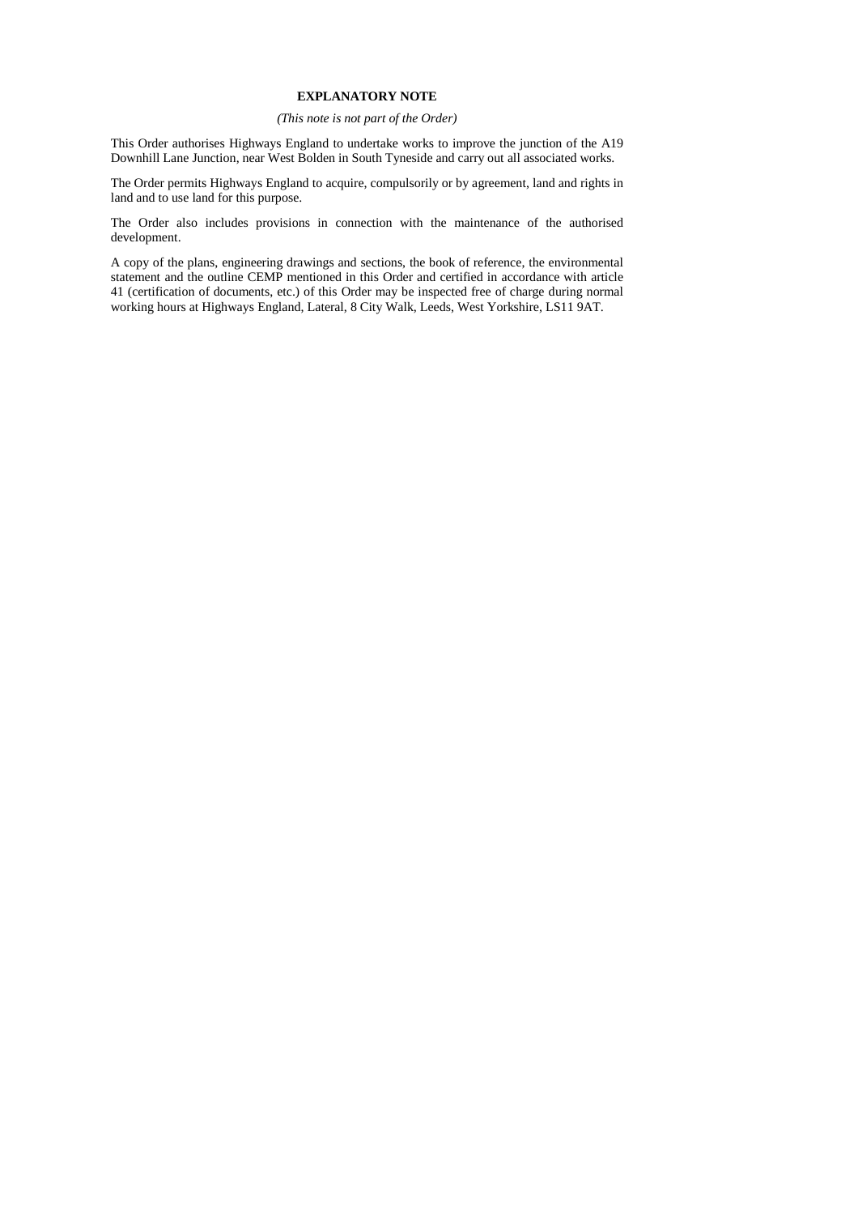**EXPLANATORY NOTE**

*(This note is not part of the Order)*

This Order authorises Highways England to undertake works to improve the junction of the A19 Downhill Lane Junction, near West Bolden in South Tyneside and carry out all associated works.

The Order permits Highways England to acquire, compulsorily or by agreement, land and rights in land and to use land for this purpose.

The Order also includes provisions in connection with the maintenance of the authorised development.

A copy of the plans, engineering drawings and sections, the book of reference, the environmental statement and the outline CEMP mentioned in this Order and certified in accordance with article 41 (certification of documents, etc.) of this Order may be inspected free of charge during normal working hours at Highways England, Lateral, 8 City Walk, Leeds, West Yorkshire, LS11 9AT.